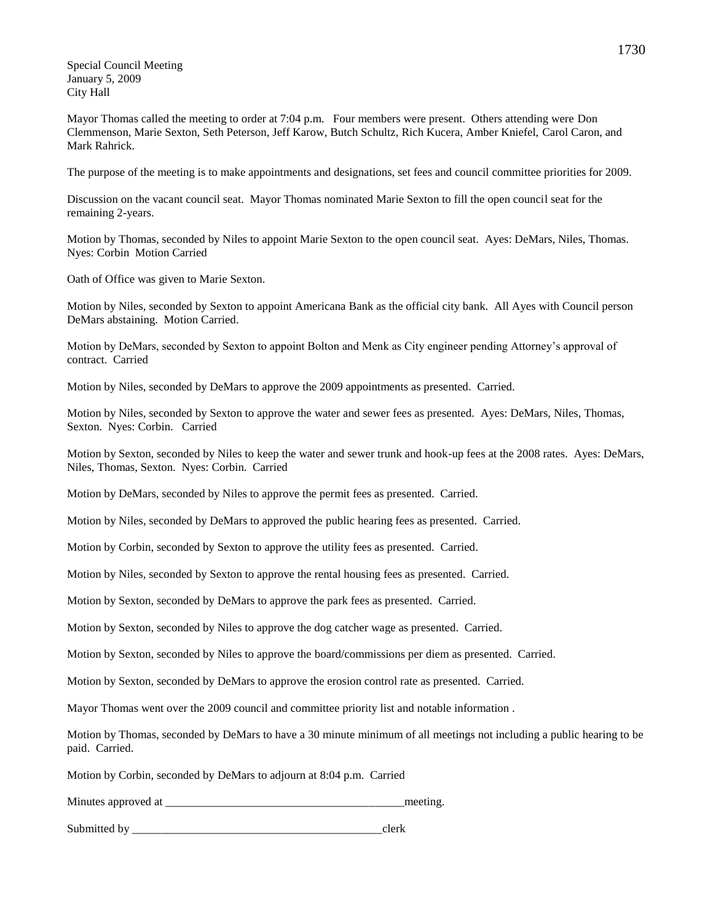Special Council Meeting
January 5, 2009
City Hall

Mayor Thomas called the meeting to order at 7:04 p.m. Four members were present. Others attending were Don Clemmenson, Marie Sexton, Seth Peterson, Jeff Karow, Butch Schultz, Rich Kucera, Amber Kniefel, Carol Caron, and Mark Rahrick.

The purpose of the meeting is to make appointments and designations, set fees and council committee priorities for 2009.

Discussion on the vacant council seat. Mayor Thomas nominated Marie Sexton to fill the open council seat for the remaining 2-years.

Motion by Thomas, seconded by Niles to appoint Marie Sexton to the open council seat. Ayes: DeMars, Niles, Thomas. Nyes: Corbin Motion Carried

Oath of Office was given to Marie Sexton.

Motion by Niles, seconded by Sexton to appoint Americana Bank as the official city bank. All Ayes with Council person DeMars abstaining. Motion Carried.

Motion by DeMars, seconded by Sexton to appoint Bolton and Menk as City engineer pending Attorney's approval of contract. Carried

Motion by Niles, seconded by DeMars to approve the 2009 appointments as presented. Carried.

Motion by Niles, seconded by Sexton to approve the water and sewer fees as presented. Ayes: DeMars, Niles, Thomas, Sexton. Nyes: Corbin. Carried

Motion by Sexton, seconded by Niles to keep the water and sewer trunk and hook-up fees at the 2008 rates. Ayes: DeMars, Niles, Thomas, Sexton. Nyes: Corbin. Carried

Motion by DeMars, seconded by Niles to approve the permit fees as presented. Carried.

Motion by Niles, seconded by DeMars to approved the public hearing fees as presented. Carried.

Motion by Corbin, seconded by Sexton to approve the utility fees as presented. Carried.

Motion by Niles, seconded by Sexton to approve the rental housing fees as presented. Carried.

Motion by Sexton, seconded by DeMars to approve the park fees as presented. Carried.

Motion by Sexton, seconded by Niles to approve the dog catcher wage as presented. Carried.

Motion by Sexton, seconded by Niles to approve the board/commissions per diem as presented. Carried.

Motion by Sexton, seconded by DeMars to approve the erosion control rate as presented. Carried.

Mayor Thomas went over the 2009 council and committee priority list and notable information .

Motion by Thomas, seconded by DeMars to have a 30 minute minimum of all meetings not including a public hearing to be paid. Carried.

Motion by Corbin, seconded by DeMars to adjourn at 8:04 p.m. Carried

Minutes approved at __________________________________________meeting.

Submitted by ____________________________________________clerk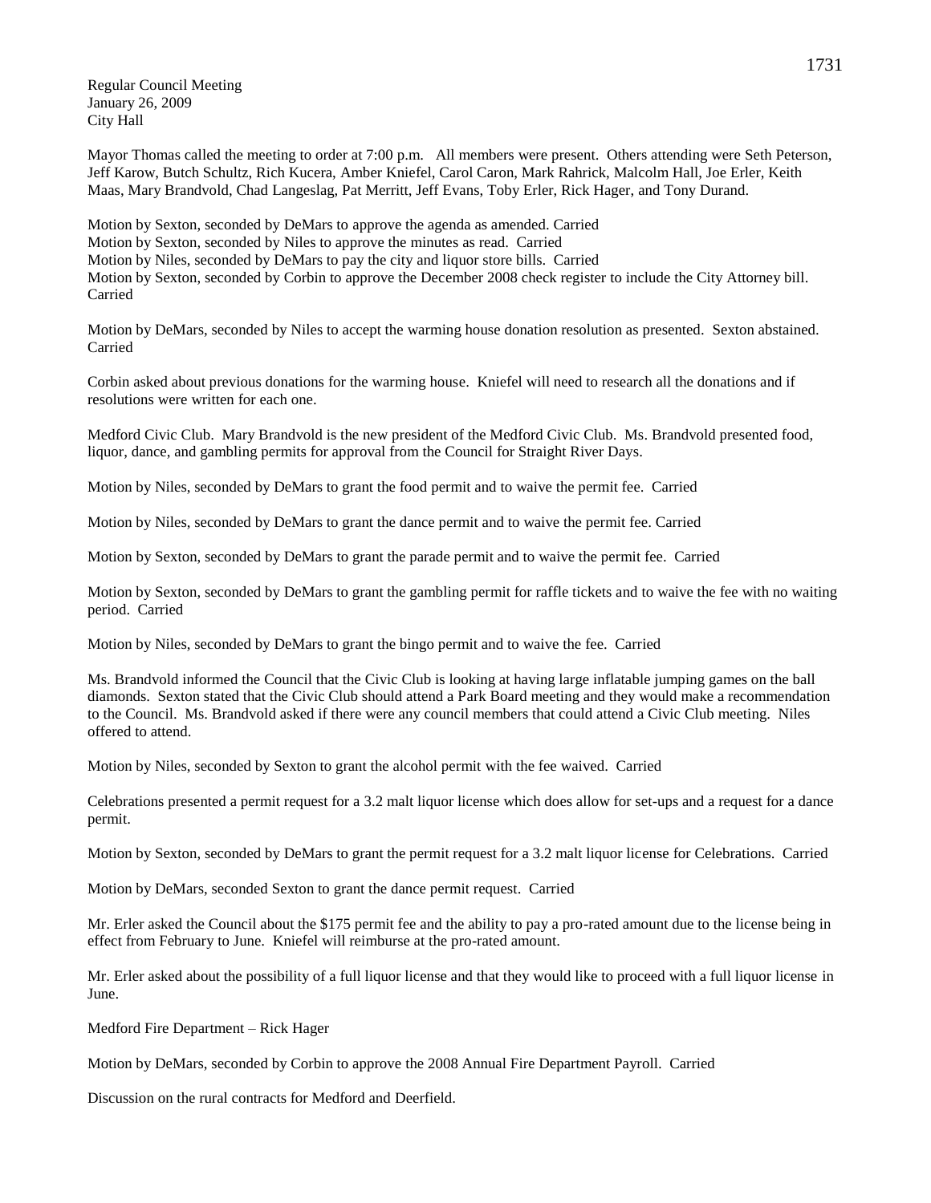Regular Council Meeting
January 26, 2009
City Hall

Mayor Thomas called the meeting to order at 7:00 p.m. All members were present. Others attending were Seth Peterson, Jeff Karow, Butch Schultz, Rich Kucera, Amber Kniefel, Carol Caron, Mark Rahrick, Malcolm Hall, Joe Erler, Keith Maas, Mary Brandvold, Chad Langeslag, Pat Merritt, Jeff Evans, Toby Erler, Rick Hager, and Tony Durand.

Motion by Sexton, seconded by DeMars to approve the agenda as amended. Carried
Motion by Sexton, seconded by Niles to approve the minutes as read. Carried
Motion by Niles, seconded by DeMars to pay the city and liquor store bills. Carried
Motion by Sexton, seconded by Corbin to approve the December 2008 check register to include the City Attorney bill. Carried

Motion by DeMars, seconded by Niles to accept the warming house donation resolution as presented. Sexton abstained. Carried

Corbin asked about previous donations for the warming house. Kniefel will need to research all the donations and if resolutions were written for each one.

Medford Civic Club. Mary Brandvold is the new president of the Medford Civic Club. Ms. Brandvold presented food, liquor, dance, and gambling permits for approval from the Council for Straight River Days.

Motion by Niles, seconded by DeMars to grant the food permit and to waive the permit fee. Carried

Motion by Niles, seconded by DeMars to grant the dance permit and to waive the permit fee. Carried

Motion by Sexton, seconded by DeMars to grant the parade permit and to waive the permit fee. Carried

Motion by Sexton, seconded by DeMars to grant the gambling permit for raffle tickets and to waive the fee with no waiting period. Carried

Motion by Niles, seconded by DeMars to grant the bingo permit and to waive the fee. Carried

Ms. Brandvold informed the Council that the Civic Club is looking at having large inflatable jumping games on the ball diamonds. Sexton stated that the Civic Club should attend a Park Board meeting and they would make a recommendation to the Council. Ms. Brandvold asked if there were any council members that could attend a Civic Club meeting. Niles offered to attend.

Motion by Niles, seconded by Sexton to grant the alcohol permit with the fee waived. Carried

Celebrations presented a permit request for a 3.2 malt liquor license which does allow for set-ups and a request for a dance permit.

Motion by Sexton, seconded by DeMars to grant the permit request for a 3.2 malt liquor license for Celebrations. Carried

Motion by DeMars, seconded Sexton to grant the dance permit request. Carried

Mr. Erler asked the Council about the $175 permit fee and the ability to pay a pro-rated amount due to the license being in effect from February to June. Kniefel will reimburse at the pro-rated amount.

Mr. Erler asked about the possibility of a full liquor license and that they would like to proceed with a full liquor license in June.

Medford Fire Department – Rick Hager

Motion by DeMars, seconded by Corbin to approve the 2008 Annual Fire Department Payroll. Carried

Discussion on the rural contracts for Medford and Deerfield.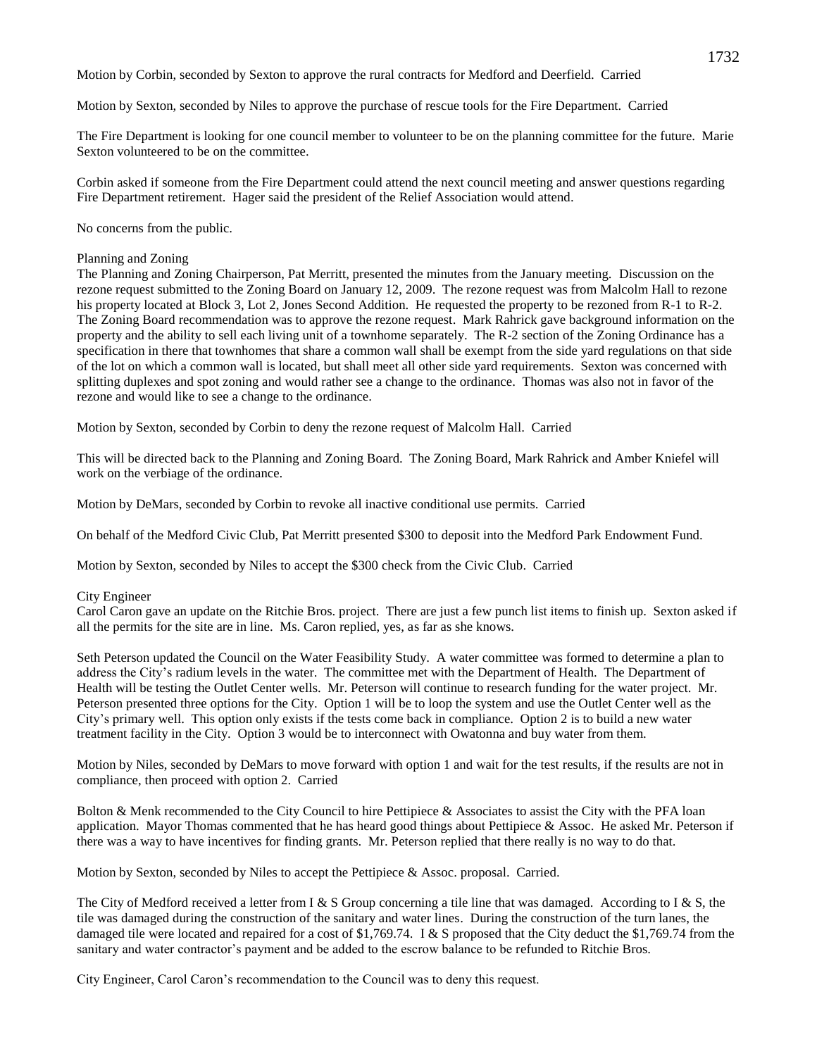Motion by Corbin, seconded by Sexton to approve the rural contracts for Medford and Deerfield. Carried

Motion by Sexton, seconded by Niles to approve the purchase of rescue tools for the Fire Department. Carried

The Fire Department is looking for one council member to volunteer to be on the planning committee for the future. Marie Sexton volunteered to be on the committee.

Corbin asked if someone from the Fire Department could attend the next council meeting and answer questions regarding Fire Department retirement. Hager said the president of the Relief Association would attend.

No concerns from the public.

Planning and Zoning

The Planning and Zoning Chairperson, Pat Merritt, presented the minutes from the January meeting. Discussion on the rezone request submitted to the Zoning Board on January 12, 2009. The rezone request was from Malcolm Hall to rezone his property located at Block 3, Lot 2, Jones Second Addition. He requested the property to be rezoned from R-1 to R-2. The Zoning Board recommendation was to approve the rezone request. Mark Rahrick gave background information on the property and the ability to sell each living unit of a townhome separately. The R-2 section of the Zoning Ordinance has a specification in there that townhomes that share a common wall shall be exempt from the side yard regulations on that side of the lot on which a common wall is located, but shall meet all other side yard requirements. Sexton was concerned with splitting duplexes and spot zoning and would rather see a change to the ordinance. Thomas was also not in favor of the rezone and would like to see a change to the ordinance.

Motion by Sexton, seconded by Corbin to deny the rezone request of Malcolm Hall. Carried

This will be directed back to the Planning and Zoning Board. The Zoning Board, Mark Rahrick and Amber Kniefel will work on the verbiage of the ordinance.

Motion by DeMars, seconded by Corbin to revoke all inactive conditional use permits. Carried

On behalf of the Medford Civic Club, Pat Merritt presented $300 to deposit into the Medford Park Endowment Fund.

Motion by Sexton, seconded by Niles to accept the $300 check from the Civic Club. Carried

City Engineer

Carol Caron gave an update on the Ritchie Bros. project. There are just a few punch list items to finish up. Sexton asked if all the permits for the site are in line. Ms. Caron replied, yes, as far as she knows.

Seth Peterson updated the Council on the Water Feasibility Study. A water committee was formed to determine a plan to address the City's radium levels in the water. The committee met with the Department of Health. The Department of Health will be testing the Outlet Center wells. Mr. Peterson will continue to research funding for the water project. Mr. Peterson presented three options for the City. Option 1 will be to loop the system and use the Outlet Center well as the City's primary well. This option only exists if the tests come back in compliance. Option 2 is to build a new water treatment facility in the City. Option 3 would be to interconnect with Owatonna and buy water from them.

Motion by Niles, seconded by DeMars to move forward with option 1 and wait for the test results, if the results are not in compliance, then proceed with option 2. Carried

Bolton & Menk recommended to the City Council to hire Pettipiece & Associates to assist the City with the PFA loan application. Mayor Thomas commented that he has heard good things about Pettipiece & Assoc. He asked Mr. Peterson if there was a way to have incentives for finding grants. Mr. Peterson replied that there really is no way to do that.

Motion by Sexton, seconded by Niles to accept the Pettipiece & Assoc. proposal. Carried.

The City of Medford received a letter from I & S Group concerning a tile line that was damaged. According to I & S, the tile was damaged during the construction of the sanitary and water lines. During the construction of the turn lanes, the damaged tile were located and repaired for a cost of $1,769.74. I & S proposed that the City deduct the $1,769.74 from the sanitary and water contractor's payment and be added to the escrow balance to be refunded to Ritchie Bros.

City Engineer, Carol Caron's recommendation to the Council was to deny this request.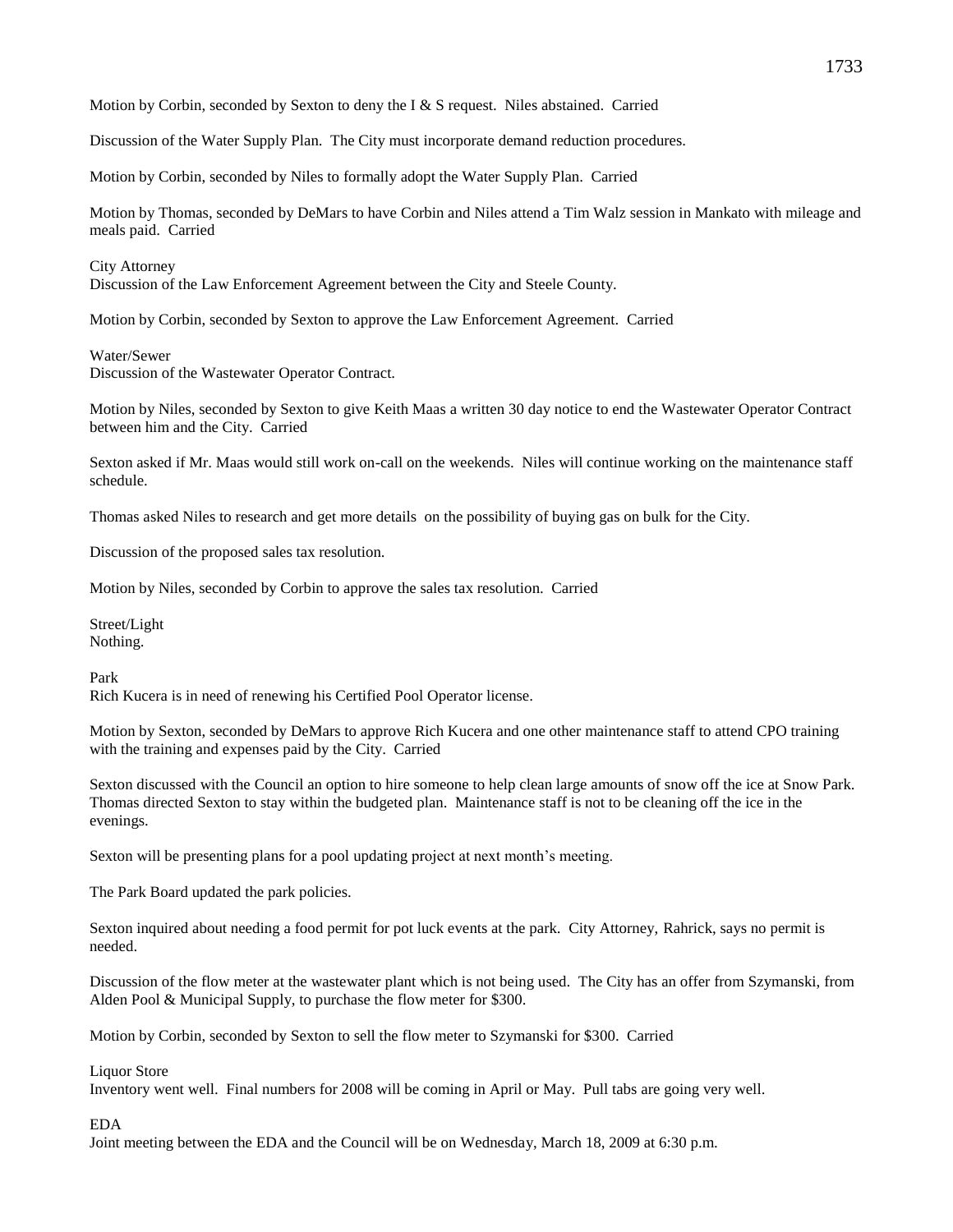Motion by Corbin, seconded by Sexton to deny the I & S request. Niles abstained. Carried

Discussion of the Water Supply Plan. The City must incorporate demand reduction procedures.

Motion by Corbin, seconded by Niles to formally adopt the Water Supply Plan. Carried

Motion by Thomas, seconded by DeMars to have Corbin and Niles attend a Tim Walz session in Mankato with mileage and meals paid. Carried

City Attorney
Discussion of the Law Enforcement Agreement between the City and Steele County.

Motion by Corbin, seconded by Sexton to approve the Law Enforcement Agreement. Carried

Water/Sewer
Discussion of the Wastewater Operator Contract.

Motion by Niles, seconded by Sexton to give Keith Maas a written 30 day notice to end the Wastewater Operator Contract between him and the City. Carried

Sexton asked if Mr. Maas would still work on-call on the weekends. Niles will continue working on the maintenance staff schedule.

Thomas asked Niles to research and get more details on the possibility of buying gas on bulk for the City.

Discussion of the proposed sales tax resolution.

Motion by Niles, seconded by Corbin to approve the sales tax resolution. Carried

Street/Light
Nothing.

Park
Rich Kucera is in need of renewing his Certified Pool Operator license.

Motion by Sexton, seconded by DeMars to approve Rich Kucera and one other maintenance staff to attend CPO training with the training and expenses paid by the City. Carried

Sexton discussed with the Council an option to hire someone to help clean large amounts of snow off the ice at Snow Park. Thomas directed Sexton to stay within the budgeted plan. Maintenance staff is not to be cleaning off the ice in the evenings.

Sexton will be presenting plans for a pool updating project at next month's meeting.

The Park Board updated the park policies.

Sexton inquired about needing a food permit for pot luck events at the park. City Attorney, Rahrick, says no permit is needed.

Discussion of the flow meter at the wastewater plant which is not being used. The City has an offer from Szymanski, from Alden Pool & Municipal Supply, to purchase the flow meter for $300.

Motion by Corbin, seconded by Sexton to sell the flow meter to Szymanski for $300. Carried

Liquor Store
Inventory went well. Final numbers for 2008 will be coming in April or May. Pull tabs are going very well.

EDA
Joint meeting between the EDA and the Council will be on Wednesday, March 18, 2009 at 6:30 p.m.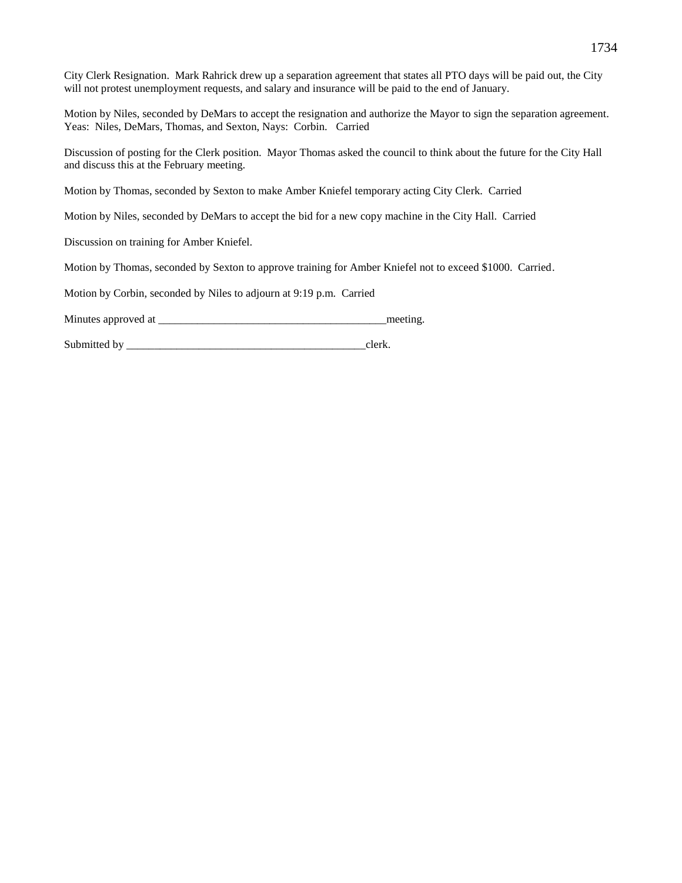City Clerk Resignation.  Mark Rahrick drew up a separation agreement that states all PTO days will be paid out, the City will not protest unemployment requests, and salary and insurance will be paid to the end of January.

Motion by Niles, seconded by DeMars to accept the resignation and authorize the Mayor to sign the separation agreement. Yeas:  Niles, DeMars, Thomas, and Sexton, Nays:  Corbin.   Carried

Discussion of posting for the Clerk position.  Mayor Thomas asked the council to think about the future for the City Hall and discuss this at the February meeting.

Motion by Thomas, seconded by Sexton to make Amber Kniefel temporary acting City Clerk.  Carried

Motion by Niles, seconded by DeMars to accept the bid for a new copy machine in the City Hall.  Carried

Discussion on training for Amber Kniefel.

Motion by Thomas, seconded by Sexton to approve training for Amber Kniefel not to exceed $1000.  Carried.

Motion by Corbin, seconded by Niles to adjourn at 9:19 p.m.  Carried

Minutes approved at ___________________________________________meeting.

Submitted by _____________________________________________clerk.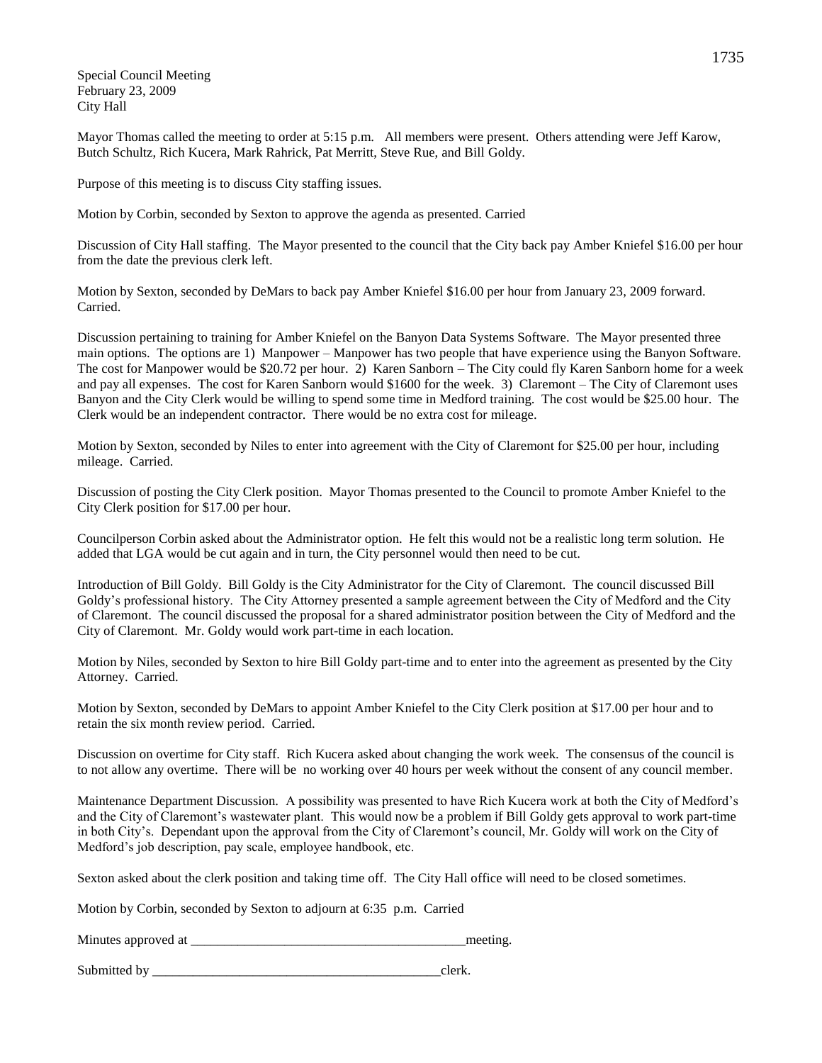Special Council Meeting
February 23, 2009
City Hall

Mayor Thomas called the meeting to order at 5:15 p.m. All members were present. Others attending were Jeff Karow, Butch Schultz, Rich Kucera, Mark Rahrick, Pat Merritt, Steve Rue, and Bill Goldy.

Purpose of this meeting is to discuss City staffing issues.

Motion by Corbin, seconded by Sexton to approve the agenda as presented. Carried

Discussion of City Hall staffing. The Mayor presented to the council that the City back pay Amber Kniefel $16.00 per hour from the date the previous clerk left.

Motion by Sexton, seconded by DeMars to back pay Amber Kniefel $16.00 per hour from January 23, 2009 forward. Carried.

Discussion pertaining to training for Amber Kniefel on the Banyon Data Systems Software. The Mayor presented three main options. The options are 1) Manpower – Manpower has two people that have experience using the Banyon Software. The cost for Manpower would be $20.72 per hour. 2) Karen Sanborn – The City could fly Karen Sanborn home for a week and pay all expenses. The cost for Karen Sanborn would $1600 for the week. 3) Claremont – The City of Claremont uses Banyon and the City Clerk would be willing to spend some time in Medford training. The cost would be $25.00 hour. The Clerk would be an independent contractor. There would be no extra cost for mileage.

Motion by Sexton, seconded by Niles to enter into agreement with the City of Claremont for $25.00 per hour, including mileage. Carried.

Discussion of posting the City Clerk position. Mayor Thomas presented to the Council to promote Amber Kniefel to the City Clerk position for $17.00 per hour.

Councilperson Corbin asked about the Administrator option. He felt this would not be a realistic long term solution. He added that LGA would be cut again and in turn, the City personnel would then need to be cut.

Introduction of Bill Goldy. Bill Goldy is the City Administrator for the City of Claremont. The council discussed Bill Goldy's professional history. The City Attorney presented a sample agreement between the City of Medford and the City of Claremont. The council discussed the proposal for a shared administrator position between the City of Medford and the City of Claremont. Mr. Goldy would work part-time in each location.

Motion by Niles, seconded by Sexton to hire Bill Goldy part-time and to enter into the agreement as presented by the City Attorney. Carried.

Motion by Sexton, seconded by DeMars to appoint Amber Kniefel to the City Clerk position at $17.00 per hour and to retain the six month review period. Carried.

Discussion on overtime for City staff. Rich Kucera asked about changing the work week. The consensus of the council is to not allow any overtime. There will be no working over 40 hours per week without the consent of any council member.

Maintenance Department Discussion. A possibility was presented to have Rich Kucera work at both the City of Medford's and the City of Claremont's wastewater plant. This would now be a problem if Bill Goldy gets approval to work part-time in both City's. Dependant upon the approval from the City of Claremont's council, Mr. Goldy will work on the City of Medford's job description, pay scale, employee handbook, etc.

Sexton asked about the clerk position and taking time off. The City Hall office will need to be closed sometimes.

Motion by Corbin, seconded by Sexton to adjourn at 6:35 p.m. Carried

Minutes approved at \_\_\_\_\_\_\_\_\_\_\_\_\_\_\_\_\_\_\_\_\_\_\_\_\_\_\_\_\_\_\_\_\_\_\_\_\_\_\_\_\_meeting.

Submitted by \_\_\_\_\_\_\_\_\_\_\_\_\_\_\_\_\_\_\_\_\_\_\_\_\_\_\_\_\_\_\_\_\_\_\_\_\_\_\_\_\_\_\_clerk.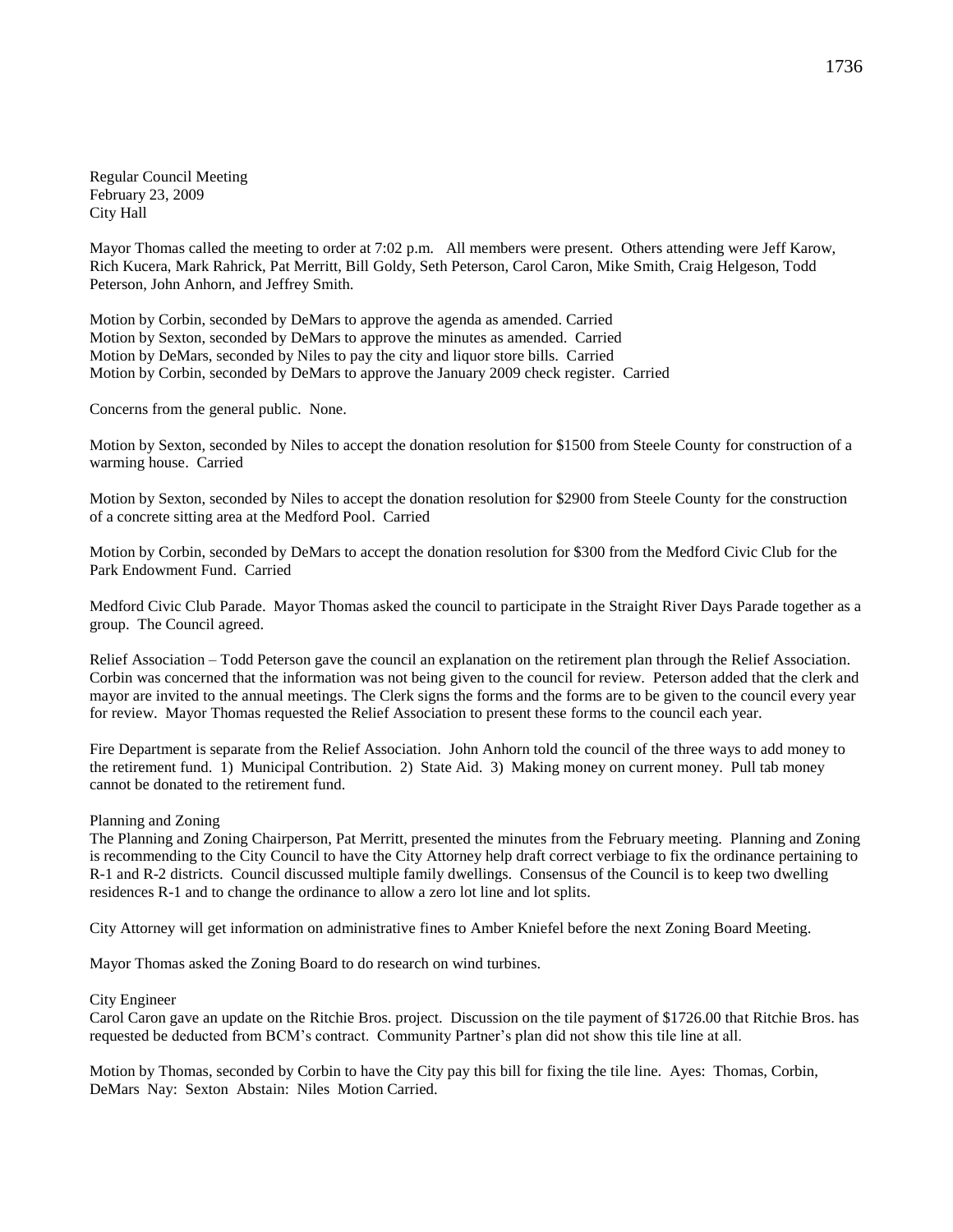Regular Council Meeting
February 23, 2009
City Hall

Mayor Thomas called the meeting to order at 7:02 p.m. All members were present. Others attending were Jeff Karow, Rich Kucera, Mark Rahrick, Pat Merritt, Bill Goldy, Seth Peterson, Carol Caron, Mike Smith, Craig Helgeson, Todd Peterson, John Anhorn, and Jeffrey Smith.

Motion by Corbin, seconded by DeMars to approve the agenda as amended. Carried
Motion by Sexton, seconded by DeMars to approve the minutes as amended. Carried
Motion by DeMars, seconded by Niles to pay the city and liquor store bills. Carried
Motion by Corbin, seconded by DeMars to approve the January 2009 check register. Carried

Concerns from the general public. None.

Motion by Sexton, seconded by Niles to accept the donation resolution for $1500 from Steele County for construction of a warming house. Carried

Motion by Sexton, seconded by Niles to accept the donation resolution for $2900 from Steele County for the construction of a concrete sitting area at the Medford Pool. Carried

Motion by Corbin, seconded by DeMars to accept the donation resolution for $300 from the Medford Civic Club for the Park Endowment Fund. Carried

Medford Civic Club Parade. Mayor Thomas asked the council to participate in the Straight River Days Parade together as a group. The Council agreed.

Relief Association – Todd Peterson gave the council an explanation on the retirement plan through the Relief Association. Corbin was concerned that the information was not being given to the council for review. Peterson added that the clerk and mayor are invited to the annual meetings. The Clerk signs the forms and the forms are to be given to the council every year for review. Mayor Thomas requested the Relief Association to present these forms to the council each year.

Fire Department is separate from the Relief Association. John Anhorn told the council of the three ways to add money to the retirement fund. 1) Municipal Contribution. 2) State Aid. 3) Making money on current money. Pull tab money cannot be donated to the retirement fund.

Planning and Zoning

The Planning and Zoning Chairperson, Pat Merritt, presented the minutes from the February meeting. Planning and Zoning is recommending to the City Council to have the City Attorney help draft correct verbiage to fix the ordinance pertaining to R-1 and R-2 districts. Council discussed multiple family dwellings. Consensus of the Council is to keep two dwelling residences R-1 and to change the ordinance to allow a zero lot line and lot splits.

City Attorney will get information on administrative fines to Amber Kniefel before the next Zoning Board Meeting.

Mayor Thomas asked the Zoning Board to do research on wind turbines.

City Engineer

Carol Caron gave an update on the Ritchie Bros. project. Discussion on the tile payment of $1726.00 that Ritchie Bros. has requested be deducted from BCM's contract. Community Partner's plan did not show this tile line at all.

Motion by Thomas, seconded by Corbin to have the City pay this bill for fixing the tile line. Ayes: Thomas, Corbin, DeMars Nay: Sexton Abstain: Niles Motion Carried.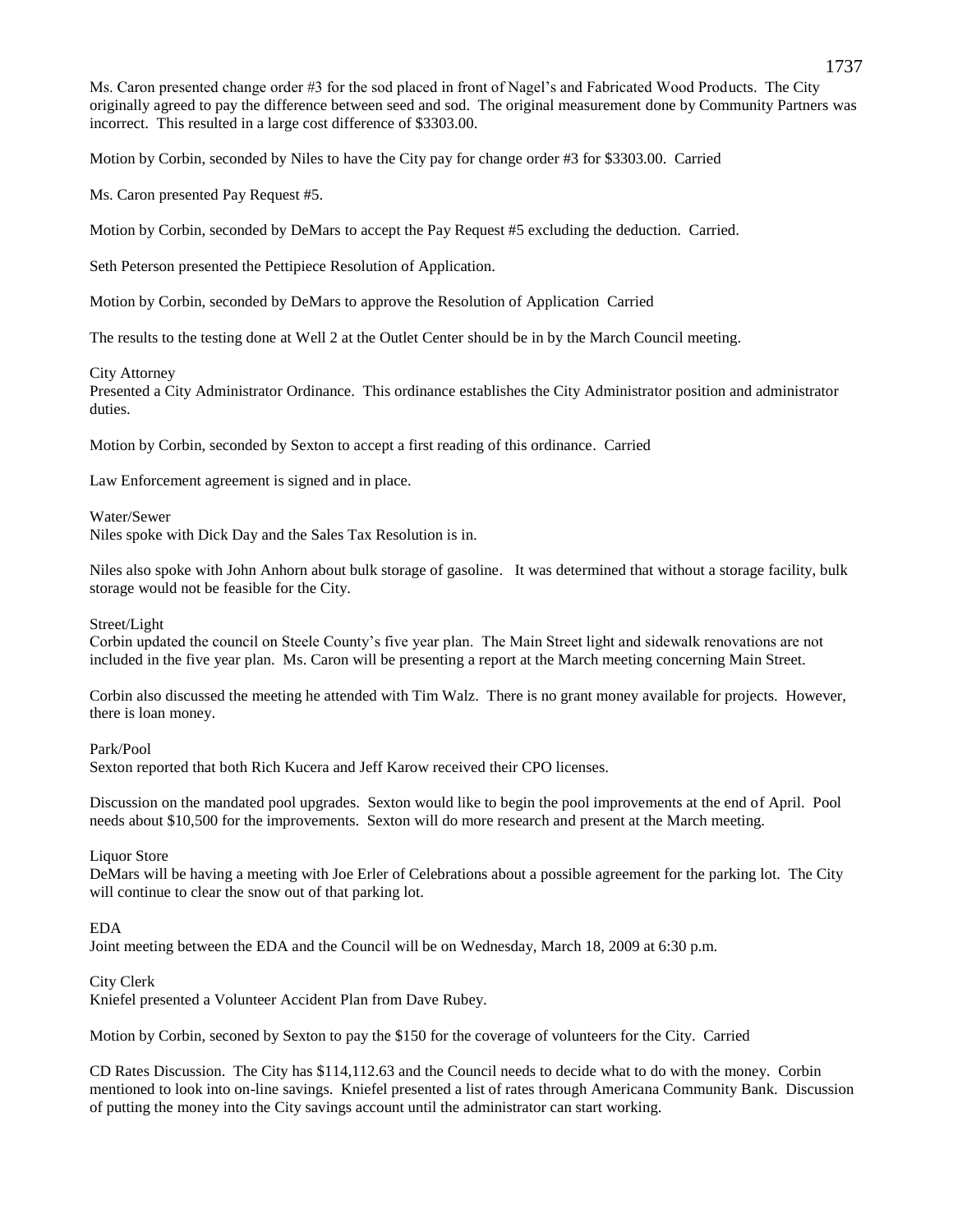Ms. Caron presented change order #3 for the sod placed in front of Nagel's and Fabricated Wood Products. The City originally agreed to pay the difference between seed and sod. The original measurement done by Community Partners was incorrect. This resulted in a large cost difference of $3303.00.

Motion by Corbin, seconded by Niles to have the City pay for change order #3 for $3303.00. Carried

Ms. Caron presented Pay Request #5.

Motion by Corbin, seconded by DeMars to accept the Pay Request #5 excluding the deduction. Carried.

Seth Peterson presented the Pettipiece Resolution of Application.

Motion by Corbin, seconded by DeMars to approve the Resolution of Application Carried

The results to the testing done at Well 2 at the Outlet Center should be in by the March Council meeting.

City Attorney
Presented a City Administrator Ordinance. This ordinance establishes the City Administrator position and administrator duties.

Motion by Corbin, seconded by Sexton to accept a first reading of this ordinance. Carried

Law Enforcement agreement is signed and in place.

Water/Sewer
Niles spoke with Dick Day and the Sales Tax Resolution is in.

Niles also spoke with John Anhorn about bulk storage of gasoline. It was determined that without a storage facility, bulk storage would not be feasible for the City.

Street/Light
Corbin updated the council on Steele County's five year plan. The Main Street light and sidewalk renovations are not included in the five year plan. Ms. Caron will be presenting a report at the March meeting concerning Main Street.

Corbin also discussed the meeting he attended with Tim Walz. There is no grant money available for projects. However, there is loan money.

Park/Pool
Sexton reported that both Rich Kucera and Jeff Karow received their CPO licenses.

Discussion on the mandated pool upgrades. Sexton would like to begin the pool improvements at the end of April. Pool needs about $10,500 for the improvements. Sexton will do more research and present at the March meeting.

Liquor Store
DeMars will be having a meeting with Joe Erler of Celebrations about a possible agreement for the parking lot. The City will continue to clear the snow out of that parking lot.

EDA
Joint meeting between the EDA and the Council will be on Wednesday, March 18, 2009 at 6:30 p.m.

City Clerk
Kniefel presented a Volunteer Accident Plan from Dave Rubey.

Motion by Corbin, seconed by Sexton to pay the $150 for the coverage of volunteers for the City. Carried

CD Rates Discussion. The City has $114,112.63 and the Council needs to decide what to do with the money. Corbin mentioned to look into on-line savings. Kniefel presented a list of rates through Americana Community Bank. Discussion of putting the money into the City savings account until the administrator can start working.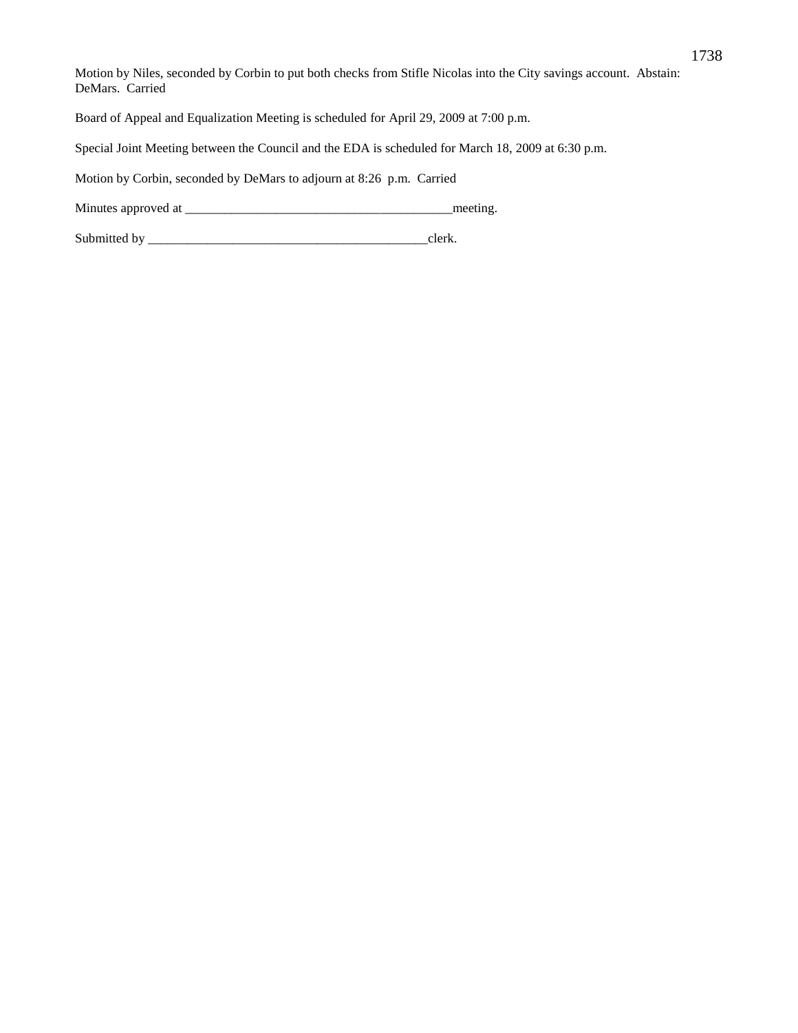Motion by Niles, seconded by Corbin to put both checks from Stifle Nicolas into the City savings account. Abstain: DeMars. Carried

Board of Appeal and Equalization Meeting is scheduled for April 29, 2009 at 7:00 p.m.

Special Joint Meeting between the Council and the EDA is scheduled for March 18, 2009 at 6:30 p.m.

Motion by Corbin, seconded by DeMars to adjourn at 8:26 p.m. Carried

Minutes approved at ___________________________________________meeting.

Submitted by _____________________________________________clerk.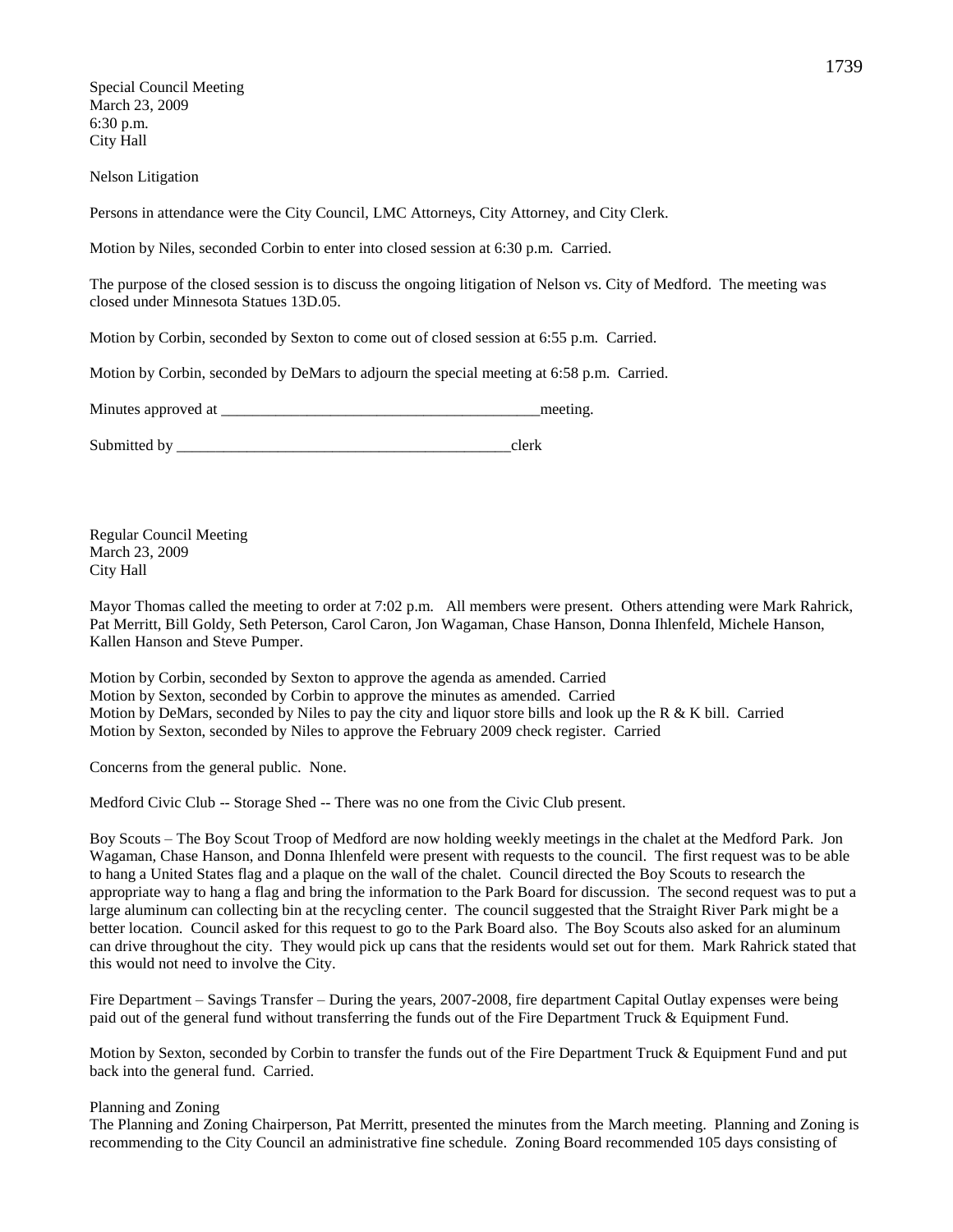Special Council Meeting
March 23, 2009
6:30 p.m.
City Hall

Nelson Litigation

Persons in attendance were the City Council, LMC Attorneys, City Attorney, and City Clerk.

Motion by Niles, seconded Corbin to enter into closed session at 6:30 p.m. Carried.

The purpose of the closed session is to discuss the ongoing litigation of Nelson vs. City of Medford. The meeting was closed under Minnesota Statues 13D.05.

Motion by Corbin, seconded by Sexton to come out of closed session at 6:55 p.m. Carried.

Motion by Corbin, seconded by DeMars to adjourn the special meeting at 6:58 p.m. Carried.

Minutes approved at _________________________________________meeting.

Submitted by ____________________________________________clerk

Regular Council Meeting
March 23, 2009
City Hall

Mayor Thomas called the meeting to order at 7:02 p.m. All members were present. Others attending were Mark Rahrick, Pat Merritt, Bill Goldy, Seth Peterson, Carol Caron, Jon Wagaman, Chase Hanson, Donna Ihlenfeld, Michele Hanson, Kallen Hanson and Steve Pumper.

Motion by Corbin, seconded by Sexton to approve the agenda as amended. Carried
Motion by Sexton, seconded by Corbin to approve the minutes as amended. Carried
Motion by DeMars, seconded by Niles to pay the city and liquor store bills and look up the R & K bill. Carried
Motion by Sexton, seconded by Niles to approve the February 2009 check register. Carried

Concerns from the general public. None.

Medford Civic Club -- Storage Shed -- There was no one from the Civic Club present.

Boy Scouts – The Boy Scout Troop of Medford are now holding weekly meetings in the chalet at the Medford Park. Jon Wagaman, Chase Hanson, and Donna Ihlenfeld were present with requests to the council. The first request was to be able to hang a United States flag and a plaque on the wall of the chalet. Council directed the Boy Scouts to research the appropriate way to hang a flag and bring the information to the Park Board for discussion. The second request was to put a large aluminum can collecting bin at the recycling center. The council suggested that the Straight River Park might be a better location. Council asked for this request to go to the Park Board also. The Boy Scouts also asked for an aluminum can drive throughout the city. They would pick up cans that the residents would set out for them. Mark Rahrick stated that this would not need to involve the City.

Fire Department – Savings Transfer – During the years, 2007-2008, fire department Capital Outlay expenses were being paid out of the general fund without transferring the funds out of the Fire Department Truck & Equipment Fund.

Motion by Sexton, seconded by Corbin to transfer the funds out of the Fire Department Truck & Equipment Fund and put back into the general fund. Carried.

Planning and Zoning
The Planning and Zoning Chairperson, Pat Merritt, presented the minutes from the March meeting. Planning and Zoning is recommending to the City Council an administrative fine schedule. Zoning Board recommended 105 days consisting of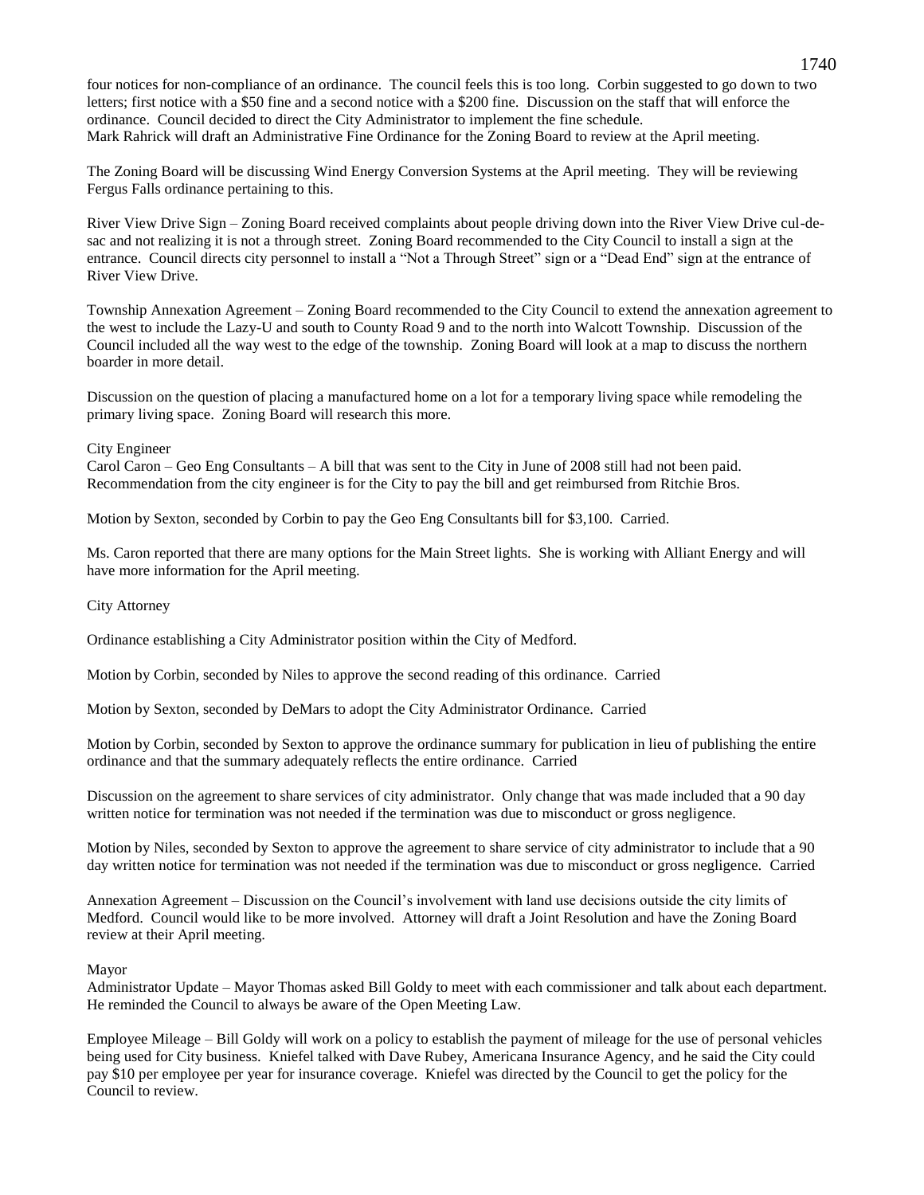four notices for non-compliance of an ordinance. The council feels this is too long. Corbin suggested to go down to two letters; first notice with a $50 fine and a second notice with a $200 fine. Discussion on the staff that will enforce the ordinance. Council decided to direct the City Administrator to implement the fine schedule.
Mark Rahrick will draft an Administrative Fine Ordinance for the Zoning Board to review at the April meeting.

The Zoning Board will be discussing Wind Energy Conversion Systems at the April meeting. They will be reviewing Fergus Falls ordinance pertaining to this.

River View Drive Sign – Zoning Board received complaints about people driving down into the River View Drive cul-de-sac and not realizing it is not a through street. Zoning Board recommended to the City Council to install a sign at the entrance. Council directs city personnel to install a "Not a Through Street" sign or a "Dead End" sign at the entrance of River View Drive.

Township Annexation Agreement – Zoning Board recommended to the City Council to extend the annexation agreement to the west to include the Lazy-U and south to County Road 9 and to the north into Walcott Township. Discussion of the Council included all the way west to the edge of the township. Zoning Board will look at a map to discuss the northern boarder in more detail.

Discussion on the question of placing a manufactured home on a lot for a temporary living space while remodeling the primary living space. Zoning Board will research this more.

City Engineer
Carol Caron – Geo Eng Consultants – A bill that was sent to the City in June of 2008 still had not been paid. Recommendation from the city engineer is for the City to pay the bill and get reimbursed from Ritchie Bros.

Motion by Sexton, seconded by Corbin to pay the Geo Eng Consultants bill for $3,100. Carried.

Ms. Caron reported that there are many options for the Main Street lights. She is working with Alliant Energy and will have more information for the April meeting.

City Attorney

Ordinance establishing a City Administrator position within the City of Medford.

Motion by Corbin, seconded by Niles to approve the second reading of this ordinance. Carried

Motion by Sexton, seconded by DeMars to adopt the City Administrator Ordinance. Carried

Motion by Corbin, seconded by Sexton to approve the ordinance summary for publication in lieu of publishing the entire ordinance and that the summary adequately reflects the entire ordinance. Carried

Discussion on the agreement to share services of city administrator. Only change that was made included that a 90 day written notice for termination was not needed if the termination was due to misconduct or gross negligence.

Motion by Niles, seconded by Sexton to approve the agreement to share service of city administrator to include that a 90 day written notice for termination was not needed if the termination was due to misconduct or gross negligence. Carried

Annexation Agreement – Discussion on the Council's involvement with land use decisions outside the city limits of Medford. Council would like to be more involved. Attorney will draft a Joint Resolution and have the Zoning Board review at their April meeting.

Mayor
Administrator Update – Mayor Thomas asked Bill Goldy to meet with each commissioner and talk about each department. He reminded the Council to always be aware of the Open Meeting Law.

Employee Mileage – Bill Goldy will work on a policy to establish the payment of mileage for the use of personal vehicles being used for City business. Kniefel talked with Dave Rubey, Americana Insurance Agency, and he said the City could pay $10 per employee per year for insurance coverage. Kniefel was directed by the Council to get the policy for the Council to review.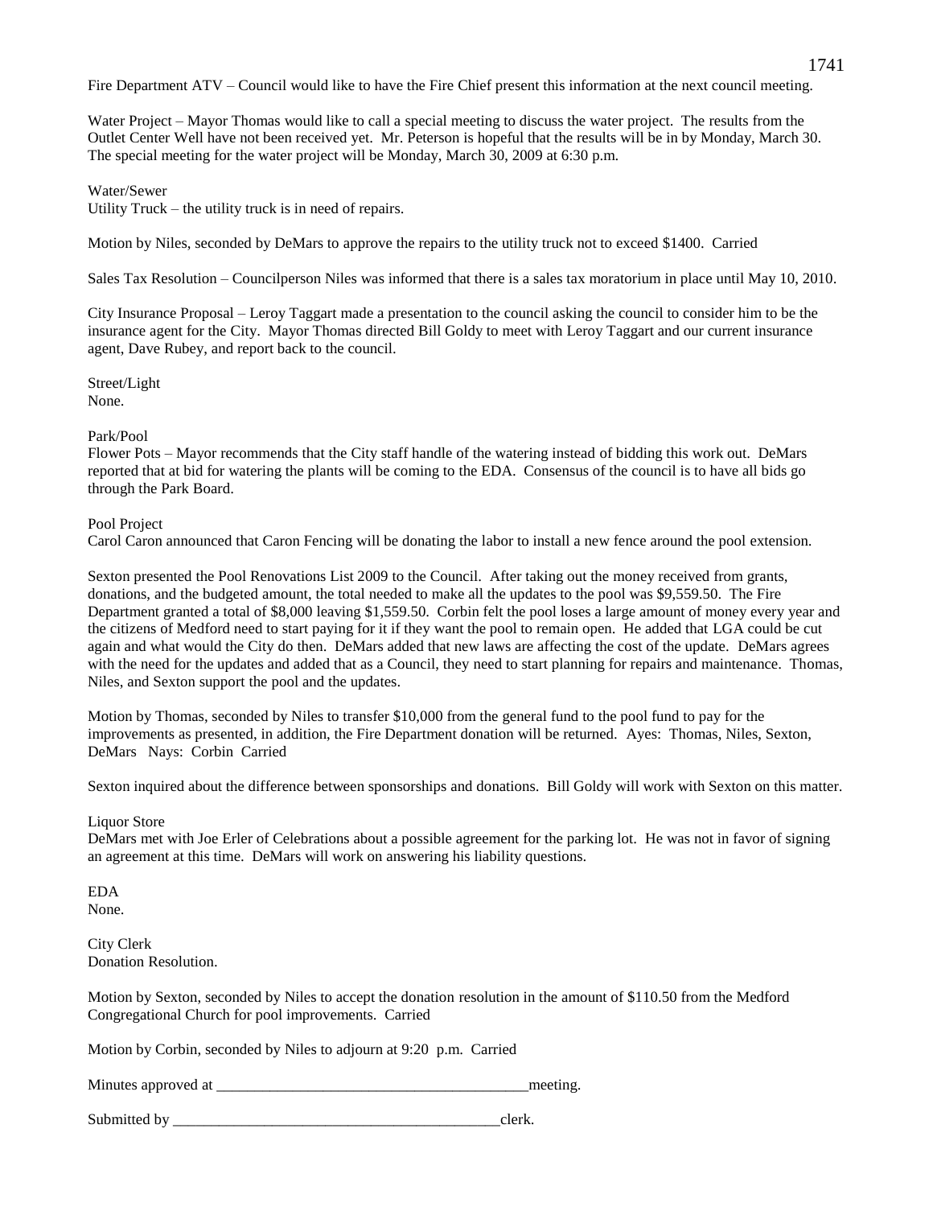Fire Department ATV – Council would like to have the Fire Chief present this information at the next council meeting.

Water Project – Mayor Thomas would like to call a special meeting to discuss the water project. The results from the Outlet Center Well have not been received yet. Mr. Peterson is hopeful that the results will be in by Monday, March 30. The special meeting for the water project will be Monday, March 30, 2009 at 6:30 p.m.

Water/Sewer
Utility Truck – the utility truck is in need of repairs.

Motion by Niles, seconded by DeMars to approve the repairs to the utility truck not to exceed $1400. Carried

Sales Tax Resolution – Councilperson Niles was informed that there is a sales tax moratorium in place until May 10, 2010.

City Insurance Proposal – Leroy Taggart made a presentation to the council asking the council to consider him to be the insurance agent for the City. Mayor Thomas directed Bill Goldy to meet with Leroy Taggart and our current insurance agent, Dave Rubey, and report back to the council.

Street/Light
None.

Park/Pool
Flower Pots – Mayor recommends that the City staff handle of the watering instead of bidding this work out. DeMars reported that at bid for watering the plants will be coming to the EDA. Consensus of the council is to have all bids go through the Park Board.

Pool Project
Carol Caron announced that Caron Fencing will be donating the labor to install a new fence around the pool extension.

Sexton presented the Pool Renovations List 2009 to the Council. After taking out the money received from grants, donations, and the budgeted amount, the total needed to make all the updates to the pool was $9,559.50. The Fire Department granted a total of $8,000 leaving $1,559.50. Corbin felt the pool loses a large amount of money every year and the citizens of Medford need to start paying for it if they want the pool to remain open. He added that LGA could be cut again and what would the City do then. DeMars added that new laws are affecting the cost of the update. DeMars agrees with the need for the updates and added that as a Council, they need to start planning for repairs and maintenance. Thomas, Niles, and Sexton support the pool and the updates.

Motion by Thomas, seconded by Niles to transfer $10,000 from the general fund to the pool fund to pay for the improvements as presented, in addition, the Fire Department donation will be returned. Ayes: Thomas, Niles, Sexton, DeMars Nays: Corbin Carried

Sexton inquired about the difference between sponsorships and donations. Bill Goldy will work with Sexton on this matter.

Liquor Store
DeMars met with Joe Erler of Celebrations about a possible agreement for the parking lot. He was not in favor of signing an agreement at this time. DeMars will work on answering his liability questions.

EDA
None.

City Clerk
Donation Resolution.

Motion by Sexton, seconded by Niles to accept the donation resolution in the amount of $110.50 from the Medford Congregational Church for pool improvements. Carried

Motion by Corbin, seconded by Niles to adjourn at 9:20 p.m. Carried

Minutes approved at _________________________________________meeting.

Submitted by ____________________________________________clerk.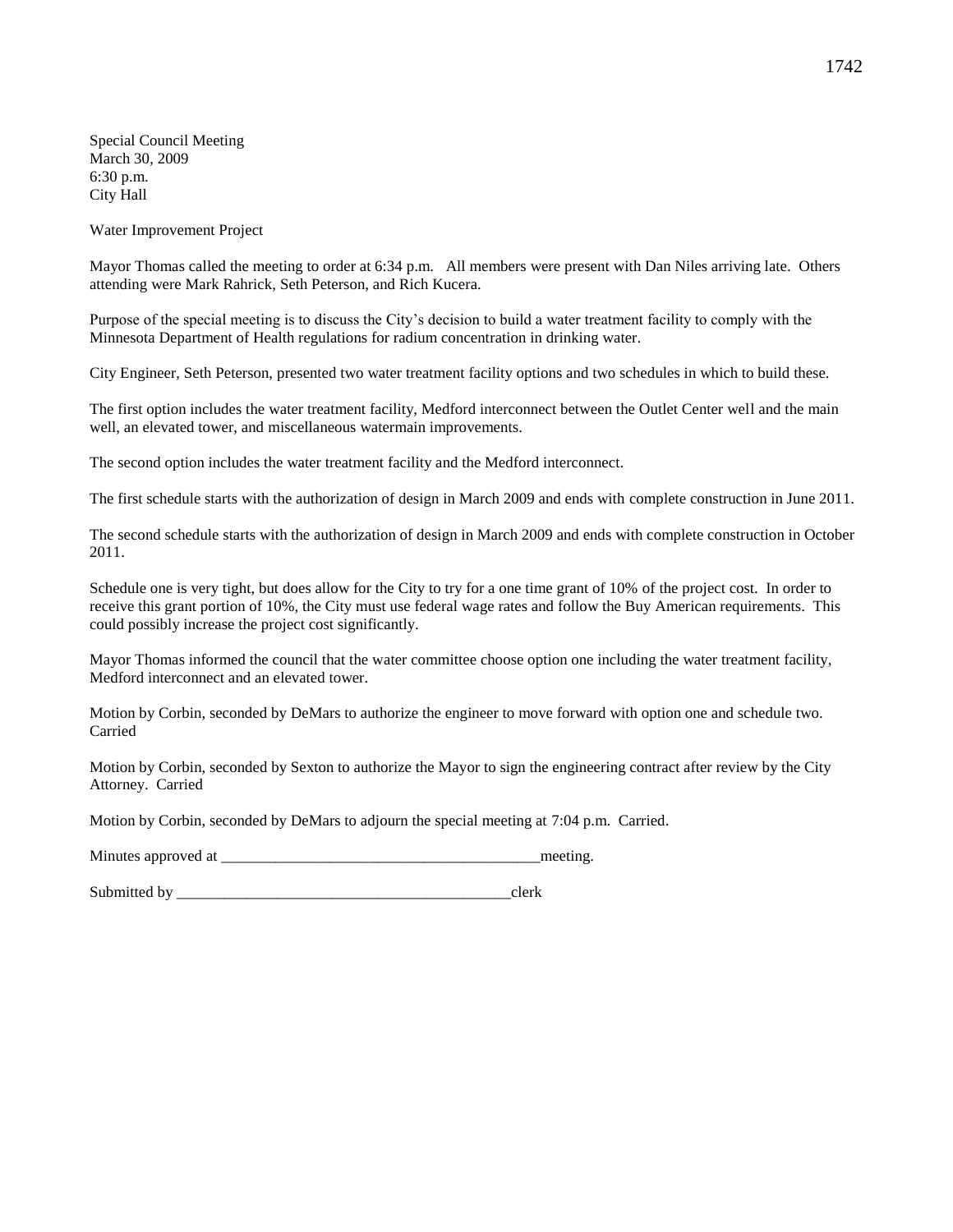Special Council Meeting
March 30, 2009
6:30 p.m.
City Hall

Water Improvement Project

Mayor Thomas called the meeting to order at 6:34 p.m. All members were present with Dan Niles arriving late. Others attending were Mark Rahrick, Seth Peterson, and Rich Kucera.

Purpose of the special meeting is to discuss the City's decision to build a water treatment facility to comply with the Minnesota Department of Health regulations for radium concentration in drinking water.

City Engineer, Seth Peterson, presented two water treatment facility options and two schedules in which to build these.

The first option includes the water treatment facility, Medford interconnect between the Outlet Center well and the main well, an elevated tower, and miscellaneous watermain improvements.

The second option includes the water treatment facility and the Medford interconnect.

The first schedule starts with the authorization of design in March 2009 and ends with complete construction in June 2011.

The second schedule starts with the authorization of design in March 2009 and ends with complete construction in October 2011.

Schedule one is very tight, but does allow for the City to try for a one time grant of 10% of the project cost. In order to receive this grant portion of 10%, the City must use federal wage rates and follow the Buy American requirements. This could possibly increase the project cost significantly.

Mayor Thomas informed the council that the water committee choose option one including the water treatment facility, Medford interconnect and an elevated tower.

Motion by Corbin, seconded by DeMars to authorize the engineer to move forward with option one and schedule two. Carried

Motion by Corbin, seconded by Sexton to authorize the Mayor to sign the engineering contract after review by the City Attorney. Carried

Motion by Corbin, seconded by DeMars to adjourn the special meeting at 7:04 p.m. Carried.

Minutes approved at ___________________________________________meeting.

Submitted by _____________________________________________clerk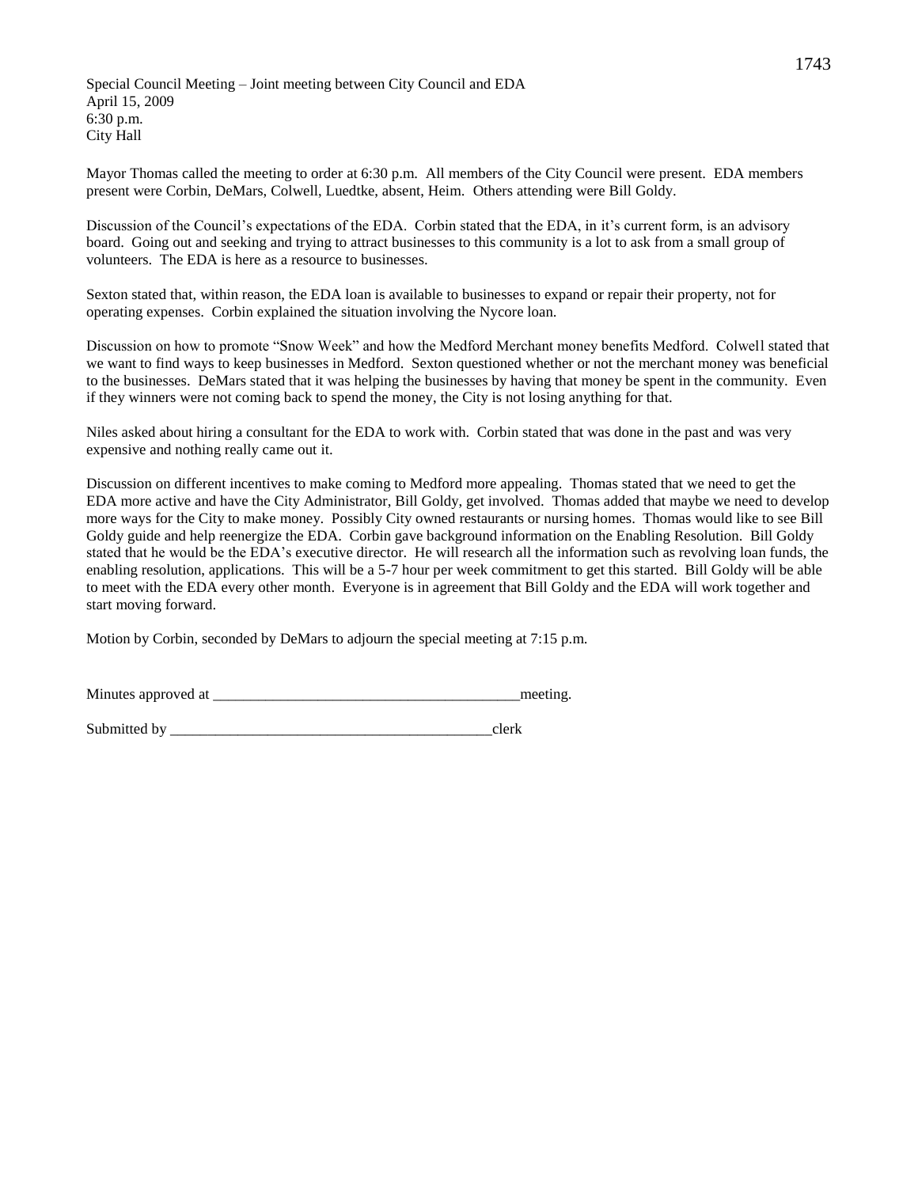Special Council Meeting – Joint meeting between City Council and EDA
April 15, 2009
6:30 p.m.
City Hall

Mayor Thomas called the meeting to order at 6:30 p.m. All members of the City Council were present. EDA members present were Corbin, DeMars, Colwell, Luedtke, absent, Heim. Others attending were Bill Goldy.

Discussion of the Council's expectations of the EDA. Corbin stated that the EDA, in it's current form, is an advisory board. Going out and seeking and trying to attract businesses to this community is a lot to ask from a small group of volunteers. The EDA is here as a resource to businesses.

Sexton stated that, within reason, the EDA loan is available to businesses to expand or repair their property, not for operating expenses. Corbin explained the situation involving the Nycore loan.

Discussion on how to promote "Snow Week" and how the Medford Merchant money benefits Medford. Colwell stated that we want to find ways to keep businesses in Medford. Sexton questioned whether or not the merchant money was beneficial to the businesses. DeMars stated that it was helping the businesses by having that money be spent in the community. Even if they winners were not coming back to spend the money, the City is not losing anything for that.

Niles asked about hiring a consultant for the EDA to work with. Corbin stated that was done in the past and was very expensive and nothing really came out it.

Discussion on different incentives to make coming to Medford more appealing. Thomas stated that we need to get the EDA more active and have the City Administrator, Bill Goldy, get involved. Thomas added that maybe we need to develop more ways for the City to make money. Possibly City owned restaurants or nursing homes. Thomas would like to see Bill Goldy guide and help reenergize the EDA. Corbin gave background information on the Enabling Resolution. Bill Goldy stated that he would be the EDA's executive director. He will research all the information such as revolving loan funds, the enabling resolution, applications. This will be a 5-7 hour per week commitment to get this started. Bill Goldy will be able to meet with the EDA every other month. Everyone is in agreement that Bill Goldy and the EDA will work together and start moving forward.

Motion by Corbin, seconded by DeMars to adjourn the special meeting at 7:15 p.m.

Minutes approved at \_\_\_\_\_\_\_\_\_\_\_\_\_\_\_\_\_\_\_\_\_\_\_\_\_\_\_\_\_\_\_\_\_\_\_\_\_\_\_\_\_\_meeting.

Submitted by \_\_\_\_\_\_\_\_\_\_\_\_\_\_\_\_\_\_\_\_\_\_\_\_\_\_\_\_\_\_\_\_\_\_\_\_\_\_\_\_\_\_\_\_clerk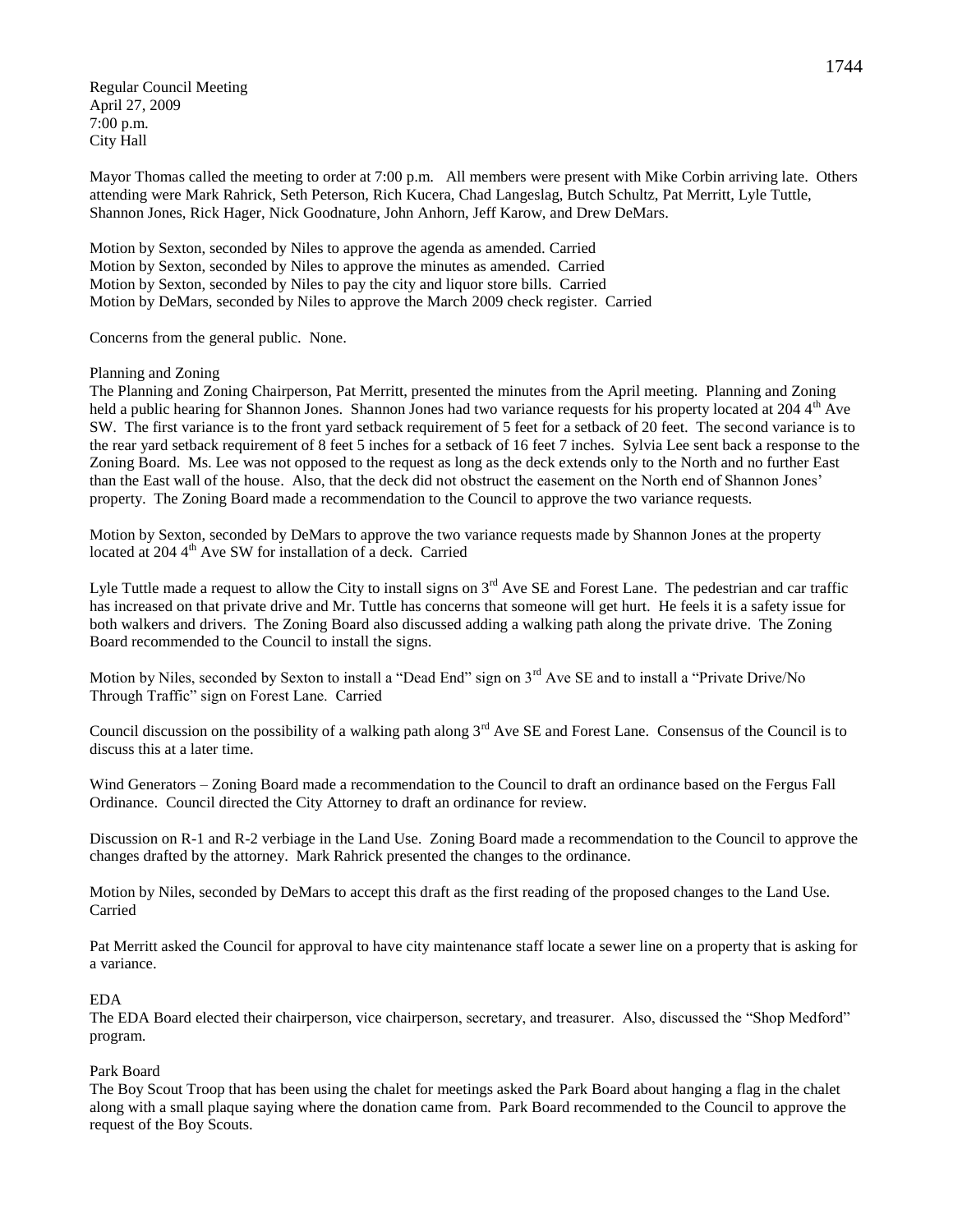Regular Council Meeting
April 27, 2009
7:00 p.m.
City Hall

Mayor Thomas called the meeting to order at 7:00 p.m. All members were present with Mike Corbin arriving late. Others attending were Mark Rahrick, Seth Peterson, Rich Kucera, Chad Langeslag, Butch Schultz, Pat Merritt, Lyle Tuttle, Shannon Jones, Rick Hager, Nick Goodnature, John Anhorn, Jeff Karow, and Drew DeMars.

Motion by Sexton, seconded by Niles to approve the agenda as amended. Carried
Motion by Sexton, seconded by Niles to approve the minutes as amended. Carried
Motion by Sexton, seconded by Niles to pay the city and liquor store bills. Carried
Motion by DeMars, seconded by Niles to approve the March 2009 check register. Carried

Concerns from the general public. None.

Planning and Zoning
The Planning and Zoning Chairperson, Pat Merritt, presented the minutes from the April meeting. Planning and Zoning held a public hearing for Shannon Jones. Shannon Jones had two variance requests for his property located at 204 4th Ave SW. The first variance is to the front yard setback requirement of 5 feet for a setback of 20 feet. The second variance is to the rear yard setback requirement of 8 feet 5 inches for a setback of 16 feet 7 inches. Sylvia Lee sent back a response to the Zoning Board. Ms. Lee was not opposed to the request as long as the deck extends only to the North and no further East than the East wall of the house. Also, that the deck did not obstruct the easement on the North end of Shannon Jones' property. The Zoning Board made a recommendation to the Council to approve the two variance requests.

Motion by Sexton, seconded by DeMars to approve the two variance requests made by Shannon Jones at the property located at 204 4th Ave SW for installation of a deck. Carried

Lyle Tuttle made a request to allow the City to install signs on 3rd Ave SE and Forest Lane. The pedestrian and car traffic has increased on that private drive and Mr. Tuttle has concerns that someone will get hurt. He feels it is a safety issue for both walkers and drivers. The Zoning Board also discussed adding a walking path along the private drive. The Zoning Board recommended to the Council to install the signs.

Motion by Niles, seconded by Sexton to install a "Dead End" sign on 3rd Ave SE and to install a "Private Drive/No Through Traffic" sign on Forest Lane. Carried

Council discussion on the possibility of a walking path along 3rd Ave SE and Forest Lane. Consensus of the Council is to discuss this at a later time.

Wind Generators – Zoning Board made a recommendation to the Council to draft an ordinance based on the Fergus Fall Ordinance. Council directed the City Attorney to draft an ordinance for review.

Discussion on R-1 and R-2 verbiage in the Land Use. Zoning Board made a recommendation to the Council to approve the changes drafted by the attorney. Mark Rahrick presented the changes to the ordinance.

Motion by Niles, seconded by DeMars to accept this draft as the first reading of the proposed changes to the Land Use. Carried

Pat Merritt asked the Council for approval to have city maintenance staff locate a sewer line on a property that is asking for a variance.

EDA
The EDA Board elected their chairperson, vice chairperson, secretary, and treasurer. Also, discussed the "Shop Medford" program.

Park Board
The Boy Scout Troop that has been using the chalet for meetings asked the Park Board about hanging a flag in the chalet along with a small plaque saying where the donation came from. Park Board recommended to the Council to approve the request of the Boy Scouts.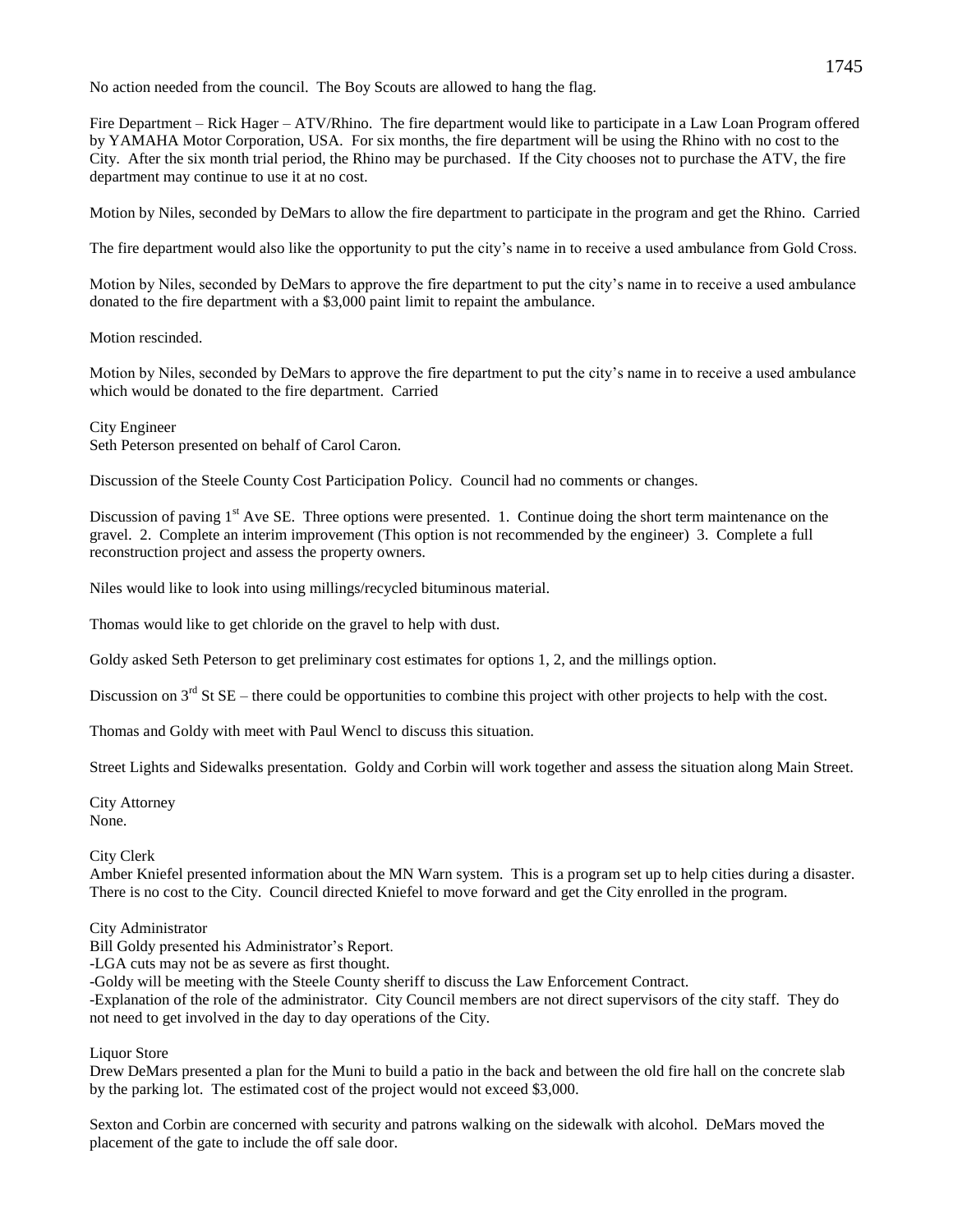No action needed from the council. The Boy Scouts are allowed to hang the flag.

Fire Department – Rick Hager – ATV/Rhino. The fire department would like to participate in a Law Loan Program offered by YAMAHA Motor Corporation, USA. For six months, the fire department will be using the Rhino with no cost to the City. After the six month trial period, the Rhino may be purchased. If the City chooses not to purchase the ATV, the fire department may continue to use it at no cost.

Motion by Niles, seconded by DeMars to allow the fire department to participate in the program and get the Rhino. Carried

The fire department would also like the opportunity to put the city's name in to receive a used ambulance from Gold Cross.

Motion by Niles, seconded by DeMars to approve the fire department to put the city's name in to receive a used ambulance donated to the fire department with a $3,000 paint limit to repaint the ambulance.

Motion rescinded.

Motion by Niles, seconded by DeMars to approve the fire department to put the city's name in to receive a used ambulance which would be donated to the fire department. Carried

City Engineer
Seth Peterson presented on behalf of Carol Caron.

Discussion of the Steele County Cost Participation Policy. Council had no comments or changes.

Discussion of paving 1st Ave SE. Three options were presented. 1. Continue doing the short term maintenance on the gravel. 2. Complete an interim improvement (This option is not recommended by the engineer) 3. Complete a full reconstruction project and assess the property owners.

Niles would like to look into using millings/recycled bituminous material.

Thomas would like to get chloride on the gravel to help with dust.

Goldy asked Seth Peterson to get preliminary cost estimates for options 1, 2, and the millings option.

Discussion on 3rd St SE – there could be opportunities to combine this project with other projects to help with the cost.

Thomas and Goldy with meet with Paul Wencl to discuss this situation.

Street Lights and Sidewalks presentation. Goldy and Corbin will work together and assess the situation along Main Street.

City Attorney
None.

City Clerk
Amber Kniefel presented information about the MN Warn system. This is a program set up to help cities during a disaster. There is no cost to the City. Council directed Kniefel to move forward and get the City enrolled in the program.

City Administrator
Bill Goldy presented his Administrator's Report.
-LGA cuts may not be as severe as first thought.
-Goldy will be meeting with the Steele County sheriff to discuss the Law Enforcement Contract.
-Explanation of the role of the administrator. City Council members are not direct supervisors of the city staff. They do not need to get involved in the day to day operations of the City.

Liquor Store
Drew DeMars presented a plan for the Muni to build a patio in the back and between the old fire hall on the concrete slab by the parking lot. The estimated cost of the project would not exceed $3,000.

Sexton and Corbin are concerned with security and patrons walking on the sidewalk with alcohol. DeMars moved the placement of the gate to include the off sale door.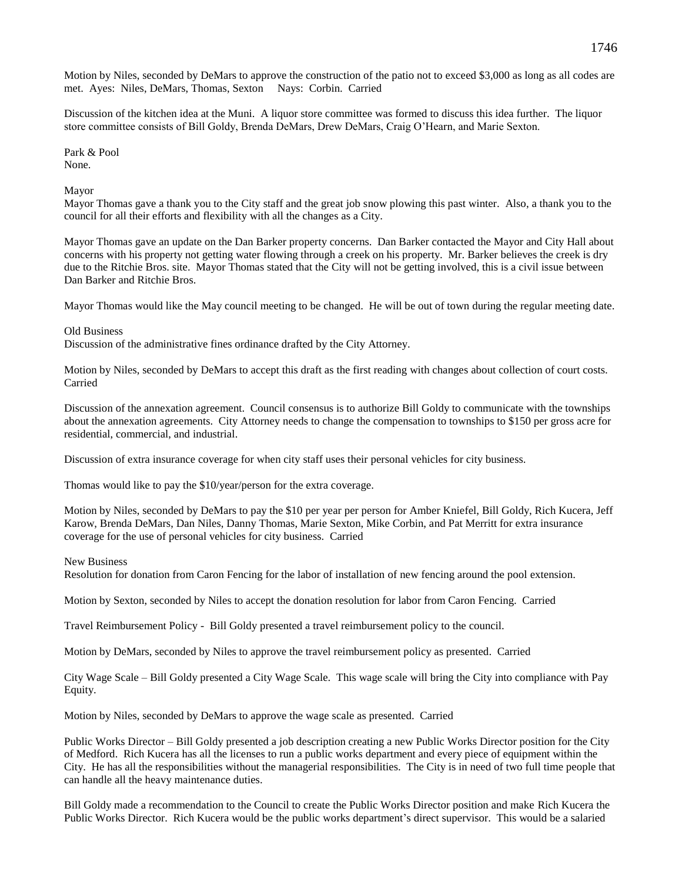Motion by Niles, seconded by DeMars to approve the construction of the patio not to exceed $3,000 as long as all codes are met. Ayes: Niles, DeMars, Thomas, Sexton Nays: Corbin. Carried

Discussion of the kitchen idea at the Muni. A liquor store committee was formed to discuss this idea further. The liquor store committee consists of Bill Goldy, Brenda DeMars, Drew DeMars, Craig O'Hearn, and Marie Sexton.

Park & Pool
None.

Mayor
Mayor Thomas gave a thank you to the City staff and the great job snow plowing this past winter. Also, a thank you to the council for all their efforts and flexibility with all the changes as a City.

Mayor Thomas gave an update on the Dan Barker property concerns. Dan Barker contacted the Mayor and City Hall about concerns with his property not getting water flowing through a creek on his property. Mr. Barker believes the creek is dry due to the Ritchie Bros. site. Mayor Thomas stated that the City will not be getting involved, this is a civil issue between Dan Barker and Ritchie Bros.

Mayor Thomas would like the May council meeting to be changed. He will be out of town during the regular meeting date.

Old Business
Discussion of the administrative fines ordinance drafted by the City Attorney.

Motion by Niles, seconded by DeMars to accept this draft as the first reading with changes about collection of court costs. Carried

Discussion of the annexation agreement. Council consensus is to authorize Bill Goldy to communicate with the townships about the annexation agreements. City Attorney needs to change the compensation to townships to $150 per gross acre for residential, commercial, and industrial.

Discussion of extra insurance coverage for when city staff uses their personal vehicles for city business.

Thomas would like to pay the $10/year/person for the extra coverage.

Motion by Niles, seconded by DeMars to pay the $10 per year per person for Amber Kniefel, Bill Goldy, Rich Kucera, Jeff Karow, Brenda DeMars, Dan Niles, Danny Thomas, Marie Sexton, Mike Corbin, and Pat Merritt for extra insurance coverage for the use of personal vehicles for city business. Carried

New Business
Resolution for donation from Caron Fencing for the labor of installation of new fencing around the pool extension.

Motion by Sexton, seconded by Niles to accept the donation resolution for labor from Caron Fencing. Carried

Travel Reimbursement Policy - Bill Goldy presented a travel reimbursement policy to the council.

Motion by DeMars, seconded by Niles to approve the travel reimbursement policy as presented. Carried

City Wage Scale – Bill Goldy presented a City Wage Scale. This wage scale will bring the City into compliance with Pay Equity.

Motion by Niles, seconded by DeMars to approve the wage scale as presented. Carried

Public Works Director – Bill Goldy presented a job description creating a new Public Works Director position for the City of Medford. Rich Kucera has all the licenses to run a public works department and every piece of equipment within the City. He has all the responsibilities without the managerial responsibilities. The City is in need of two full time people that can handle all the heavy maintenance duties.

Bill Goldy made a recommendation to the Council to create the Public Works Director position and make Rich Kucera the Public Works Director. Rich Kucera would be the public works department's direct supervisor. This would be a salaried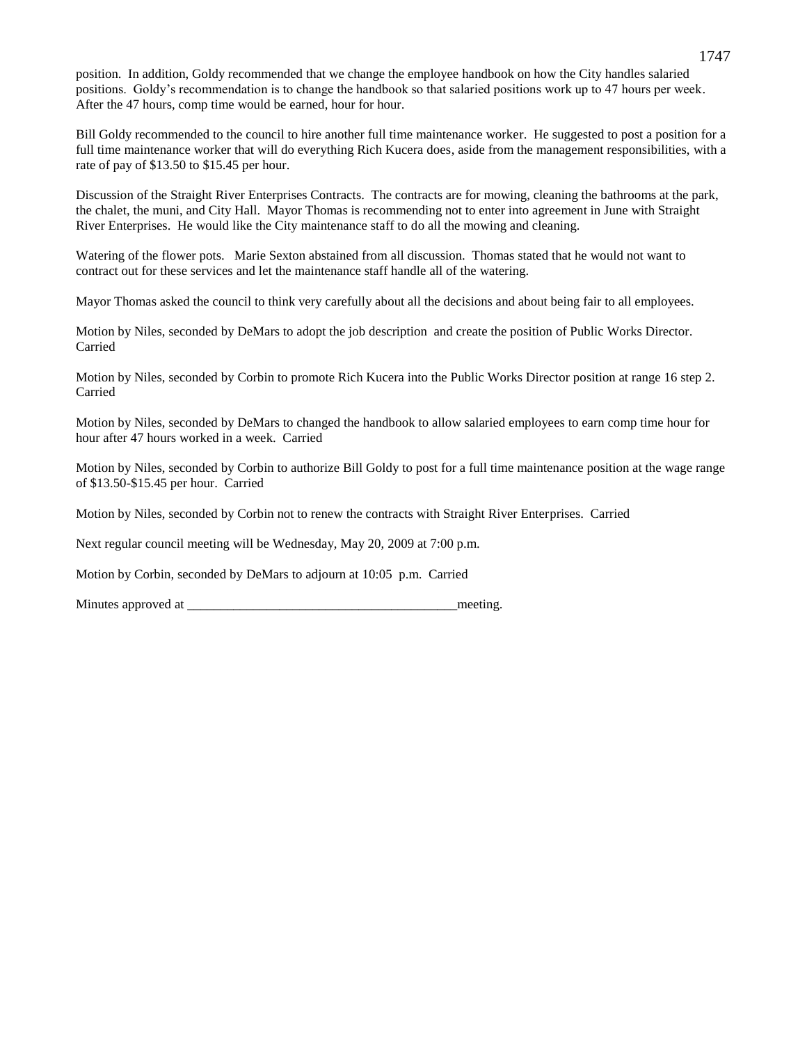position. In addition, Goldy recommended that we change the employee handbook on how the City handles salaried positions. Goldy's recommendation is to change the handbook so that salaried positions work up to 47 hours per week. After the 47 hours, comp time would be earned, hour for hour.

Bill Goldy recommended to the council to hire another full time maintenance worker. He suggested to post a position for a full time maintenance worker that will do everything Rich Kucera does, aside from the management responsibilities, with a rate of pay of $13.50 to $15.45 per hour.

Discussion of the Straight River Enterprises Contracts. The contracts are for mowing, cleaning the bathrooms at the park, the chalet, the muni, and City Hall. Mayor Thomas is recommending not to enter into agreement in June with Straight River Enterprises. He would like the City maintenance staff to do all the mowing and cleaning.

Watering of the flower pots. Marie Sexton abstained from all discussion. Thomas stated that he would not want to contract out for these services and let the maintenance staff handle all of the watering.

Mayor Thomas asked the council to think very carefully about all the decisions and about being fair to all employees.

Motion by Niles, seconded by DeMars to adopt the job description and create the position of Public Works Director. Carried

Motion by Niles, seconded by Corbin to promote Rich Kucera into the Public Works Director position at range 16 step 2. Carried

Motion by Niles, seconded by DeMars to changed the handbook to allow salaried employees to earn comp time hour for hour after 47 hours worked in a week. Carried

Motion by Niles, seconded by Corbin to authorize Bill Goldy to post for a full time maintenance position at the wage range of $13.50-$15.45 per hour. Carried

Motion by Niles, seconded by Corbin not to renew the contracts with Straight River Enterprises. Carried

Next regular council meeting will be Wednesday, May 20, 2009 at 7:00 p.m.

Motion by Corbin, seconded by DeMars to adjourn at 10:05 p.m. Carried

Minutes approved at ________________________________________meeting.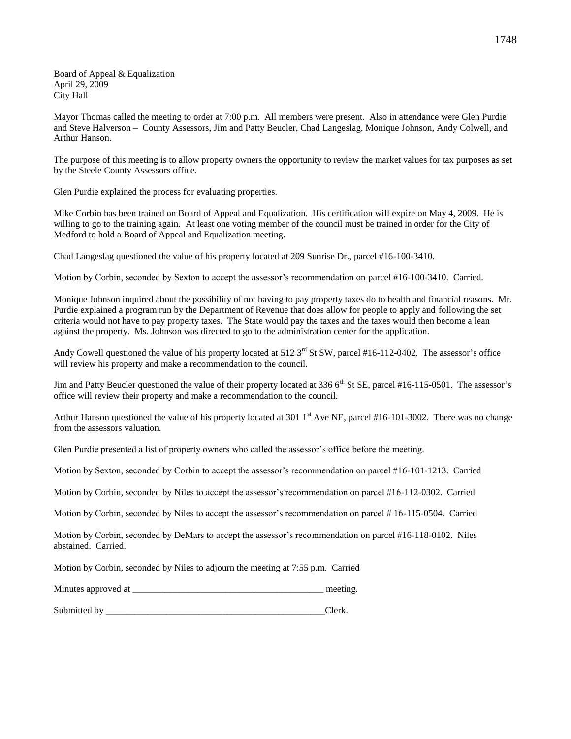Board of Appeal & Equalization
April 29, 2009
City Hall

Mayor Thomas called the meeting to order at 7:00 p.m. All members were present. Also in attendance were Glen Purdie and Steve Halverson – County Assessors, Jim and Patty Beucler, Chad Langeslag, Monique Johnson, Andy Colwell, and Arthur Hanson.

The purpose of this meeting is to allow property owners the opportunity to review the market values for tax purposes as set by the Steele County Assessors office.

Glen Purdie explained the process for evaluating properties.

Mike Corbin has been trained on Board of Appeal and Equalization. His certification will expire on May 4, 2009. He is willing to go to the training again. At least one voting member of the council must be trained in order for the City of Medford to hold a Board of Appeal and Equalization meeting.

Chad Langeslag questioned the value of his property located at 209 Sunrise Dr., parcel #16-100-3410.

Motion by Corbin, seconded by Sexton to accept the assessor's recommendation on parcel #16-100-3410. Carried.

Monique Johnson inquired about the possibility of not having to pay property taxes do to health and financial reasons. Mr. Purdie explained a program run by the Department of Revenue that does allow for people to apply and following the set criteria would not have to pay property taxes. The State would pay the taxes and the taxes would then become a lean against the property. Ms. Johnson was directed to go to the administration center for the application.

Andy Cowell questioned the value of his property located at 512 3rd St SW, parcel #16-112-0402. The assessor's office will review his property and make a recommendation to the council.

Jim and Patty Beucler questioned the value of their property located at 336 6th St SE, parcel #16-115-0501. The assessor's office will review their property and make a recommendation to the council.

Arthur Hanson questioned the value of his property located at 301 1st Ave NE, parcel #16-101-3002. There was no change from the assessors valuation.

Glen Purdie presented a list of property owners who called the assessor's office before the meeting.

Motion by Sexton, seconded by Corbin to accept the assessor's recommendation on parcel #16-101-1213. Carried

Motion by Corbin, seconded by Niles to accept the assessor's recommendation on parcel #16-112-0302. Carried

Motion by Corbin, seconded by Niles to accept the assessor's recommendation on parcel # 16-115-0504. Carried

Motion by Corbin, seconded by DeMars to accept the assessor's recommendation on parcel #16-118-0102. Niles abstained. Carried.

Motion by Corbin, seconded by Niles to adjourn the meeting at 7:55 p.m. Carried

Minutes approved at \_\_\_\_\_\_\_\_\_\_\_\_\_\_\_\_\_\_\_\_\_\_\_\_\_\_\_\_\_\_\_\_\_\_\_\_\_\_\_\_\_ meeting.

Submitted by \_\_\_\_\_\_\_\_\_\_\_\_\_\_\_\_\_\_\_\_\_\_\_\_\_\_\_\_\_\_\_\_\_\_\_\_\_\_\_\_\_\_\_\_\_\_\_\_Clerk.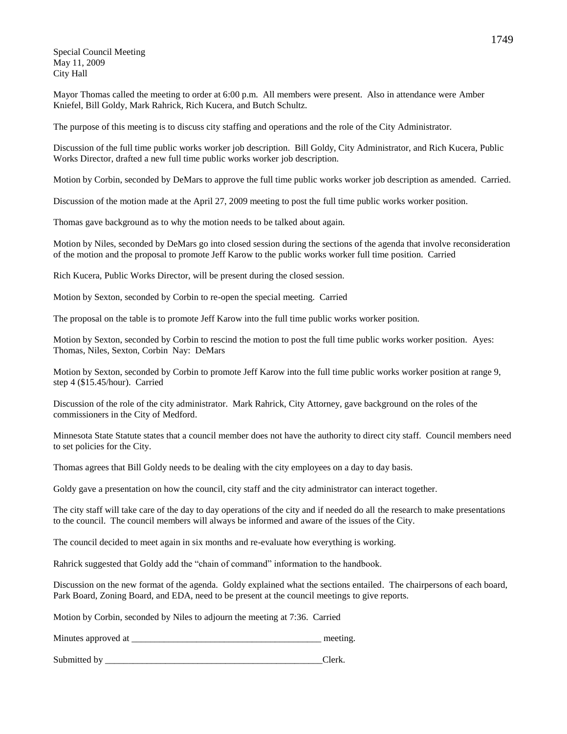Special Council Meeting
May 11, 2009
City Hall

Mayor Thomas called the meeting to order at 6:00 p.m. All members were present. Also in attendance were Amber Kniefel, Bill Goldy, Mark Rahrick, Rich Kucera, and Butch Schultz.

The purpose of this meeting is to discuss city staffing and operations and the role of the City Administrator.

Discussion of the full time public works worker job description. Bill Goldy, City Administrator, and Rich Kucera, Public Works Director, drafted a new full time public works worker job description.

Motion by Corbin, seconded by DeMars to approve the full time public works worker job description as amended. Carried.

Discussion of the motion made at the April 27, 2009 meeting to post the full time public works worker position.

Thomas gave background as to why the motion needs to be talked about again.

Motion by Niles, seconded by DeMars go into closed session during the sections of the agenda that involve reconsideration of the motion and the proposal to promote Jeff Karow to the public works worker full time position. Carried

Rich Kucera, Public Works Director, will be present during the closed session.

Motion by Sexton, seconded by Corbin to re-open the special meeting. Carried

The proposal on the table is to promote Jeff Karow into the full time public works worker position.

Motion by Sexton, seconded by Corbin to rescind the motion to post the full time public works worker position. Ayes: Thomas, Niles, Sexton, Corbin Nay: DeMars

Motion by Sexton, seconded by Corbin to promote Jeff Karow into the full time public works worker position at range 9, step 4 ($15.45/hour). Carried

Discussion of the role of the city administrator. Mark Rahrick, City Attorney, gave background on the roles of the commissioners in the City of Medford.

Minnesota State Statute states that a council member does not have the authority to direct city staff. Council members need to set policies for the City.

Thomas agrees that Bill Goldy needs to be dealing with the city employees on a day to day basis.

Goldy gave a presentation on how the council, city staff and the city administrator can interact together.

The city staff will take care of the day to day operations of the city and if needed do all the research to make presentations to the council. The council members will always be informed and aware of the issues of the City.

The council decided to meet again in six months and re-evaluate how everything is working.

Rahrick suggested that Goldy add the "chain of command" information to the handbook.

Discussion on the new format of the agenda. Goldy explained what the sections entailed. The chairpersons of each board, Park Board, Zoning Board, and EDA, need to be present at the council meetings to give reports.

Motion by Corbin, seconded by Niles to adjourn the meeting at 7:36. Carried

Minutes approved at _________________________________________ meeting.

Submitted by _________________________________________________Clerk.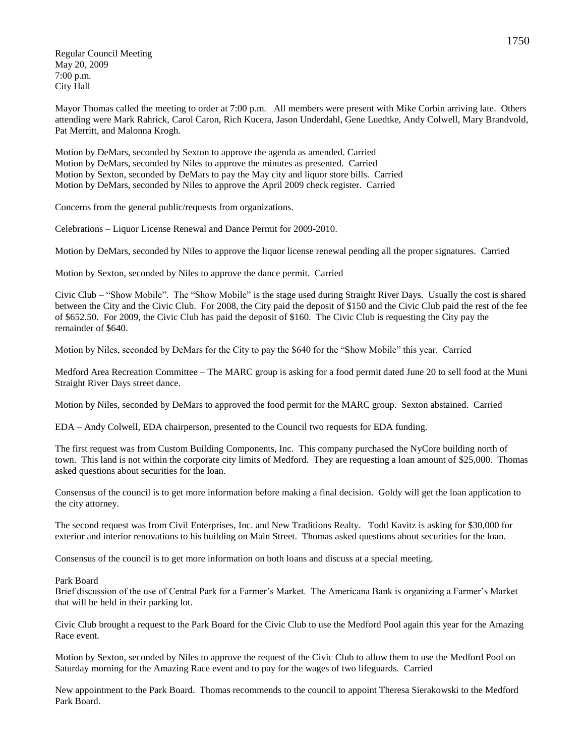Regular Council Meeting
May 20, 2009
7:00 p.m.
City Hall

Mayor Thomas called the meeting to order at 7:00 p.m. All members were present with Mike Corbin arriving late. Others attending were Mark Rahrick, Carol Caron, Rich Kucera, Jason Underdahl, Gene Luedtke, Andy Colwell, Mary Brandvold, Pat Merritt, and Malonna Krogh.

Motion by DeMars, seconded by Sexton to approve the agenda as amended. Carried
Motion by DeMars, seconded by Niles to approve the minutes as presented. Carried
Motion by Sexton, seconded by DeMars to pay the May city and liquor store bills. Carried
Motion by DeMars, seconded by Niles to approve the April 2009 check register. Carried

Concerns from the general public/requests from organizations.

Celebrations – Liquor License Renewal and Dance Permit for 2009-2010.

Motion by DeMars, seconded by Niles to approve the liquor license renewal pending all the proper signatures. Carried

Motion by Sexton, seconded by Niles to approve the dance permit. Carried

Civic Club – "Show Mobile". The "Show Mobile" is the stage used during Straight River Days. Usually the cost is shared between the City and the Civic Club. For 2008, the City paid the deposit of $150 and the Civic Club paid the rest of the fee of $652.50. For 2009, the Civic Club has paid the deposit of $160. The Civic Club is requesting the City pay the remainder of $640.

Motion by Niles, seconded by DeMars for the City to pay the $640 for the "Show Mobile" this year. Carried

Medford Area Recreation Committee – The MARC group is asking for a food permit dated June 20 to sell food at the Muni Straight River Days street dance.

Motion by Niles, seconded by DeMars to approved the food permit for the MARC group. Sexton abstained. Carried

EDA – Andy Colwell, EDA chairperson, presented to the Council two requests for EDA funding.

The first request was from Custom Building Components, Inc. This company purchased the NyCore building north of town. This land is not within the corporate city limits of Medford. They are requesting a loan amount of $25,000. Thomas asked questions about securities for the loan.

Consensus of the council is to get more information before making a final decision. Goldy will get the loan application to the city attorney.

The second request was from Civil Enterprises, Inc. and New Traditions Realty. Todd Kavitz is asking for $30,000 for exterior and interior renovations to his building on Main Street. Thomas asked questions about securities for the loan.

Consensus of the council is to get more information on both loans and discuss at a special meeting.

Park Board
Brief discussion of the use of Central Park for a Farmer's Market. The Americana Bank is organizing a Farmer's Market that will be held in their parking lot.

Civic Club brought a request to the Park Board for the Civic Club to use the Medford Pool again this year for the Amazing Race event.

Motion by Sexton, seconded by Niles to approve the request of the Civic Club to allow them to use the Medford Pool on Saturday morning for the Amazing Race event and to pay for the wages of two lifeguards. Carried

New appointment to the Park Board. Thomas recommends to the council to appoint Theresa Sierakowski to the Medford Park Board.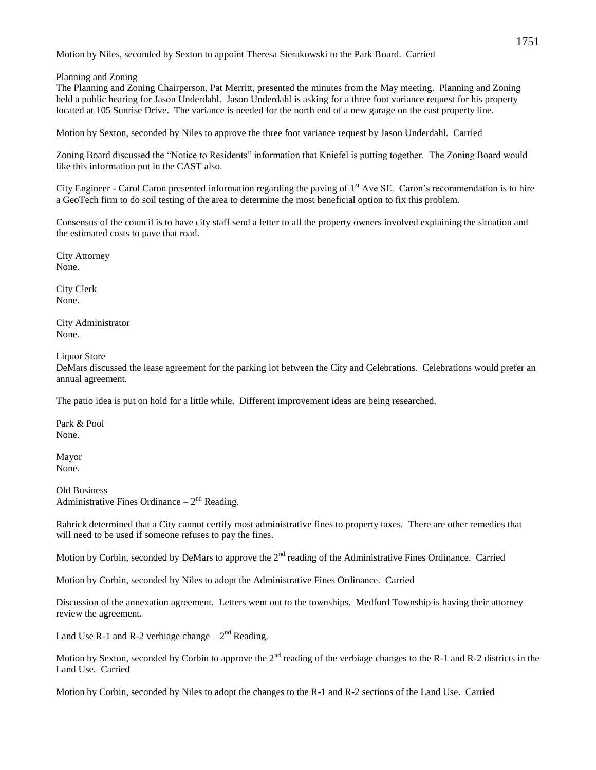Motion by Niles, seconded by Sexton to appoint Theresa Sierakowski to the Park Board. Carried

Planning and Zoning
The Planning and Zoning Chairperson, Pat Merritt, presented the minutes from the May meeting. Planning and Zoning held a public hearing for Jason Underdahl. Jason Underdahl is asking for a three foot variance request for his property located at 105 Sunrise Drive. The variance is needed for the north end of a new garage on the east property line.

Motion by Sexton, seconded by Niles to approve the three foot variance request by Jason Underdahl. Carried

Zoning Board discussed the "Notice to Residents" information that Kniefel is putting together. The Zoning Board would like this information put in the CAST also.

City Engineer - Carol Caron presented information regarding the paving of 1st Ave SE. Caron's recommendation is to hire a GeoTech firm to do soil testing of the area to determine the most beneficial option to fix this problem.

Consensus of the council is to have city staff send a letter to all the property owners involved explaining the situation and the estimated costs to pave that road.

City Attorney
None.

City Clerk
None.

City Administrator
None.

Liquor Store
DeMars discussed the lease agreement for the parking lot between the City and Celebrations. Celebrations would prefer an annual agreement.

The patio idea is put on hold for a little while. Different improvement ideas are being researched.

Park & Pool
None.

Mayor
None.

Old Business
Administrative Fines Ordinance – 2nd Reading.

Rahrick determined that a City cannot certify most administrative fines to property taxes. There are other remedies that will need to be used if someone refuses to pay the fines.

Motion by Corbin, seconded by DeMars to approve the 2nd reading of the Administrative Fines Ordinance. Carried

Motion by Corbin, seconded by Niles to adopt the Administrative Fines Ordinance. Carried

Discussion of the annexation agreement. Letters went out to the townships. Medford Township is having their attorney review the agreement.

Land Use R-1 and R-2 verbiage change – 2nd Reading.

Motion by Sexton, seconded by Corbin to approve the 2nd reading of the verbiage changes to the R-1 and R-2 districts in the Land Use. Carried

Motion by Corbin, seconded by Niles to adopt the changes to the R-1 and R-2 sections of the Land Use. Carried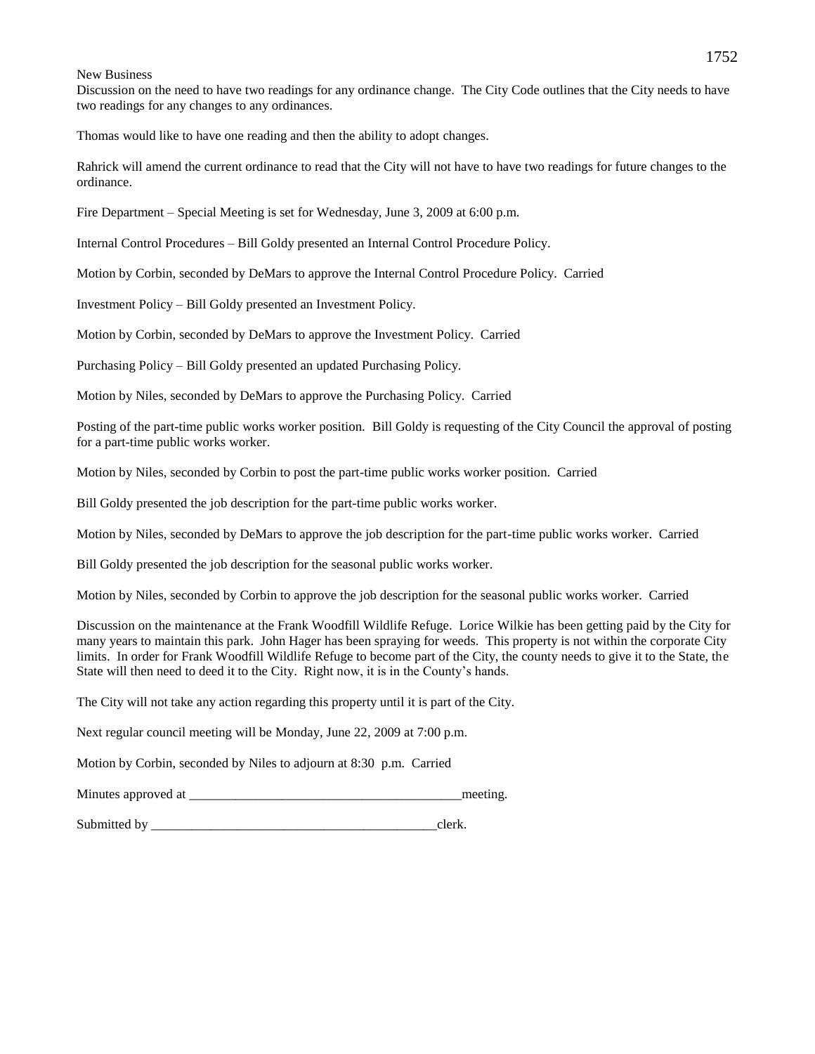New Business

Discussion on the need to have two readings for any ordinance change. The City Code outlines that the City needs to have two readings for any changes to any ordinances.

Thomas would like to have one reading and then the ability to adopt changes.

Rahrick will amend the current ordinance to read that the City will not have to have two readings for future changes to the ordinance.

Fire Department – Special Meeting is set for Wednesday, June 3, 2009 at 6:00 p.m.

Internal Control Procedures – Bill Goldy presented an Internal Control Procedure Policy.

Motion by Corbin, seconded by DeMars to approve the Internal Control Procedure Policy. Carried

Investment Policy – Bill Goldy presented an Investment Policy.

Motion by Corbin, seconded by DeMars to approve the Investment Policy. Carried

Purchasing Policy – Bill Goldy presented an updated Purchasing Policy.

Motion by Niles, seconded by DeMars to approve the Purchasing Policy. Carried

Posting of the part-time public works worker position. Bill Goldy is requesting of the City Council the approval of posting for a part-time public works worker.

Motion by Niles, seconded by Corbin to post the part-time public works worker position. Carried

Bill Goldy presented the job description for the part-time public works worker.

Motion by Niles, seconded by DeMars to approve the job description for the part-time public works worker. Carried

Bill Goldy presented the job description for the seasonal public works worker.

Motion by Niles, seconded by Corbin to approve the job description for the seasonal public works worker. Carried

Discussion on the maintenance at the Frank Woodfill Wildlife Refuge. Lorice Wilkie has been getting paid by the City for many years to maintain this park. John Hager has been spraying for weeds. This property is not within the corporate City limits. In order for Frank Woodfill Wildlife Refuge to become part of the City, the county needs to give it to the State, the State will then need to deed it to the City. Right now, it is in the County's hands.

The City will not take any action regarding this property until it is part of the City.

Next regular council meeting will be Monday, June 22, 2009 at 7:00 p.m.

Motion by Corbin, seconded by Niles to adjourn at 8:30 p.m. Carried

Minutes approved at _________________________________________meeting.

Submitted by ___________________________________________clerk.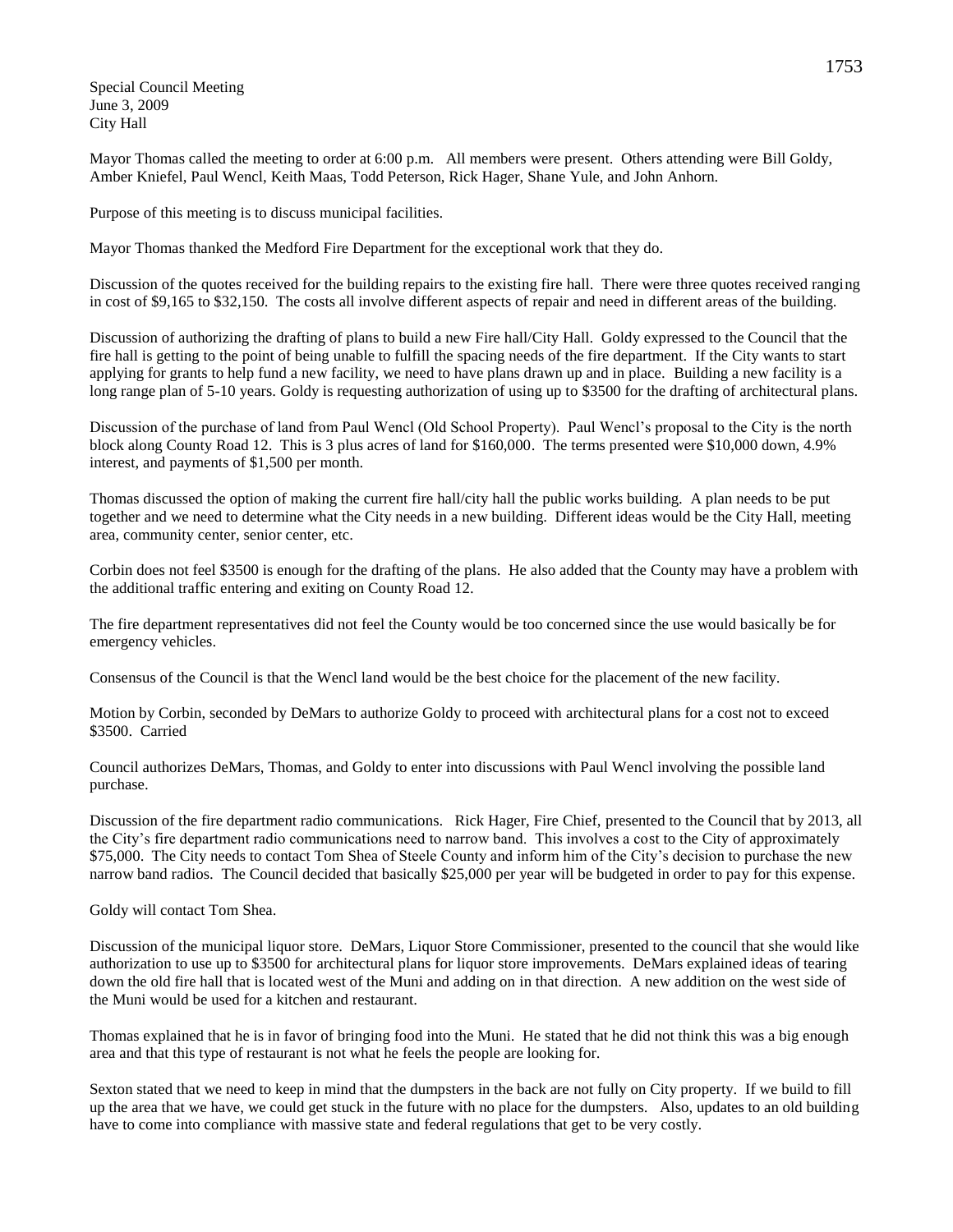Special Council Meeting
June 3, 2009
City Hall

Mayor Thomas called the meeting to order at 6:00 p.m. All members were present. Others attending were Bill Goldy, Amber Kniefel, Paul Wencl, Keith Maas, Todd Peterson, Rick Hager, Shane Yule, and John Anhorn.

Purpose of this meeting is to discuss municipal facilities.

Mayor Thomas thanked the Medford Fire Department for the exceptional work that they do.

Discussion of the quotes received for the building repairs to the existing fire hall. There were three quotes received ranging in cost of $9,165 to $32,150. The costs all involve different aspects of repair and need in different areas of the building.

Discussion of authorizing the drafting of plans to build a new Fire hall/City Hall. Goldy expressed to the Council that the fire hall is getting to the point of being unable to fulfill the spacing needs of the fire department. If the City wants to start applying for grants to help fund a new facility, we need to have plans drawn up and in place. Building a new facility is a long range plan of 5-10 years. Goldy is requesting authorization of using up to $3500 for the drafting of architectural plans.

Discussion of the purchase of land from Paul Wencl (Old School Property). Paul Wencl's proposal to the City is the north block along County Road 12. This is 3 plus acres of land for $160,000. The terms presented were $10,000 down, 4.9% interest, and payments of $1,500 per month.

Thomas discussed the option of making the current fire hall/city hall the public works building. A plan needs to be put together and we need to determine what the City needs in a new building. Different ideas would be the City Hall, meeting area, community center, senior center, etc.

Corbin does not feel $3500 is enough for the drafting of the plans. He also added that the County may have a problem with the additional traffic entering and exiting on County Road 12.

The fire department representatives did not feel the County would be too concerned since the use would basically be for emergency vehicles.

Consensus of the Council is that the Wencl land would be the best choice for the placement of the new facility.

Motion by Corbin, seconded by DeMars to authorize Goldy to proceed with architectural plans for a cost not to exceed $3500. Carried

Council authorizes DeMars, Thomas, and Goldy to enter into discussions with Paul Wencl involving the possible land purchase.

Discussion of the fire department radio communications. Rick Hager, Fire Chief, presented to the Council that by 2013, all the City's fire department radio communications need to narrow band. This involves a cost to the City of approximately $75,000. The City needs to contact Tom Shea of Steele County and inform him of the City's decision to purchase the new narrow band radios. The Council decided that basically $25,000 per year will be budgeted in order to pay for this expense.

Goldy will contact Tom Shea.

Discussion of the municipal liquor store. DeMars, Liquor Store Commissioner, presented to the council that she would like authorization to use up to $3500 for architectural plans for liquor store improvements. DeMars explained ideas of tearing down the old fire hall that is located west of the Muni and adding on in that direction. A new addition on the west side of the Muni would be used for a kitchen and restaurant.

Thomas explained that he is in favor of bringing food into the Muni. He stated that he did not think this was a big enough area and that this type of restaurant is not what he feels the people are looking for.

Sexton stated that we need to keep in mind that the dumpsters in the back are not fully on City property. If we build to fill up the area that we have, we could get stuck in the future with no place for the dumpsters. Also, updates to an old building have to come into compliance with massive state and federal regulations that get to be very costly.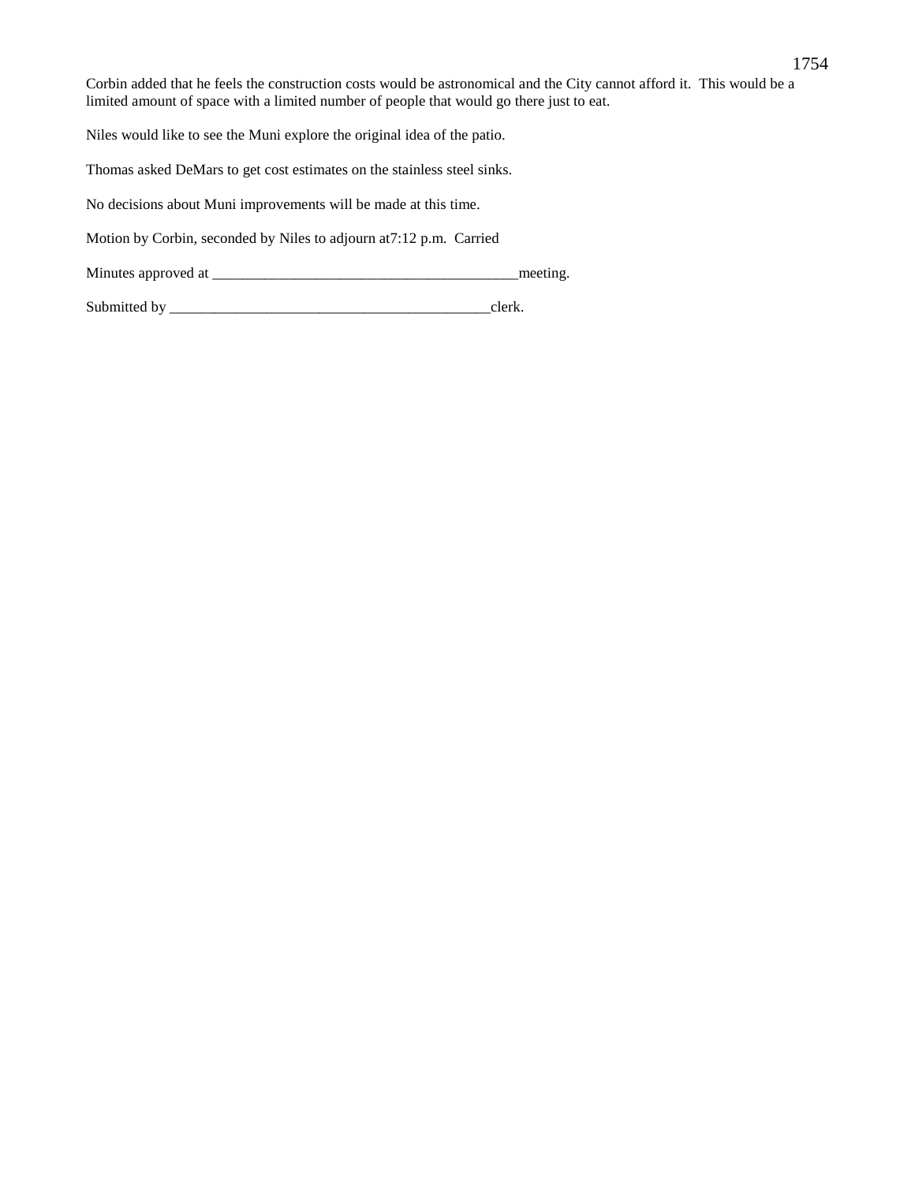Corbin added that he feels the construction costs would be astronomical and the City cannot afford it. This would be a limited amount of space with a limited number of people that would go there just to eat.

Niles would like to see the Muni explore the original idea of the patio.

Thomas asked DeMars to get cost estimates on the stainless steel sinks.

No decisions about Muni improvements will be made at this time.

Motion by Corbin, seconded by Niles to adjourn at7:12 p.m. Carried

Minutes approved at _________________________________________meeting.

Submitted by ____________________________________________clerk.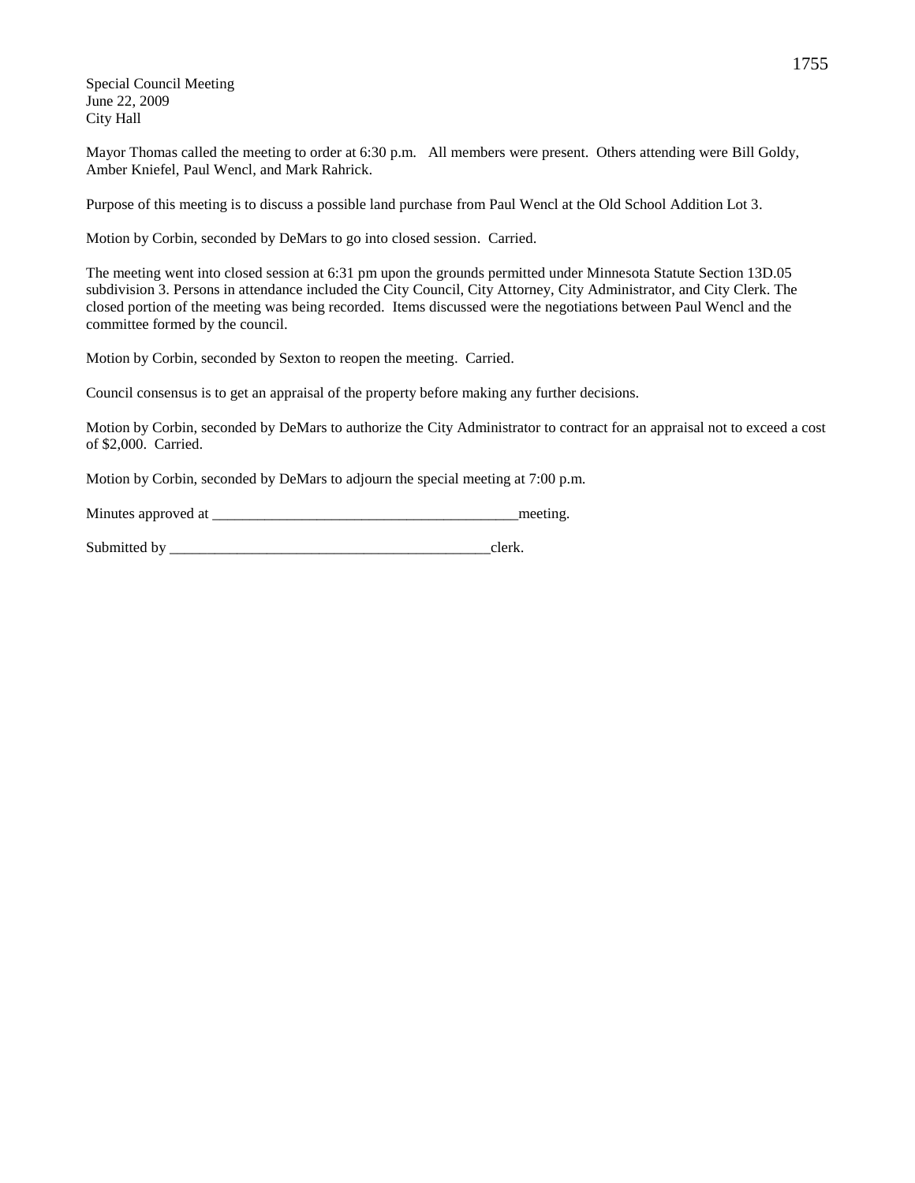Special Council Meeting
June 22, 2009
City Hall

Mayor Thomas called the meeting to order at 6:30 p.m. All members were present. Others attending were Bill Goldy, Amber Kniefel, Paul Wencl, and Mark Rahrick.

Purpose of this meeting is to discuss a possible land purchase from Paul Wencl at the Old School Addition Lot 3.

Motion by Corbin, seconded by DeMars to go into closed session. Carried.

The meeting went into closed session at 6:31 pm upon the grounds permitted under Minnesota Statute Section 13D.05 subdivision 3. Persons in attendance included the City Council, City Attorney, City Administrator, and City Clerk. The closed portion of the meeting was being recorded. Items discussed were the negotiations between Paul Wencl and the committee formed by the council.

Motion by Corbin, seconded by Sexton to reopen the meeting. Carried.

Council consensus is to get an appraisal of the property before making any further decisions.

Motion by Corbin, seconded by DeMars to authorize the City Administrator to contract for an appraisal not to exceed a cost of $2,000. Carried.

Motion by Corbin, seconded by DeMars to adjourn the special meeting at 7:00 p.m.

Minutes approved at __________________________________________meeting.

Submitted by ____________________________________________clerk.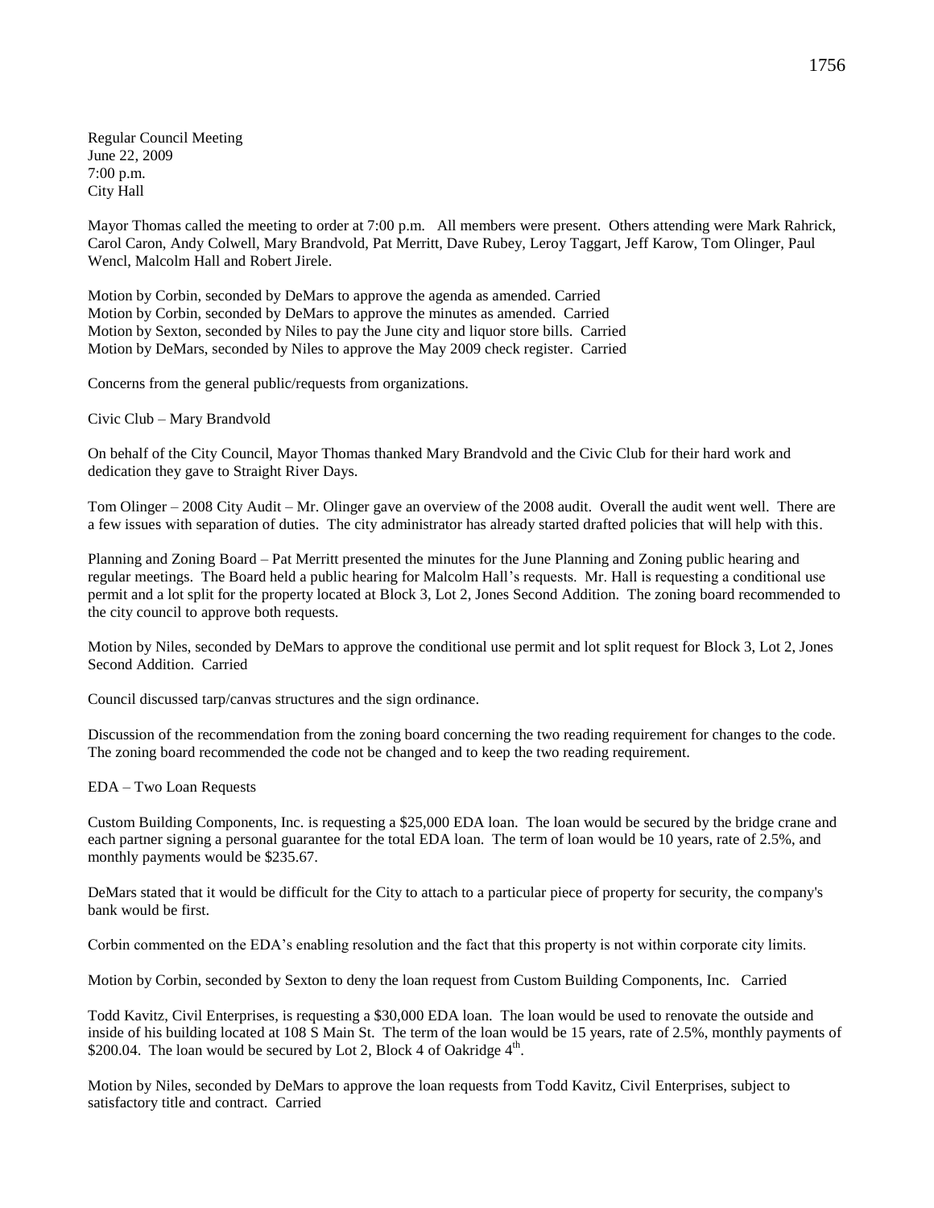Regular Council Meeting
June 22, 2009
7:00 p.m.
City Hall

Mayor Thomas called the meeting to order at 7:00 p.m. All members were present. Others attending were Mark Rahrick, Carol Caron, Andy Colwell, Mary Brandvold, Pat Merritt, Dave Rubey, Leroy Taggart, Jeff Karow, Tom Olinger, Paul Wencl, Malcolm Hall and Robert Jirele.

Motion by Corbin, seconded by DeMars to approve the agenda as amended. Carried
Motion by Corbin, seconded by DeMars to approve the minutes as amended. Carried
Motion by Sexton, seconded by Niles to pay the June city and liquor store bills. Carried
Motion by DeMars, seconded by Niles to approve the May 2009 check register. Carried

Concerns from the general public/requests from organizations.

Civic Club – Mary Brandvold

On behalf of the City Council, Mayor Thomas thanked Mary Brandvold and the Civic Club for their hard work and dedication they gave to Straight River Days.

Tom Olinger – 2008 City Audit – Mr. Olinger gave an overview of the 2008 audit. Overall the audit went well. There are a few issues with separation of duties. The city administrator has already started drafted policies that will help with this.

Planning and Zoning Board – Pat Merritt presented the minutes for the June Planning and Zoning public hearing and regular meetings. The Board held a public hearing for Malcolm Hall's requests. Mr. Hall is requesting a conditional use permit and a lot split for the property located at Block 3, Lot 2, Jones Second Addition. The zoning board recommended to the city council to approve both requests.

Motion by Niles, seconded by DeMars to approve the conditional use permit and lot split request for Block 3, Lot 2, Jones Second Addition. Carried

Council discussed tarp/canvas structures and the sign ordinance.

Discussion of the recommendation from the zoning board concerning the two reading requirement for changes to the code. The zoning board recommended the code not be changed and to keep the two reading requirement.

EDA – Two Loan Requests

Custom Building Components, Inc. is requesting a $25,000 EDA loan. The loan would be secured by the bridge crane and each partner signing a personal guarantee for the total EDA loan. The term of loan would be 10 years, rate of 2.5%, and monthly payments would be $235.67.

DeMars stated that it would be difficult for the City to attach to a particular piece of property for security, the company's bank would be first.

Corbin commented on the EDA's enabling resolution and the fact that this property is not within corporate city limits.

Motion by Corbin, seconded by Sexton to deny the loan request from Custom Building Components, Inc. Carried

Todd Kavitz, Civil Enterprises, is requesting a $30,000 EDA loan. The loan would be used to renovate the outside and inside of his building located at 108 S Main St. The term of the loan would be 15 years, rate of 2.5%, monthly payments of $200.04. The loan would be secured by Lot 2, Block 4 of Oakridge 4th.

Motion by Niles, seconded by DeMars to approve the loan requests from Todd Kavitz, Civil Enterprises, subject to satisfactory title and contract. Carried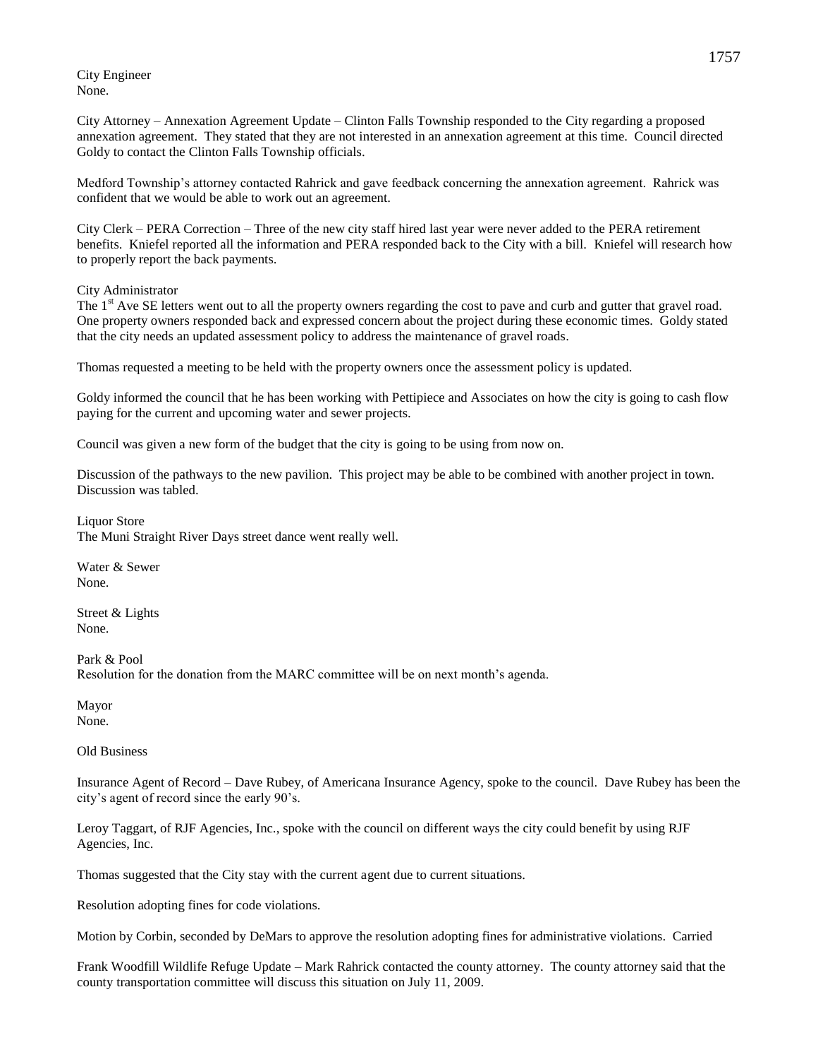City Engineer
None.

City Attorney – Annexation Agreement Update – Clinton Falls Township responded to the City regarding a proposed annexation agreement. They stated that they are not interested in an annexation agreement at this time. Council directed Goldy to contact the Clinton Falls Township officials.

Medford Township's attorney contacted Rahrick and gave feedback concerning the annexation agreement. Rahrick was confident that we would be able to work out an agreement.

City Clerk – PERA Correction – Three of the new city staff hired last year were never added to the PERA retirement benefits. Kniefel reported all the information and PERA responded back to the City with a bill. Kniefel will research how to properly report the back payments.

City Administrator
The 1st Ave SE letters went out to all the property owners regarding the cost to pave and curb and gutter that gravel road. One property owners responded back and expressed concern about the project during these economic times. Goldy stated that the city needs an updated assessment policy to address the maintenance of gravel roads.

Thomas requested a meeting to be held with the property owners once the assessment policy is updated.

Goldy informed the council that he has been working with Pettipiece and Associates on how the city is going to cash flow paying for the current and upcoming water and sewer projects.

Council was given a new form of the budget that the city is going to be using from now on.

Discussion of the pathways to the new pavilion. This project may be able to be combined with another project in town. Discussion was tabled.

Liquor Store
The Muni Straight River Days street dance went really well.

Water & Sewer
None.

Street & Lights
None.

Park & Pool
Resolution for the donation from the MARC committee will be on next month's agenda.

Mayor
None.

Old Business

Insurance Agent of Record – Dave Rubey, of Americana Insurance Agency, spoke to the council. Dave Rubey has been the city's agent of record since the early 90's.

Leroy Taggart, of RJF Agencies, Inc., spoke with the council on different ways the city could benefit by using RJF Agencies, Inc.

Thomas suggested that the City stay with the current agent due to current situations.

Resolution adopting fines for code violations.

Motion by Corbin, seconded by DeMars to approve the resolution adopting fines for administrative violations. Carried

Frank Woodfill Wildlife Refuge Update – Mark Rahrick contacted the county attorney. The county attorney said that the county transportation committee will discuss this situation on July 11, 2009.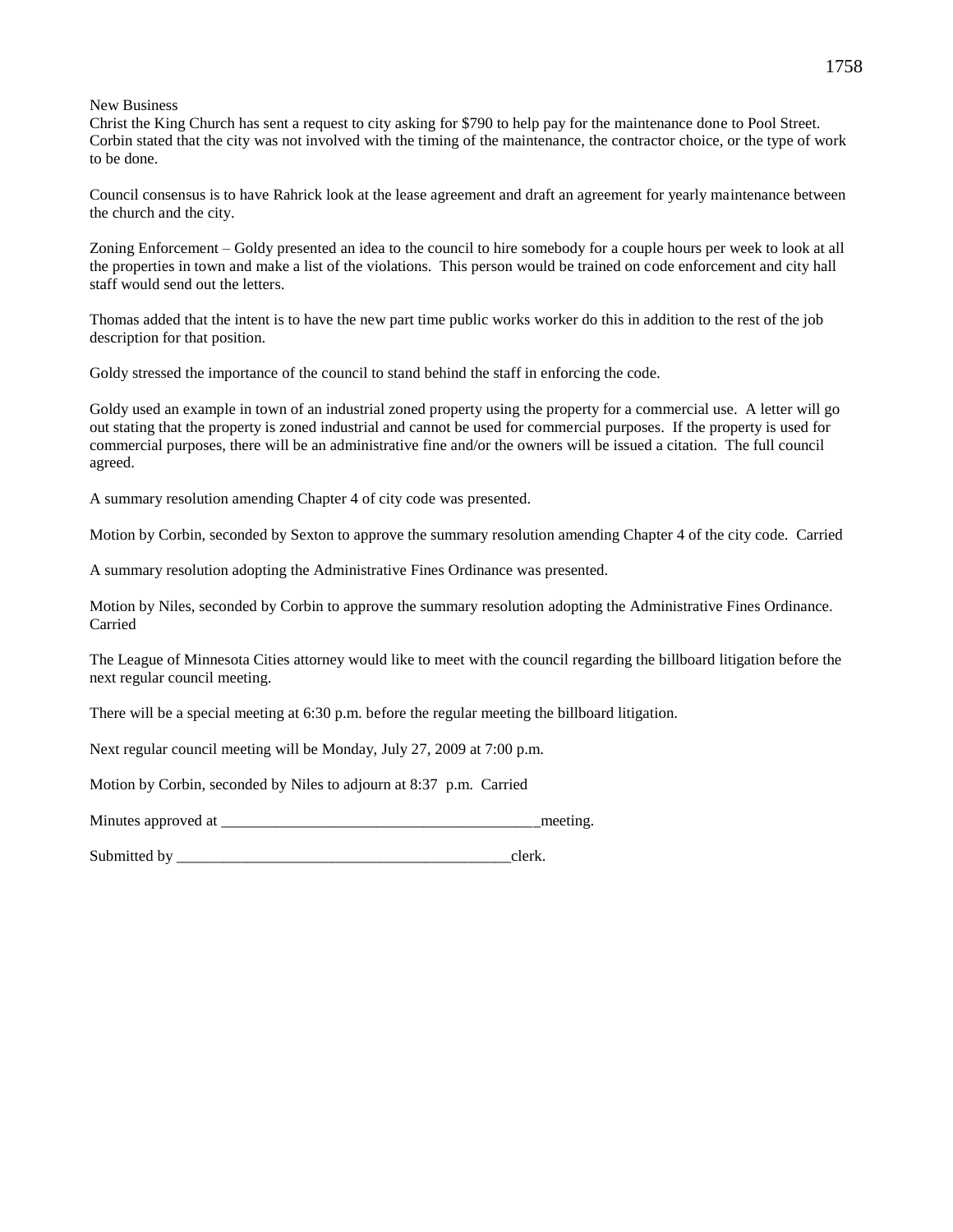New Business

Christ the King Church has sent a request to city asking for $790 to help pay for the maintenance done to Pool Street. Corbin stated that the city was not involved with the timing of the maintenance, the contractor choice, or the type of work to be done.

Council consensus is to have Rahrick look at the lease agreement and draft an agreement for yearly maintenance between the church and the city.

Zoning Enforcement – Goldy presented an idea to the council to hire somebody for a couple hours per week to look at all the properties in town and make a list of the violations. This person would be trained on code enforcement and city hall staff would send out the letters.

Thomas added that the intent is to have the new part time public works worker do this in addition to the rest of the job description for that position.

Goldy stressed the importance of the council to stand behind the staff in enforcing the code.

Goldy used an example in town of an industrial zoned property using the property for a commercial use. A letter will go out stating that the property is zoned industrial and cannot be used for commercial purposes. If the property is used for commercial purposes, there will be an administrative fine and/or the owners will be issued a citation. The full council agreed.

A summary resolution amending Chapter 4 of city code was presented.

Motion by Corbin, seconded by Sexton to approve the summary resolution amending Chapter 4 of the city code. Carried

A summary resolution adopting the Administrative Fines Ordinance was presented.

Motion by Niles, seconded by Corbin to approve the summary resolution adopting the Administrative Fines Ordinance. Carried

The League of Minnesota Cities attorney would like to meet with the council regarding the billboard litigation before the next regular council meeting.

There will be a special meeting at 6:30 p.m. before the regular meeting the billboard litigation.

Next regular council meeting will be Monday, July 27, 2009 at 7:00 p.m.

Motion by Corbin, seconded by Niles to adjourn at 8:37 p.m. Carried

Minutes approved at ________________________________________meeting.

Submitted by __________________________________________clerk.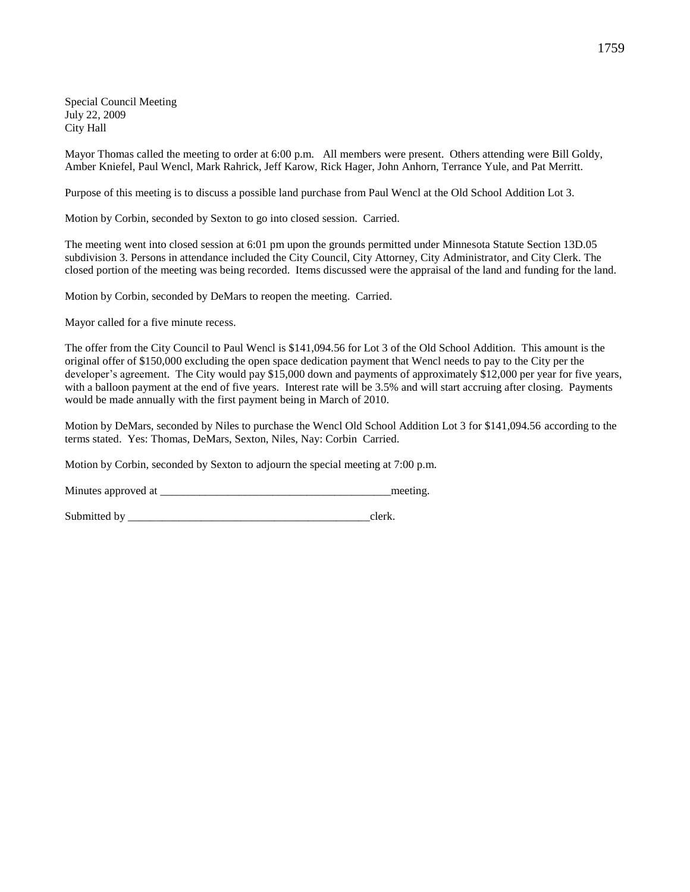Special Council Meeting
July 22, 2009
City Hall

Mayor Thomas called the meeting to order at 6:00 p.m. All members were present. Others attending were Bill Goldy, Amber Kniefel, Paul Wencl, Mark Rahrick, Jeff Karow, Rick Hager, John Anhorn, Terrance Yule, and Pat Merritt.

Purpose of this meeting is to discuss a possible land purchase from Paul Wencl at the Old School Addition Lot 3.

Motion by Corbin, seconded by Sexton to go into closed session. Carried.

The meeting went into closed session at 6:01 pm upon the grounds permitted under Minnesota Statute Section 13D.05 subdivision 3. Persons in attendance included the City Council, City Attorney, City Administrator, and City Clerk. The closed portion of the meeting was being recorded. Items discussed were the appraisal of the land and funding for the land.

Motion by Corbin, seconded by DeMars to reopen the meeting. Carried.

Mayor called for a five minute recess.

The offer from the City Council to Paul Wencl is $141,094.56 for Lot 3 of the Old School Addition. This amount is the original offer of $150,000 excluding the open space dedication payment that Wencl needs to pay to the City per the developer's agreement. The City would pay $15,000 down and payments of approximately $12,000 per year for five years, with a balloon payment at the end of five years. Interest rate will be 3.5% and will start accruing after closing. Payments would be made annually with the first payment being in March of 2010.

Motion by DeMars, seconded by Niles to purchase the Wencl Old School Addition Lot 3 for $141,094.56 according to the terms stated. Yes: Thomas, DeMars, Sexton, Niles, Nay: Corbin Carried.

Motion by Corbin, seconded by Sexton to adjourn the special meeting at 7:00 p.m.

Minutes approved at ________________________________________meeting.

Submitted by ___________________________________________clerk.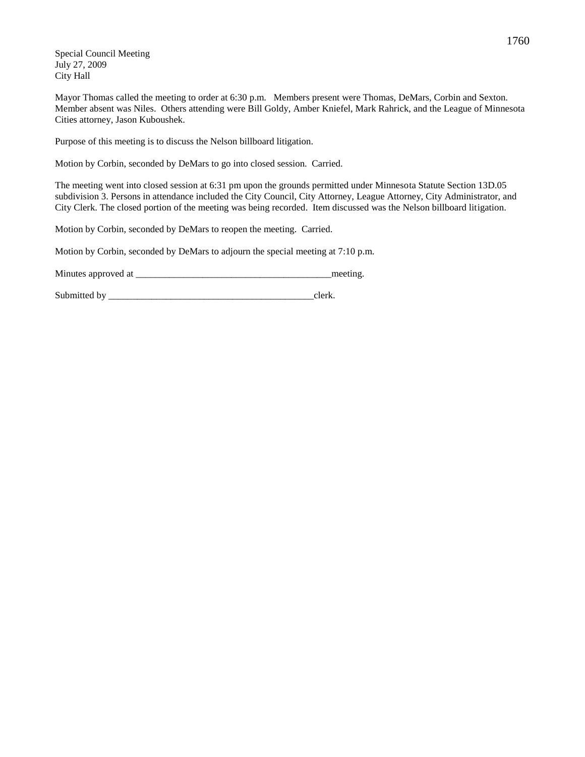Special Council Meeting
July 27, 2009
City Hall

Mayor Thomas called the meeting to order at 6:30 p.m. Members present were Thomas, DeMars, Corbin and Sexton. Member absent was Niles. Others attending were Bill Goldy, Amber Kniefel, Mark Rahrick, and the League of Minnesota Cities attorney, Jason Kuboushek.

Purpose of this meeting is to discuss the Nelson billboard litigation.

Motion by Corbin, seconded by DeMars to go into closed session. Carried.

The meeting went into closed session at 6:31 pm upon the grounds permitted under Minnesota Statute Section 13D.05 subdivision 3. Persons in attendance included the City Council, City Attorney, League Attorney, City Administrator, and City Clerk. The closed portion of the meeting was being recorded. Item discussed was the Nelson billboard litigation.

Motion by Corbin, seconded by DeMars to reopen the meeting. Carried.

Motion by Corbin, seconded by DeMars to adjourn the special meeting at 7:10 p.m.

Minutes approved at ________________________________________meeting.

Submitted by ___________________________________________clerk.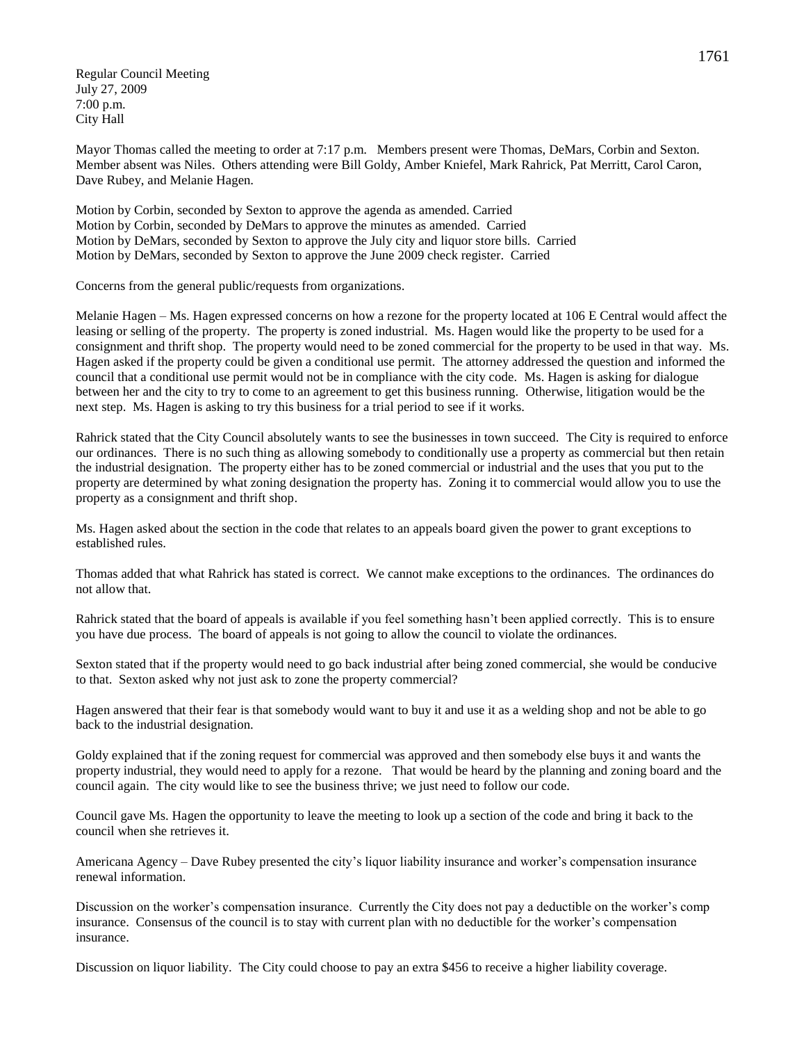Regular Council Meeting
July 27, 2009
7:00 p.m.
City Hall

Mayor Thomas called the meeting to order at 7:17 p.m. Members present were Thomas, DeMars, Corbin and Sexton. Member absent was Niles. Others attending were Bill Goldy, Amber Kniefel, Mark Rahrick, Pat Merritt, Carol Caron, Dave Rubey, and Melanie Hagen.

Motion by Corbin, seconded by Sexton to approve the agenda as amended. Carried
Motion by Corbin, seconded by DeMars to approve the minutes as amended. Carried
Motion by DeMars, seconded by Sexton to approve the July city and liquor store bills. Carried
Motion by DeMars, seconded by Sexton to approve the June 2009 check register. Carried

Concerns from the general public/requests from organizations.

Melanie Hagen – Ms. Hagen expressed concerns on how a rezone for the property located at 106 E Central would affect the leasing or selling of the property. The property is zoned industrial. Ms. Hagen would like the property to be used for a consignment and thrift shop. The property would need to be zoned commercial for the property to be used in that way. Ms. Hagen asked if the property could be given a conditional use permit. The attorney addressed the question and informed the council that a conditional use permit would not be in compliance with the city code. Ms. Hagen is asking for dialogue between her and the city to try to come to an agreement to get this business running. Otherwise, litigation would be the next step. Ms. Hagen is asking to try this business for a trial period to see if it works.

Rahrick stated that the City Council absolutely wants to see the businesses in town succeed. The City is required to enforce our ordinances. There is no such thing as allowing somebody to conditionally use a property as commercial but then retain the industrial designation. The property either has to be zoned commercial or industrial and the uses that you put to the property are determined by what zoning designation the property has. Zoning it to commercial would allow you to use the property as a consignment and thrift shop.

Ms. Hagen asked about the section in the code that relates to an appeals board given the power to grant exceptions to established rules.

Thomas added that what Rahrick has stated is correct. We cannot make exceptions to the ordinances. The ordinances do not allow that.

Rahrick stated that the board of appeals is available if you feel something hasn't been applied correctly. This is to ensure you have due process. The board of appeals is not going to allow the council to violate the ordinances.

Sexton stated that if the property would need to go back industrial after being zoned commercial, she would be conducive to that. Sexton asked why not just ask to zone the property commercial?

Hagen answered that their fear is that somebody would want to buy it and use it as a welding shop and not be able to go back to the industrial designation.

Goldy explained that if the zoning request for commercial was approved and then somebody else buys it and wants the property industrial, they would need to apply for a rezone. That would be heard by the planning and zoning board and the council again. The city would like to see the business thrive; we just need to follow our code.

Council gave Ms. Hagen the opportunity to leave the meeting to look up a section of the code and bring it back to the council when she retrieves it.

Americana Agency – Dave Rubey presented the city's liquor liability insurance and worker's compensation insurance renewal information.

Discussion on the worker's compensation insurance. Currently the City does not pay a deductible on the worker's comp insurance. Consensus of the council is to stay with current plan with no deductible for the worker's compensation insurance.

Discussion on liquor liability. The City could choose to pay an extra $456 to receive a higher liability coverage.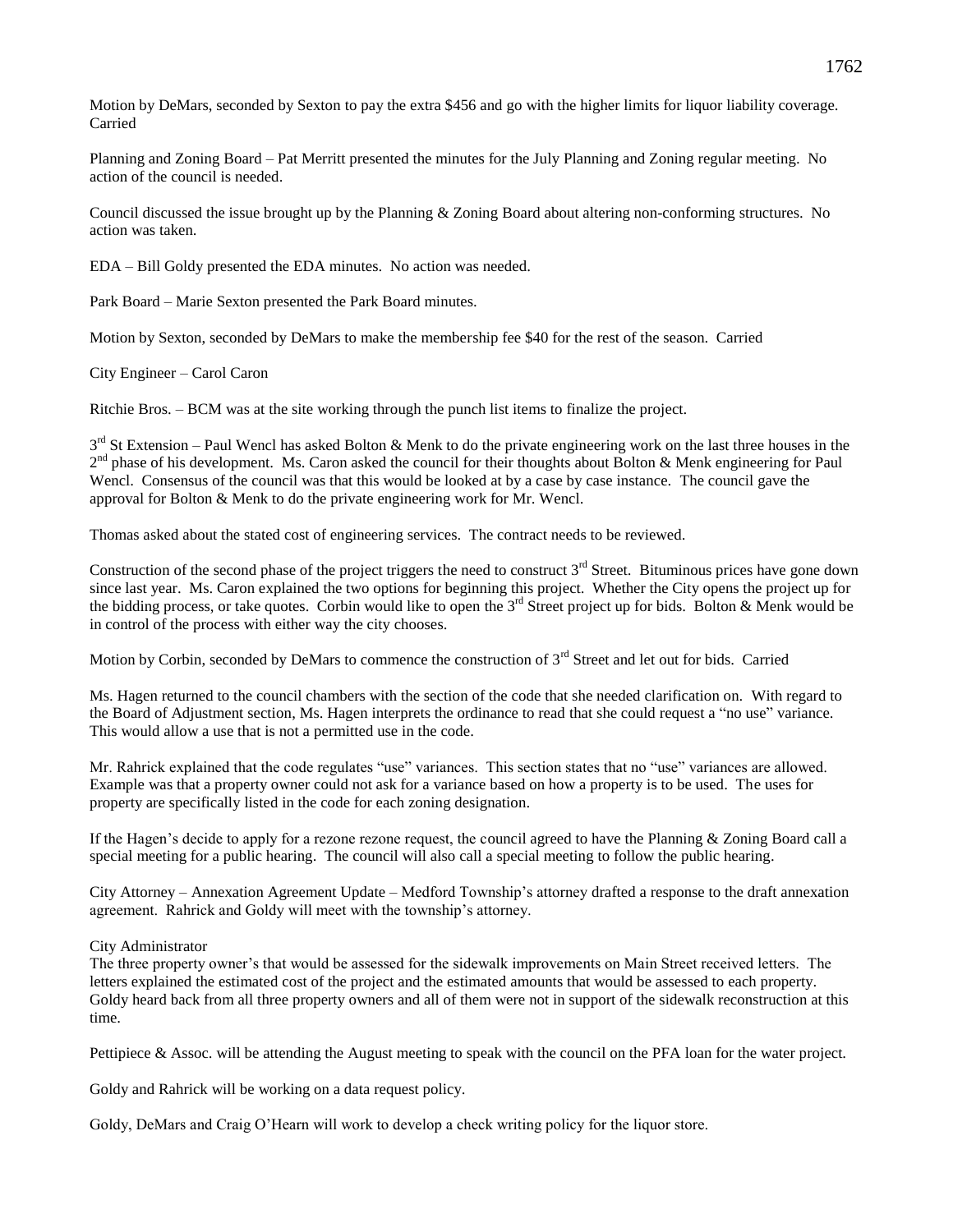Motion by DeMars, seconded by Sexton to pay the extra $456 and go with the higher limits for liquor liability coverage. Carried

Planning and Zoning Board – Pat Merritt presented the minutes for the July Planning and Zoning regular meeting. No action of the council is needed.

Council discussed the issue brought up by the Planning & Zoning Board about altering non-conforming structures. No action was taken.

EDA – Bill Goldy presented the EDA minutes. No action was needed.

Park Board – Marie Sexton presented the Park Board minutes.

Motion by Sexton, seconded by DeMars to make the membership fee $40 for the rest of the season. Carried

City Engineer – Carol Caron

Ritchie Bros. – BCM was at the site working through the punch list items to finalize the project.

3rd St Extension – Paul Wencl has asked Bolton & Menk to do the private engineering work on the last three houses in the 2nd phase of his development. Ms. Caron asked the council for their thoughts about Bolton & Menk engineering for Paul Wencl. Consensus of the council was that this would be looked at by a case by case instance. The council gave the approval for Bolton & Menk to do the private engineering work for Mr. Wencl.

Thomas asked about the stated cost of engineering services. The contract needs to be reviewed.

Construction of the second phase of the project triggers the need to construct 3rd Street. Bituminous prices have gone down since last year. Ms. Caron explained the two options for beginning this project. Whether the City opens the project up for the bidding process, or take quotes. Corbin would like to open the 3rd Street project up for bids. Bolton & Menk would be in control of the process with either way the city chooses.

Motion by Corbin, seconded by DeMars to commence the construction of 3rd Street and let out for bids. Carried

Ms. Hagen returned to the council chambers with the section of the code that she needed clarification on. With regard to the Board of Adjustment section, Ms. Hagen interprets the ordinance to read that she could request a "no use" variance. This would allow a use that is not a permitted use in the code.

Mr. Rahrick explained that the code regulates "use" variances. This section states that no "use" variances are allowed. Example was that a property owner could not ask for a variance based on how a property is to be used. The uses for property are specifically listed in the code for each zoning designation.

If the Hagen's decide to apply for a rezone rezone request, the council agreed to have the Planning & Zoning Board call a special meeting for a public hearing. The council will also call a special meeting to follow the public hearing.

City Attorney – Annexation Agreement Update – Medford Township's attorney drafted a response to the draft annexation agreement. Rahrick and Goldy will meet with the township's attorney.

City Administrator
The three property owner's that would be assessed for the sidewalk improvements on Main Street received letters. The letters explained the estimated cost of the project and the estimated amounts that would be assessed to each property. Goldy heard back from all three property owners and all of them were not in support of the sidewalk reconstruction at this time.

Pettipiece & Assoc. will be attending the August meeting to speak with the council on the PFA loan for the water project.

Goldy and Rahrick will be working on a data request policy.

Goldy, DeMars and Craig O'Hearn will work to develop a check writing policy for the liquor store.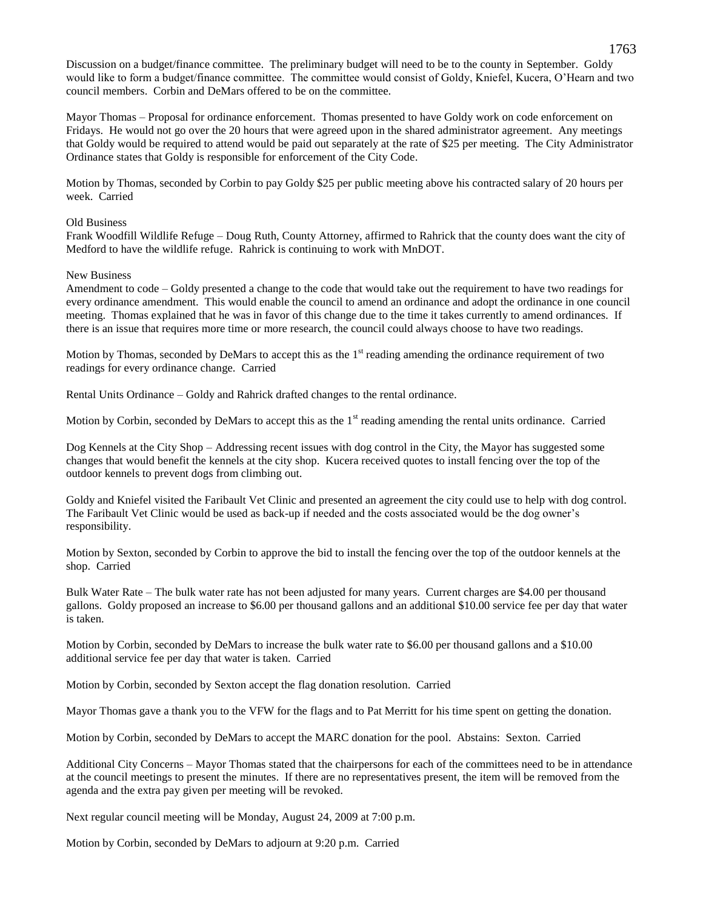Discussion on a budget/finance committee. The preliminary budget will need to be to the county in September. Goldy would like to form a budget/finance committee. The committee would consist of Goldy, Kniefel, Kucera, O'Hearn and two council members. Corbin and DeMars offered to be on the committee.

Mayor Thomas – Proposal for ordinance enforcement. Thomas presented to have Goldy work on code enforcement on Fridays. He would not go over the 20 hours that were agreed upon in the shared administrator agreement. Any meetings that Goldy would be required to attend would be paid out separately at the rate of $25 per meeting. The City Administrator Ordinance states that Goldy is responsible for enforcement of the City Code.

Motion by Thomas, seconded by Corbin to pay Goldy $25 per public meeting above his contracted salary of 20 hours per week. Carried

Old Business

Frank Woodfill Wildlife Refuge – Doug Ruth, County Attorney, affirmed to Rahrick that the county does want the city of Medford to have the wildlife refuge. Rahrick is continuing to work with MnDOT.

New Business

Amendment to code – Goldy presented a change to the code that would take out the requirement to have two readings for every ordinance amendment. This would enable the council to amend an ordinance and adopt the ordinance in one council meeting. Thomas explained that he was in favor of this change due to the time it takes currently to amend ordinances. If there is an issue that requires more time or more research, the council could always choose to have two readings.

Motion by Thomas, seconded by DeMars to accept this as the 1st reading amending the ordinance requirement of two readings for every ordinance change. Carried

Rental Units Ordinance – Goldy and Rahrick drafted changes to the rental ordinance.

Motion by Corbin, seconded by DeMars to accept this as the 1st reading amending the rental units ordinance. Carried

Dog Kennels at the City Shop – Addressing recent issues with dog control in the City, the Mayor has suggested some changes that would benefit the kennels at the city shop. Kucera received quotes to install fencing over the top of the outdoor kennels to prevent dogs from climbing out.

Goldy and Kniefel visited the Faribault Vet Clinic and presented an agreement the city could use to help with dog control. The Faribault Vet Clinic would be used as back-up if needed and the costs associated would be the dog owner's responsibility.

Motion by Sexton, seconded by Corbin to approve the bid to install the fencing over the top of the outdoor kennels at the shop. Carried

Bulk Water Rate – The bulk water rate has not been adjusted for many years. Current charges are $4.00 per thousand gallons. Goldy proposed an increase to $6.00 per thousand gallons and an additional $10.00 service fee per day that water is taken.

Motion by Corbin, seconded by DeMars to increase the bulk water rate to $6.00 per thousand gallons and a $10.00 additional service fee per day that water is taken. Carried

Motion by Corbin, seconded by Sexton accept the flag donation resolution. Carried

Mayor Thomas gave a thank you to the VFW for the flags and to Pat Merritt for his time spent on getting the donation.

Motion by Corbin, seconded by DeMars to accept the MARC donation for the pool. Abstains: Sexton. Carried

Additional City Concerns – Mayor Thomas stated that the chairpersons for each of the committees need to be in attendance at the council meetings to present the minutes. If there are no representatives present, the item will be removed from the agenda and the extra pay given per meeting will be revoked.

Next regular council meeting will be Monday, August 24, 2009 at 7:00 p.m.

Motion by Corbin, seconded by DeMars to adjourn at 9:20 p.m. Carried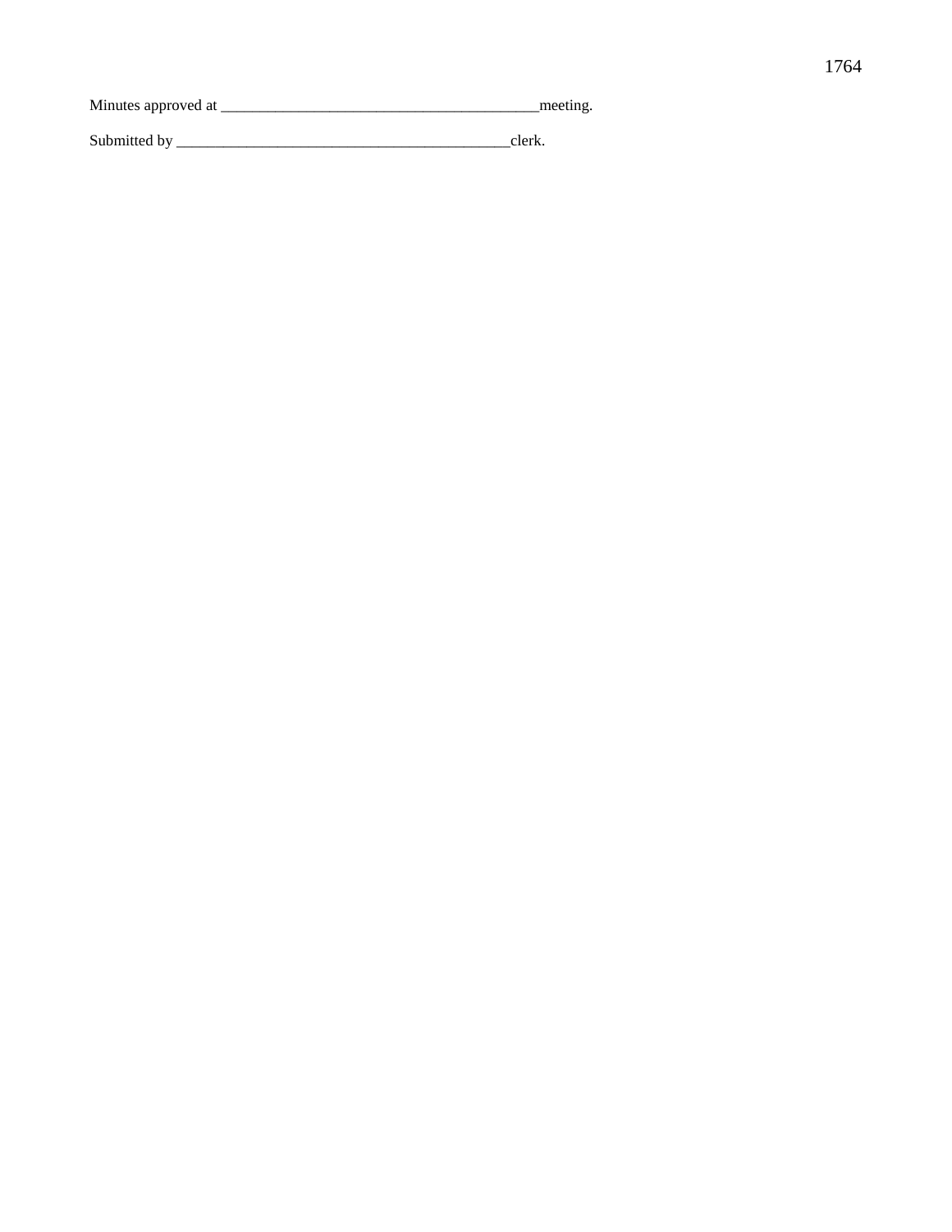Minutes approved at _________________________________________meeting.

Submitted by ___________________________________________clerk.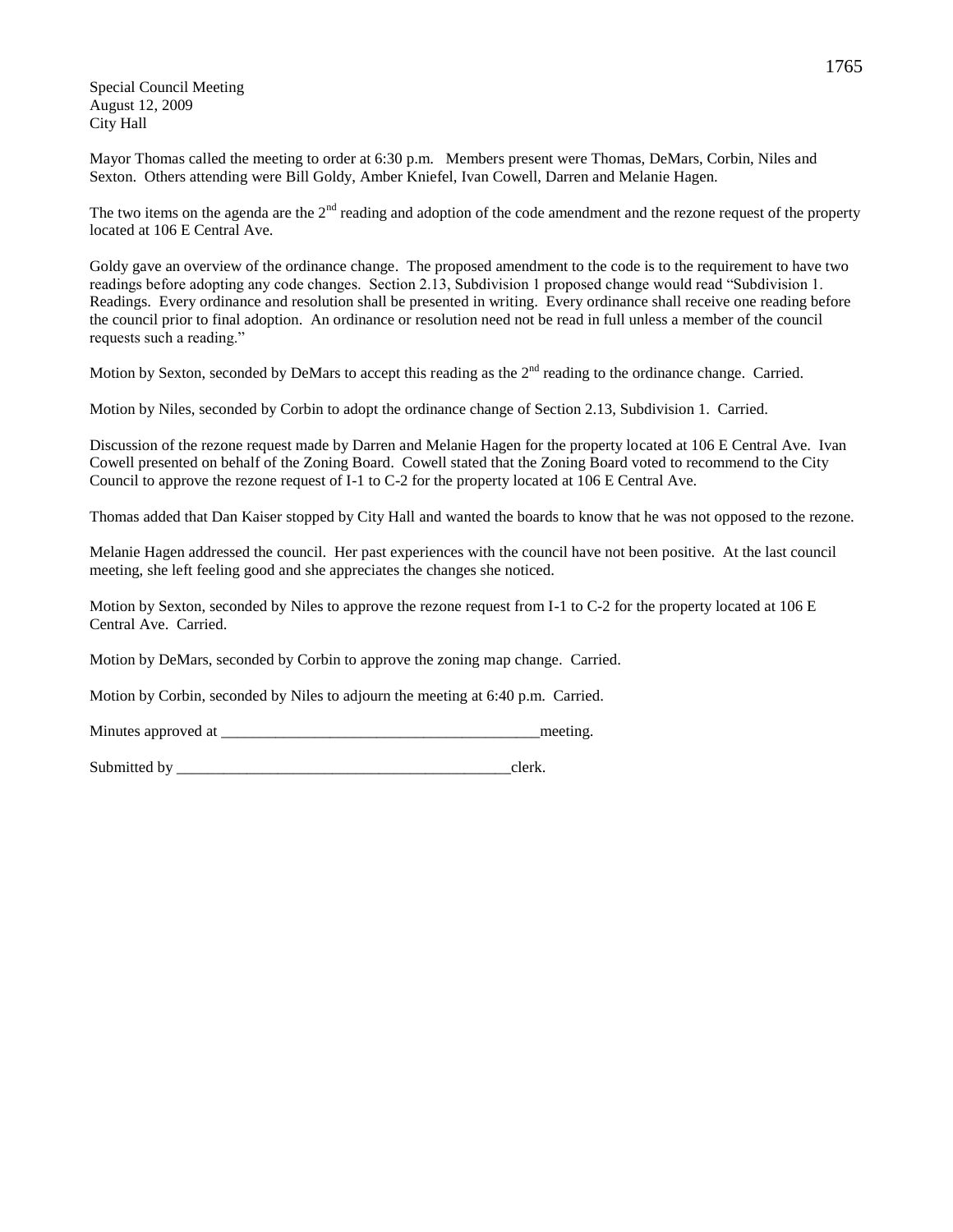Special Council Meeting
August 12, 2009
City Hall

Mayor Thomas called the meeting to order at 6:30 p.m. Members present were Thomas, DeMars, Corbin, Niles and Sexton. Others attending were Bill Goldy, Amber Kniefel, Ivan Cowell, Darren and Melanie Hagen.

The two items on the agenda are the 2nd reading and adoption of the code amendment and the rezone request of the property located at 106 E Central Ave.

Goldy gave an overview of the ordinance change. The proposed amendment to the code is to the requirement to have two readings before adopting any code changes. Section 2.13, Subdivision 1 proposed change would read "Subdivision 1. Readings. Every ordinance and resolution shall be presented in writing. Every ordinance shall receive one reading before the council prior to final adoption. An ordinance or resolution need not be read in full unless a member of the council requests such a reading."

Motion by Sexton, seconded by DeMars to accept this reading as the 2nd reading to the ordinance change. Carried.

Motion by Niles, seconded by Corbin to adopt the ordinance change of Section 2.13, Subdivision 1. Carried.

Discussion of the rezone request made by Darren and Melanie Hagen for the property located at 106 E Central Ave. Ivan Cowell presented on behalf of the Zoning Board. Cowell stated that the Zoning Board voted to recommend to the City Council to approve the rezone request of I-1 to C-2 for the property located at 106 E Central Ave.

Thomas added that Dan Kaiser stopped by City Hall and wanted the boards to know that he was not opposed to the rezone.

Melanie Hagen addressed the council. Her past experiences with the council have not been positive. At the last council meeting, she left feeling good and she appreciates the changes she noticed.

Motion by Sexton, seconded by Niles to approve the rezone request from I-1 to C-2 for the property located at 106 E Central Ave. Carried.

Motion by DeMars, seconded by Corbin to approve the zoning map change. Carried.

Motion by Corbin, seconded by Niles to adjourn the meeting at 6:40 p.m. Carried.

Minutes approved at \_\_\_\_\_\_\_\_\_\_\_\_\_\_\_\_\_\_\_\_\_\_\_\_\_\_\_\_\_\_\_\_\_\_\_\_\_\_\_\_\_\_meeting.

Submitted by \_\_\_\_\_\_\_\_\_\_\_\_\_\_\_\_\_\_\_\_\_\_\_\_\_\_\_\_\_\_\_\_\_\_\_\_\_\_\_\_\_\_\_\_clerk.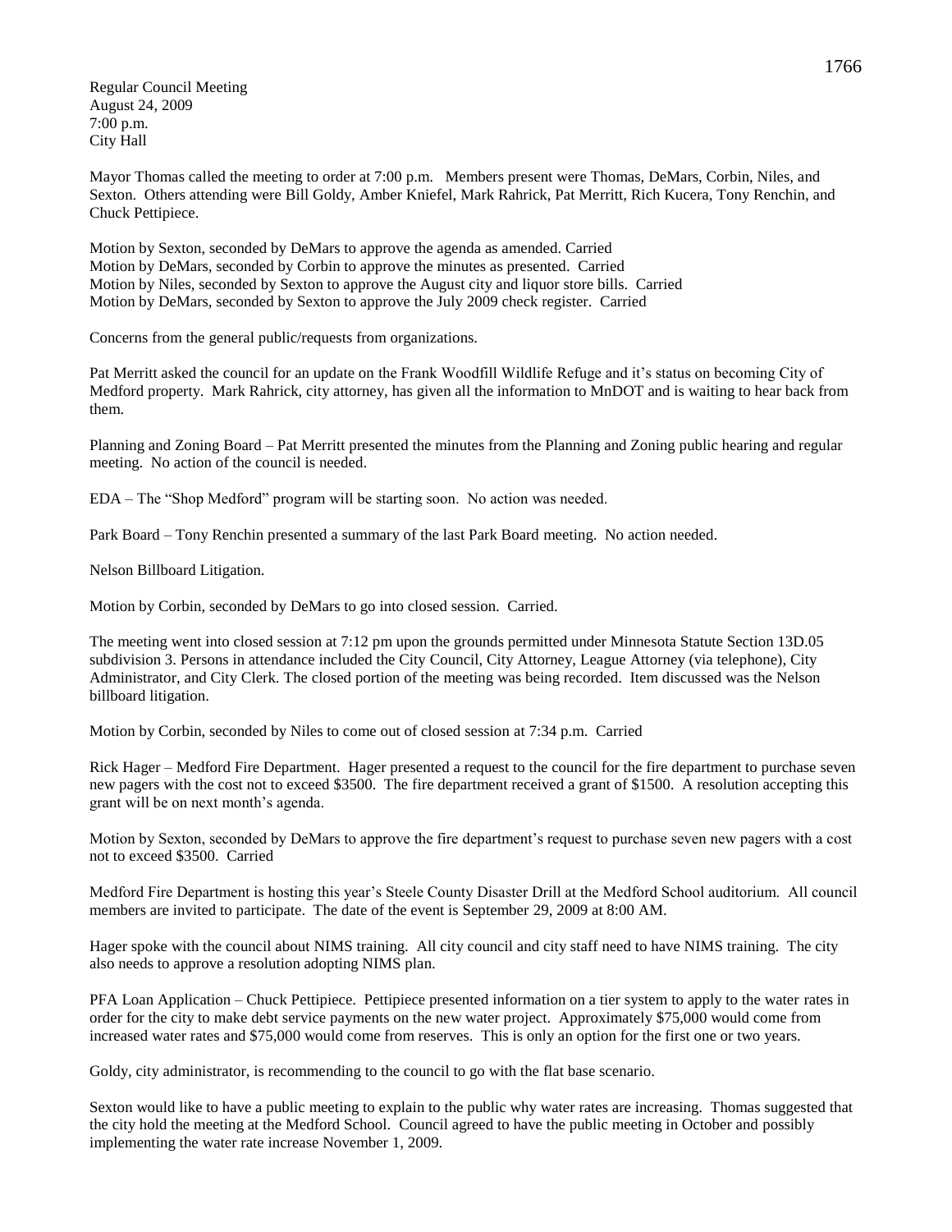Regular Council Meeting
August 24, 2009
7:00 p.m.
City Hall

Mayor Thomas called the meeting to order at 7:00 p.m. Members present were Thomas, DeMars, Corbin, Niles, and Sexton. Others attending were Bill Goldy, Amber Kniefel, Mark Rahrick, Pat Merritt, Rich Kucera, Tony Renchin, and Chuck Pettipiece.

Motion by Sexton, seconded by DeMars to approve the agenda as amended. Carried
Motion by DeMars, seconded by Corbin to approve the minutes as presented. Carried
Motion by Niles, seconded by Sexton to approve the August city and liquor store bills. Carried
Motion by DeMars, seconded by Sexton to approve the July 2009 check register. Carried

Concerns from the general public/requests from organizations.

Pat Merritt asked the council for an update on the Frank Woodfill Wildlife Refuge and it's status on becoming City of Medford property. Mark Rahrick, city attorney, has given all the information to MnDOT and is waiting to hear back from them.

Planning and Zoning Board – Pat Merritt presented the minutes from the Planning and Zoning public hearing and regular meeting. No action of the council is needed.

EDA – The "Shop Medford" program will be starting soon. No action was needed.

Park Board – Tony Renchin presented a summary of the last Park Board meeting. No action needed.

Nelson Billboard Litigation.

Motion by Corbin, seconded by DeMars to go into closed session. Carried.

The meeting went into closed session at 7:12 pm upon the grounds permitted under Minnesota Statute Section 13D.05 subdivision 3. Persons in attendance included the City Council, City Attorney, League Attorney (via telephone), City Administrator, and City Clerk. The closed portion of the meeting was being recorded. Item discussed was the Nelson billboard litigation.

Motion by Corbin, seconded by Niles to come out of closed session at 7:34 p.m. Carried

Rick Hager – Medford Fire Department. Hager presented a request to the council for the fire department to purchase seven new pagers with the cost not to exceed $3500. The fire department received a grant of $1500. A resolution accepting this grant will be on next month's agenda.

Motion by Sexton, seconded by DeMars to approve the fire department's request to purchase seven new pagers with a cost not to exceed $3500. Carried

Medford Fire Department is hosting this year's Steele County Disaster Drill at the Medford School auditorium. All council members are invited to participate. The date of the event is September 29, 2009 at 8:00 AM.

Hager spoke with the council about NIMS training. All city council and city staff need to have NIMS training. The city also needs to approve a resolution adopting NIMS plan.

PFA Loan Application – Chuck Pettipiece. Pettipiece presented information on a tier system to apply to the water rates in order for the city to make debt service payments on the new water project. Approximately $75,000 would come from increased water rates and $75,000 would come from reserves. This is only an option for the first one or two years.

Goldy, city administrator, is recommending to the council to go with the flat base scenario.

Sexton would like to have a public meeting to explain to the public why water rates are increasing. Thomas suggested that the city hold the meeting at the Medford School. Council agreed to have the public meeting in October and possibly implementing the water rate increase November 1, 2009.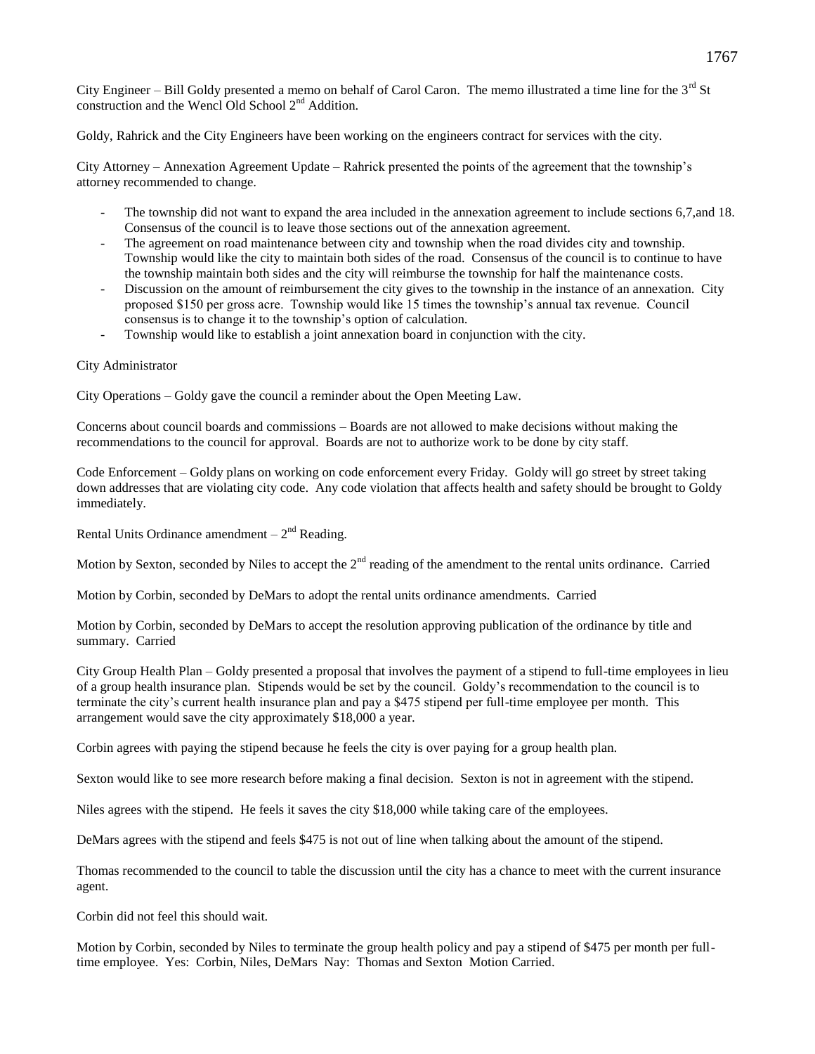City Engineer – Bill Goldy presented a memo on behalf of Carol Caron. The memo illustrated a time line for the 3rd St construction and the Wencl Old School 2nd Addition.

Goldy, Rahrick and the City Engineers have been working on the engineers contract for services with the city.

City Attorney – Annexation Agreement Update – Rahrick presented the points of the agreement that the township's attorney recommended to change.

- The township did not want to expand the area included in the annexation agreement to include sections 6,7,and 18. Consensus of the council is to leave those sections out of the annexation agreement.
- The agreement on road maintenance between city and township when the road divides city and township. Township would like the city to maintain both sides of the road. Consensus of the council is to continue to have the township maintain both sides and the city will reimburse the township for half the maintenance costs.
- Discussion on the amount of reimbursement the city gives to the township in the instance of an annexation. City proposed $150 per gross acre. Township would like 15 times the township's annual tax revenue. Council consensus is to change it to the township's option of calculation.
- Township would like to establish a joint annexation board in conjunction with the city.

City Administrator

City Operations – Goldy gave the council a reminder about the Open Meeting Law.

Concerns about council boards and commissions – Boards are not allowed to make decisions without making the recommendations to the council for approval. Boards are not to authorize work to be done by city staff.

Code Enforcement – Goldy plans on working on code enforcement every Friday. Goldy will go street by street taking down addresses that are violating city code. Any code violation that affects health and safety should be brought to Goldy immediately.

Rental Units Ordinance amendment – 2nd Reading.

Motion by Sexton, seconded by Niles to accept the 2nd reading of the amendment to the rental units ordinance. Carried

Motion by Corbin, seconded by DeMars to adopt the rental units ordinance amendments. Carried

Motion by Corbin, seconded by DeMars to accept the resolution approving publication of the ordinance by title and summary. Carried

City Group Health Plan – Goldy presented a proposal that involves the payment of a stipend to full-time employees in lieu of a group health insurance plan. Stipends would be set by the council. Goldy's recommendation to the council is to terminate the city's current health insurance plan and pay a $475 stipend per full-time employee per month. This arrangement would save the city approximately $18,000 a year.

Corbin agrees with paying the stipend because he feels the city is over paying for a group health plan.

Sexton would like to see more research before making a final decision. Sexton is not in agreement with the stipend.

Niles agrees with the stipend. He feels it saves the city $18,000 while taking care of the employees.

DeMars agrees with the stipend and feels $475 is not out of line when talking about the amount of the stipend.

Thomas recommended to the council to table the discussion until the city has a chance to meet with the current insurance agent.

Corbin did not feel this should wait.

Motion by Corbin, seconded by Niles to terminate the group health policy and pay a stipend of $475 per month per full-time employee. Yes: Corbin, Niles, DeMars Nay: Thomas and Sexton Motion Carried.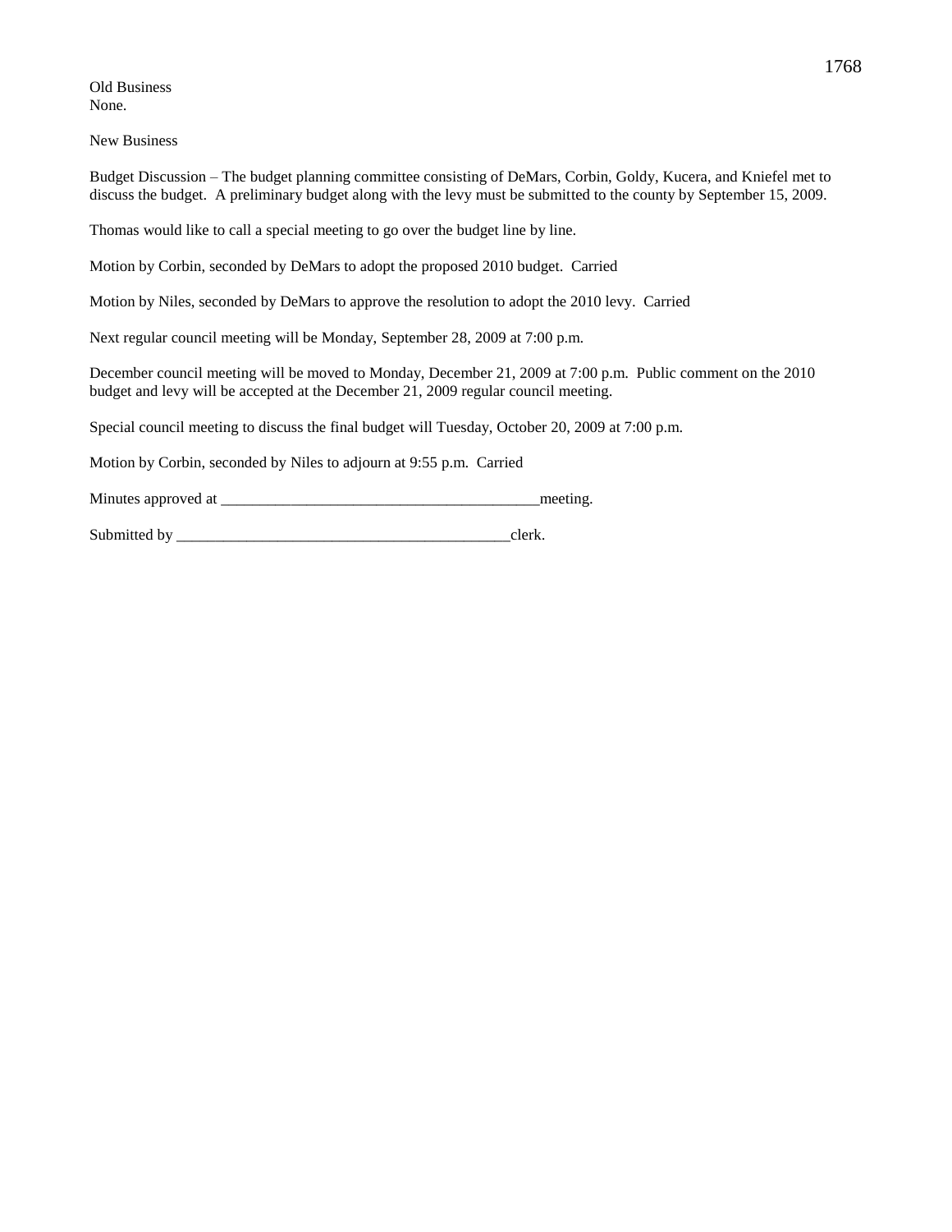Old Business
None.

New Business

Budget Discussion – The budget planning committee consisting of DeMars, Corbin, Goldy, Kucera, and Kniefel met to discuss the budget. A preliminary budget along with the levy must be submitted to the county by September 15, 2009.

Thomas would like to call a special meeting to go over the budget line by line.

Motion by Corbin, seconded by DeMars to adopt the proposed 2010 budget. Carried

Motion by Niles, seconded by DeMars to approve the resolution to adopt the 2010 levy. Carried

Next regular council meeting will be Monday, September 28, 2009 at 7:00 p.m.

December council meeting will be moved to Monday, December 21, 2009 at 7:00 p.m. Public comment on the 2010 budget and levy will be accepted at the December 21, 2009 regular council meeting.

Special council meeting to discuss the final budget will Tuesday, October 20, 2009 at 7:00 p.m.

Motion by Corbin, seconded by Niles to adjourn at 9:55 p.m. Carried

Minutes approved at ________________________________________meeting.

Submitted by ____________________________________________clerk.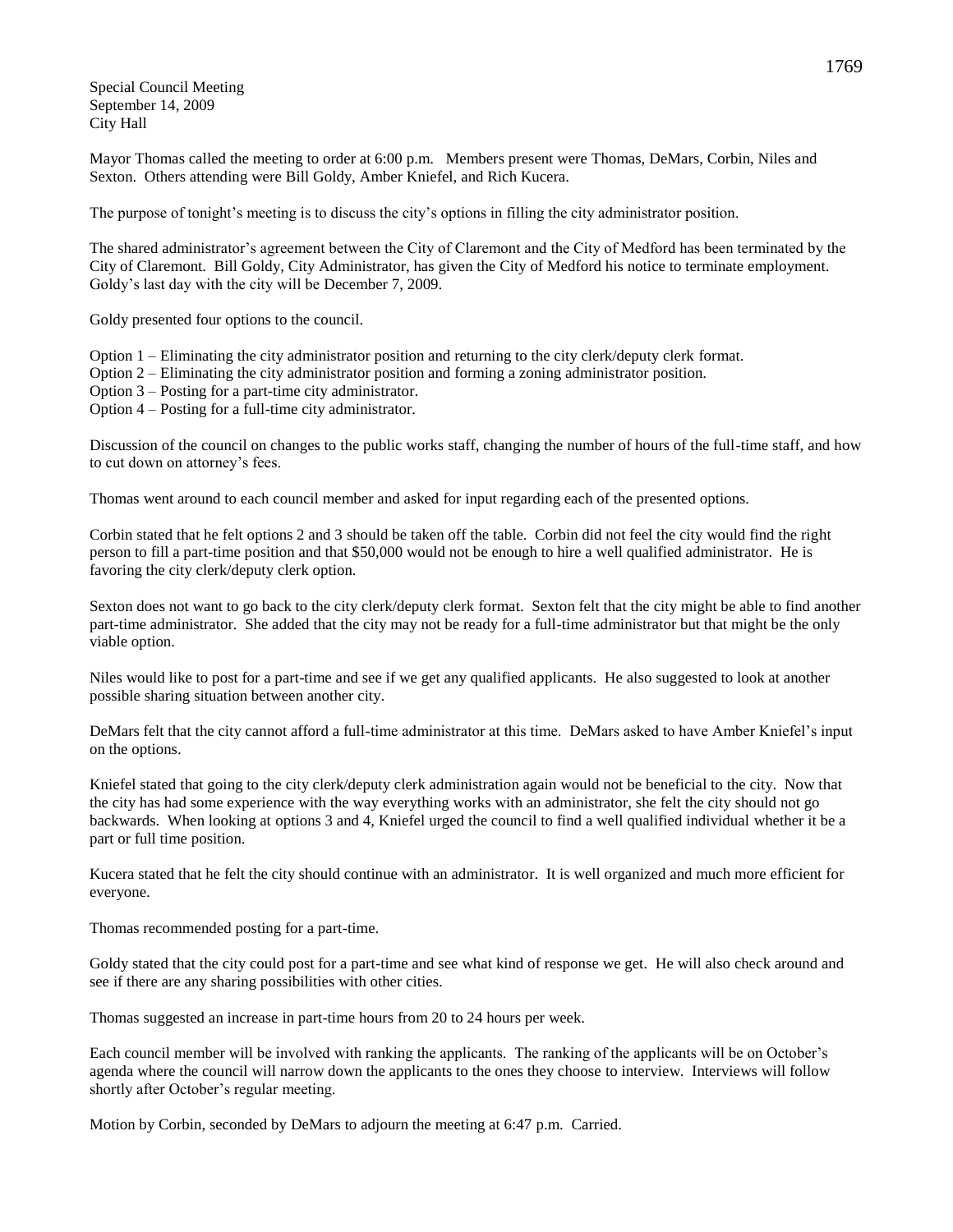Special Council Meeting
September 14, 2009
City Hall

Mayor Thomas called the meeting to order at 6:00 p.m. Members present were Thomas, DeMars, Corbin, Niles and Sexton. Others attending were Bill Goldy, Amber Kniefel, and Rich Kucera.

The purpose of tonight's meeting is to discuss the city's options in filling the city administrator position.

The shared administrator's agreement between the City of Claremont and the City of Medford has been terminated by the City of Claremont. Bill Goldy, City Administrator, has given the City of Medford his notice to terminate employment. Goldy's last day with the city will be December 7, 2009.

Goldy presented four options to the council.

Option 1 – Eliminating the city administrator position and returning to the city clerk/deputy clerk format.
Option 2 – Eliminating the city administrator position and forming a zoning administrator position.
Option 3 – Posting for a part-time city administrator.
Option 4 – Posting for a full-time city administrator.

Discussion of the council on changes to the public works staff, changing the number of hours of the full-time staff, and how to cut down on attorney's fees.

Thomas went around to each council member and asked for input regarding each of the presented options.

Corbin stated that he felt options 2 and 3 should be taken off the table. Corbin did not feel the city would find the right person to fill a part-time position and that $50,000 would not be enough to hire a well qualified administrator. He is favoring the city clerk/deputy clerk option.

Sexton does not want to go back to the city clerk/deputy clerk format. Sexton felt that the city might be able to find another part-time administrator. She added that the city may not be ready for a full-time administrator but that might be the only viable option.

Niles would like to post for a part-time and see if we get any qualified applicants. He also suggested to look at another possible sharing situation between another city.

DeMars felt that the city cannot afford a full-time administrator at this time. DeMars asked to have Amber Kniefel's input on the options.

Kniefel stated that going to the city clerk/deputy clerk administration again would not be beneficial to the city. Now that the city has had some experience with the way everything works with an administrator, she felt the city should not go backwards. When looking at options 3 and 4, Kniefel urged the council to find a well qualified individual whether it be a part or full time position.

Kucera stated that he felt the city should continue with an administrator. It is well organized and much more efficient for everyone.

Thomas recommended posting for a part-time.

Goldy stated that the city could post for a part-time and see what kind of response we get. He will also check around and see if there are any sharing possibilities with other cities.

Thomas suggested an increase in part-time hours from 20 to 24 hours per week.

Each council member will be involved with ranking the applicants. The ranking of the applicants will be on October's agenda where the council will narrow down the applicants to the ones they choose to interview. Interviews will follow shortly after October's regular meeting.

Motion by Corbin, seconded by DeMars to adjourn the meeting at 6:47 p.m. Carried.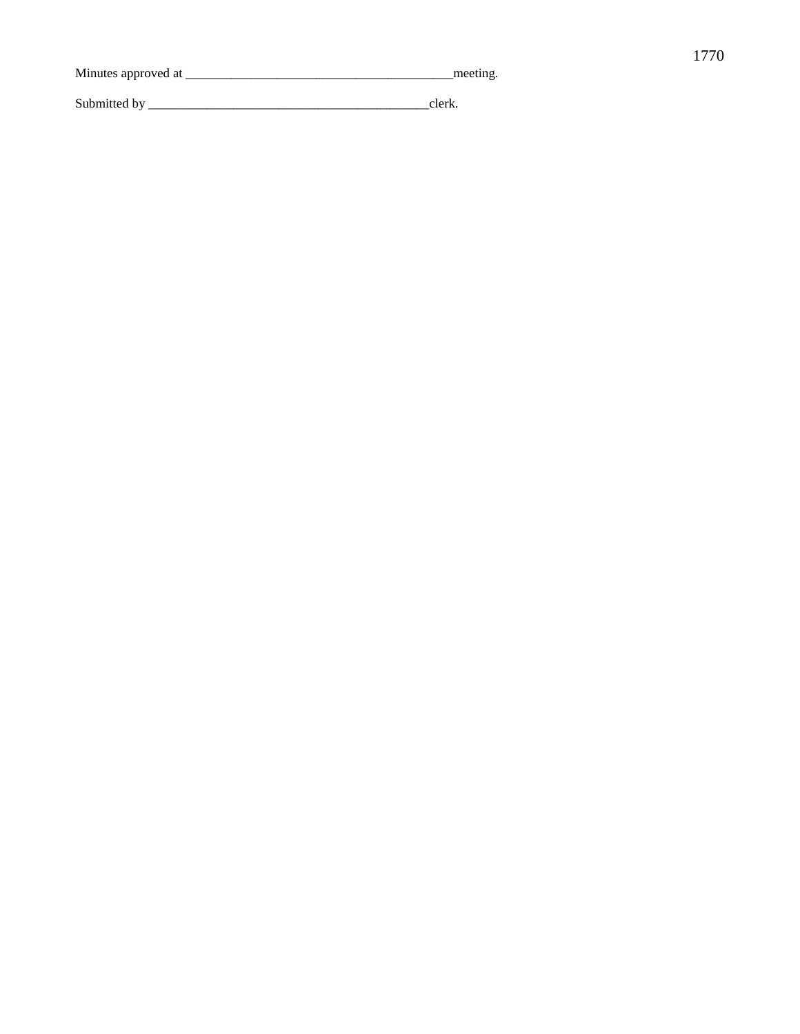Minutes approved at ________________________________________meeting.

Submitted by __________________________________________clerk.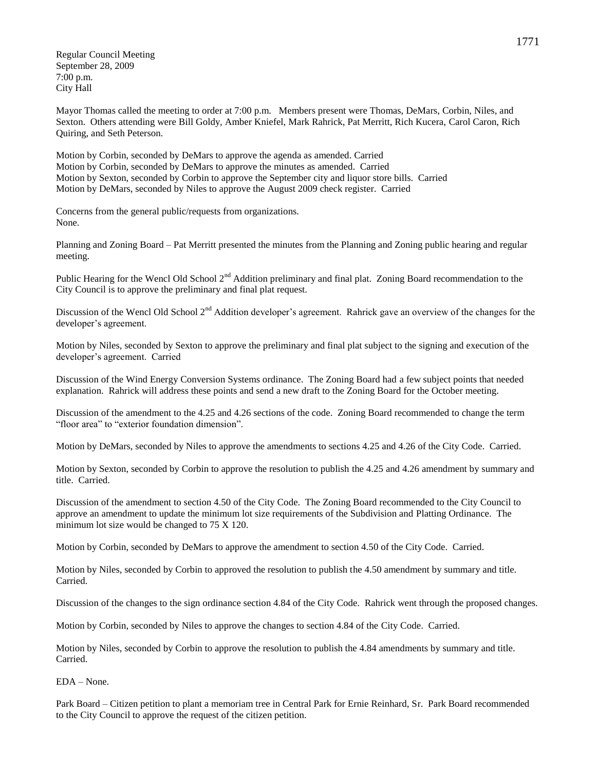Regular Council Meeting
September 28, 2009
7:00 p.m.
City Hall

Mayor Thomas called the meeting to order at 7:00 p.m. Members present were Thomas, DeMars, Corbin, Niles, and Sexton. Others attending were Bill Goldy, Amber Kniefel, Mark Rahrick, Pat Merritt, Rich Kucera, Carol Caron, Rich Quiring, and Seth Peterson.

Motion by Corbin, seconded by DeMars to approve the agenda as amended. Carried
Motion by Corbin, seconded by DeMars to approve the minutes as amended. Carried
Motion by Sexton, seconded by Corbin to approve the September city and liquor store bills. Carried
Motion by DeMars, seconded by Niles to approve the August 2009 check register. Carried

Concerns from the general public/requests from organizations.
None.

Planning and Zoning Board – Pat Merritt presented the minutes from the Planning and Zoning public hearing and regular meeting.

Public Hearing for the Wencl Old School 2nd Addition preliminary and final plat. Zoning Board recommendation to the City Council is to approve the preliminary and final plat request.

Discussion of the Wencl Old School 2nd Addition developer's agreement. Rahrick gave an overview of the changes for the developer's agreement.

Motion by Niles, seconded by Sexton to approve the preliminary and final plat subject to the signing and execution of the developer's agreement. Carried

Discussion of the Wind Energy Conversion Systems ordinance. The Zoning Board had a few subject points that needed explanation. Rahrick will address these points and send a new draft to the Zoning Board for the October meeting.

Discussion of the amendment to the 4.25 and 4.26 sections of the code. Zoning Board recommended to change the term "floor area" to "exterior foundation dimension".

Motion by DeMars, seconded by Niles to approve the amendments to sections 4.25 and 4.26 of the City Code. Carried.

Motion by Sexton, seconded by Corbin to approve the resolution to publish the 4.25 and 4.26 amendment by summary and title. Carried.

Discussion of the amendment to section 4.50 of the City Code. The Zoning Board recommended to the City Council to approve an amendment to update the minimum lot size requirements of the Subdivision and Platting Ordinance. The minimum lot size would be changed to 75 X 120.

Motion by Corbin, seconded by DeMars to approve the amendment to section 4.50 of the City Code. Carried.

Motion by Niles, seconded by Corbin to approved the resolution to publish the 4.50 amendment by summary and title. Carried.

Discussion of the changes to the sign ordinance section 4.84 of the City Code. Rahrick went through the proposed changes.

Motion by Corbin, seconded by Niles to approve the changes to section 4.84 of the City Code. Carried.

Motion by Niles, seconded by Corbin to approve the resolution to publish the 4.84 amendments by summary and title. Carried.

EDA – None.

Park Board – Citizen petition to plant a memoriam tree in Central Park for Ernie Reinhard, Sr. Park Board recommended to the City Council to approve the request of the citizen petition.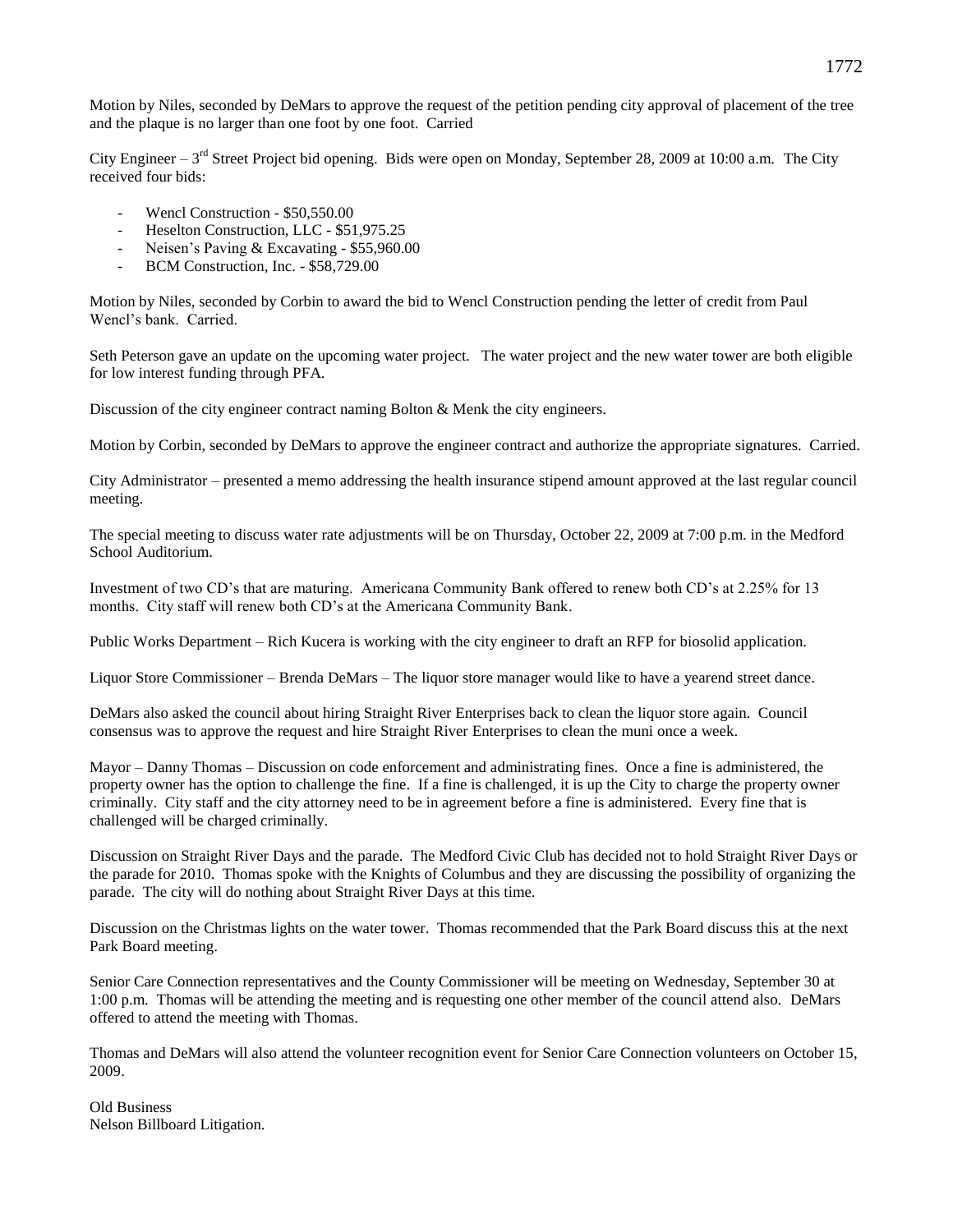Motion by Niles, seconded by DeMars to approve the request of the petition pending city approval of placement of the tree and the plaque is no larger than one foot by one foot. Carried

City Engineer – 3rd Street Project bid opening. Bids were open on Monday, September 28, 2009 at 10:00 a.m. The City received four bids:

- Wencl Construction - $50,550.00
- Heselton Construction, LLC - $51,975.25
- Neisen's Paving & Excavating - $55,960.00
- BCM Construction, Inc. - $58,729.00

Motion by Niles, seconded by Corbin to award the bid to Wencl Construction pending the letter of credit from Paul Wencl's bank. Carried.

Seth Peterson gave an update on the upcoming water project. The water project and the new water tower are both eligible for low interest funding through PFA.

Discussion of the city engineer contract naming Bolton & Menk the city engineers.

Motion by Corbin, seconded by DeMars to approve the engineer contract and authorize the appropriate signatures. Carried.

City Administrator – presented a memo addressing the health insurance stipend amount approved at the last regular council meeting.

The special meeting to discuss water rate adjustments will be on Thursday, October 22, 2009 at 7:00 p.m. in the Medford School Auditorium.

Investment of two CD's that are maturing. Americana Community Bank offered to renew both CD's at 2.25% for 13 months. City staff will renew both CD's at the Americana Community Bank.

Public Works Department – Rich Kucera is working with the city engineer to draft an RFP for biosolid application.

Liquor Store Commissioner – Brenda DeMars – The liquor store manager would like to have a yearend street dance.

DeMars also asked the council about hiring Straight River Enterprises back to clean the liquor store again. Council consensus was to approve the request and hire Straight River Enterprises to clean the muni once a week.

Mayor – Danny Thomas – Discussion on code enforcement and administrating fines. Once a fine is administered, the property owner has the option to challenge the fine. If a fine is challenged, it is up the City to charge the property owner criminally. City staff and the city attorney need to be in agreement before a fine is administered. Every fine that is challenged will be charged criminally.

Discussion on Straight River Days and the parade. The Medford Civic Club has decided not to hold Straight River Days or the parade for 2010. Thomas spoke with the Knights of Columbus and they are discussing the possibility of organizing the parade. The city will do nothing about Straight River Days at this time.

Discussion on the Christmas lights on the water tower. Thomas recommended that the Park Board discuss this at the next Park Board meeting.

Senior Care Connection representatives and the County Commissioner will be meeting on Wednesday, September 30 at 1:00 p.m. Thomas will be attending the meeting and is requesting one other member of the council attend also. DeMars offered to attend the meeting with Thomas.

Thomas and DeMars will also attend the volunteer recognition event for Senior Care Connection volunteers on October 15, 2009.

Old Business
Nelson Billboard Litigation.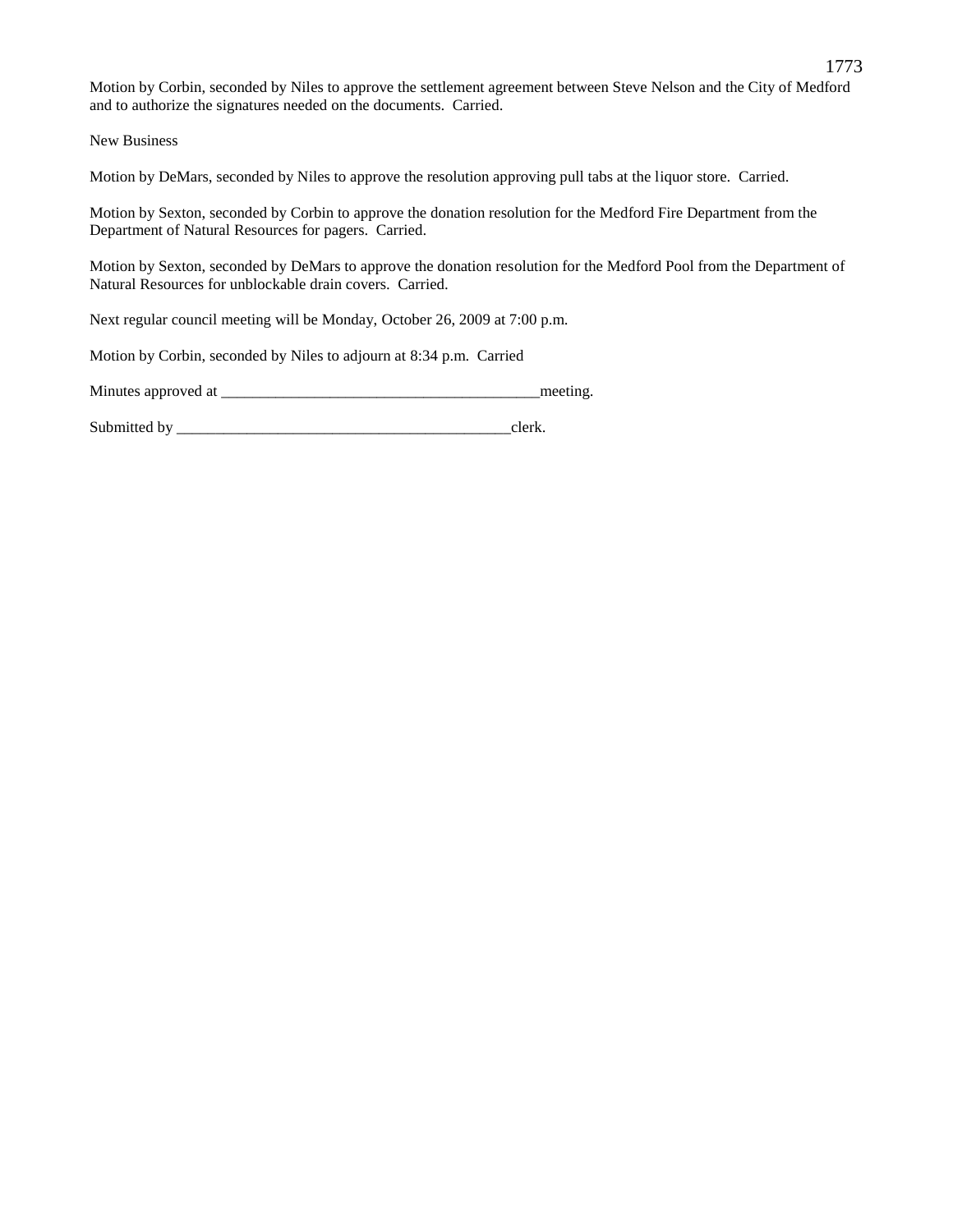Motion by Corbin, seconded by Niles to approve the settlement agreement between Steve Nelson and the City of Medford and to authorize the signatures needed on the documents. Carried.

New Business

Motion by DeMars, seconded by Niles to approve the resolution approving pull tabs at the liquor store. Carried.

Motion by Sexton, seconded by Corbin to approve the donation resolution for the Medford Fire Department from the Department of Natural Resources for pagers. Carried.

Motion by Sexton, seconded by DeMars to approve the donation resolution for the Medford Pool from the Department of Natural Resources for unblockable drain covers. Carried.

Next regular council meeting will be Monday, October 26, 2009 at 7:00 p.m.

Motion by Corbin, seconded by Niles to adjourn at 8:34 p.m. Carried

Minutes approved at _________________________________________meeting.

Submitted by ___________________________________________clerk.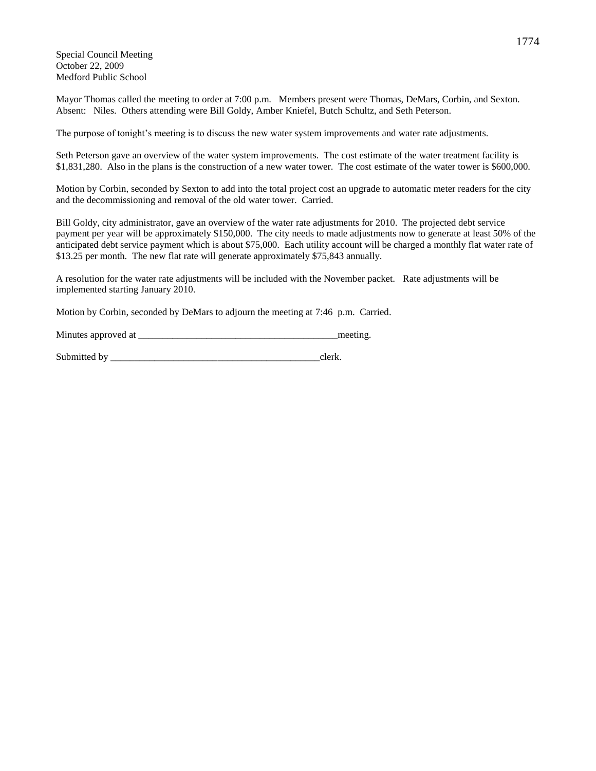Special Council Meeting
October 22, 2009
Medford Public School

Mayor Thomas called the meeting to order at 7:00 p.m. Members present were Thomas, DeMars, Corbin, and Sexton. Absent: Niles. Others attending were Bill Goldy, Amber Kniefel, Butch Schultz, and Seth Peterson.

The purpose of tonight's meeting is to discuss the new water system improvements and water rate adjustments.

Seth Peterson gave an overview of the water system improvements. The cost estimate of the water treatment facility is $1,831,280. Also in the plans is the construction of a new water tower. The cost estimate of the water tower is $600,000.

Motion by Corbin, seconded by Sexton to add into the total project cost an upgrade to automatic meter readers for the city and the decommissioning and removal of the old water tower. Carried.

Bill Goldy, city administrator, gave an overview of the water rate adjustments for 2010. The projected debt service payment per year will be approximately $150,000. The city needs to made adjustments now to generate at least 50% of the anticipated debt service payment which is about $75,000. Each utility account will be charged a monthly flat water rate of $13.25 per month. The new flat rate will generate approximately $75,843 annually.

A resolution for the water rate adjustments will be included with the November packet. Rate adjustments will be implemented starting January 2010.

Motion by Corbin, seconded by DeMars to adjourn the meeting at 7:46 p.m. Carried.

Minutes approved at _________________________________________meeting.

Submitted by ____________________________________________clerk.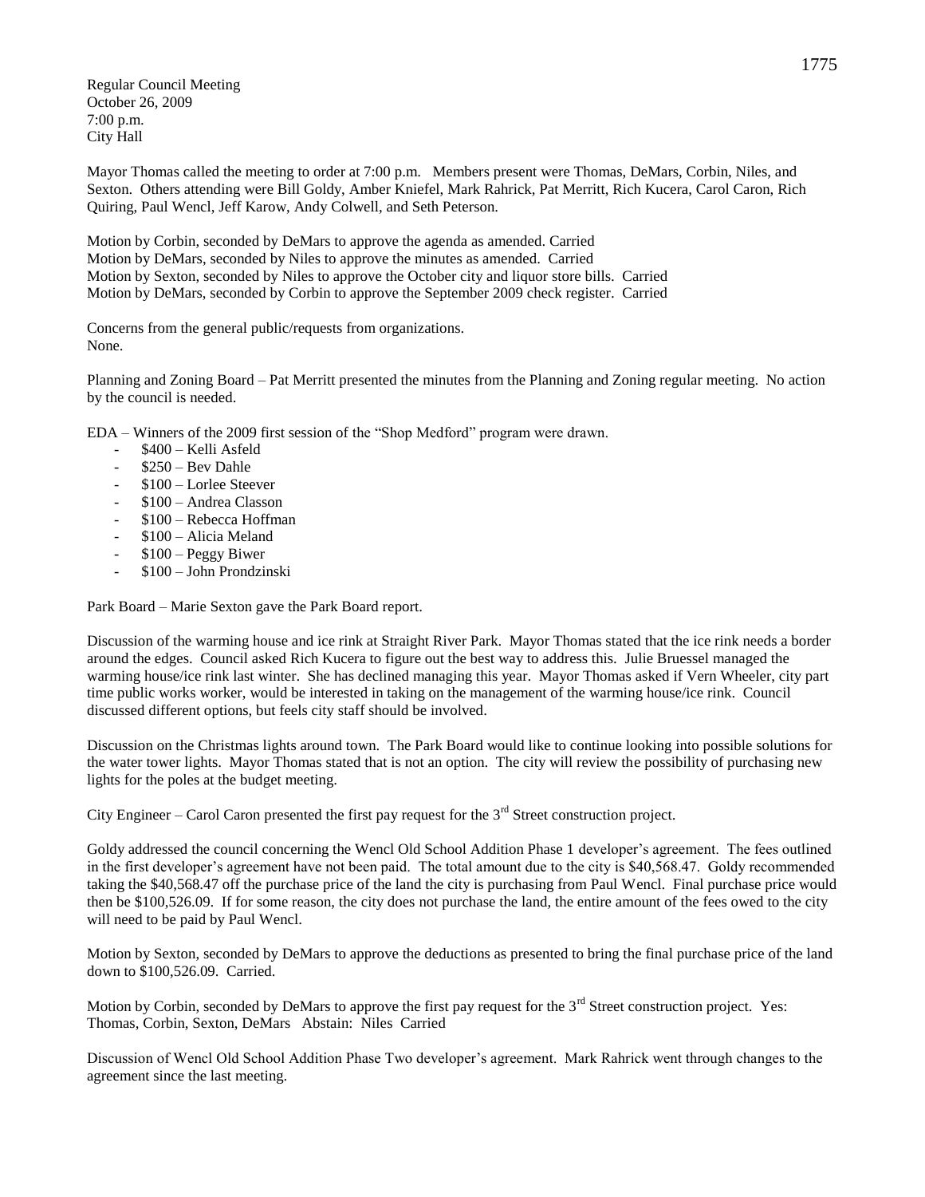Regular Council Meeting
October 26, 2009
7:00 p.m.
City Hall

Mayor Thomas called the meeting to order at 7:00 p.m. Members present were Thomas, DeMars, Corbin, Niles, and Sexton. Others attending were Bill Goldy, Amber Kniefel, Mark Rahrick, Pat Merritt, Rich Kucera, Carol Caron, Rich Quiring, Paul Wencl, Jeff Karow, Andy Colwell, and Seth Peterson.

Motion by Corbin, seconded by DeMars to approve the agenda as amended. Carried
Motion by DeMars, seconded by Niles to approve the minutes as amended. Carried
Motion by Sexton, seconded by Niles to approve the October city and liquor store bills. Carried
Motion by DeMars, seconded by Corbin to approve the September 2009 check register. Carried

Concerns from the general public/requests from organizations.
None.

Planning and Zoning Board – Pat Merritt presented the minutes from the Planning and Zoning regular meeting. No action by the council is needed.

EDA – Winners of the 2009 first session of the "Shop Medford" program were drawn.

- $400 – Kelli Asfeld
- $250 – Bev Dahle
- $100 – Lorlee Steever
- $100 – Andrea Classon
- $100 – Rebecca Hoffman
- $100 – Alicia Meland
- $100 – Peggy Biwer
- $100 – John Prondzinski

Park Board – Marie Sexton gave the Park Board report.

Discussion of the warming house and ice rink at Straight River Park. Mayor Thomas stated that the ice rink needs a border around the edges. Council asked Rich Kucera to figure out the best way to address this. Julie Bruessel managed the warming house/ice rink last winter. She has declined managing this year. Mayor Thomas asked if Vern Wheeler, city part time public works worker, would be interested in taking on the management of the warming house/ice rink. Council discussed different options, but feels city staff should be involved.

Discussion on the Christmas lights around town. The Park Board would like to continue looking into possible solutions for the water tower lights. Mayor Thomas stated that is not an option. The city will review the possibility of purchasing new lights for the poles at the budget meeting.

City Engineer – Carol Caron presented the first pay request for the 3rd Street construction project.

Goldy addressed the council concerning the Wencl Old School Addition Phase 1 developer's agreement. The fees outlined in the first developer's agreement have not been paid. The total amount due to the city is $40,568.47. Goldy recommended taking the $40,568.47 off the purchase price of the land the city is purchasing from Paul Wencl. Final purchase price would then be $100,526.09. If for some reason, the city does not purchase the land, the entire amount of the fees owed to the city will need to be paid by Paul Wencl.

Motion by Sexton, seconded by DeMars to approve the deductions as presented to bring the final purchase price of the land down to $100,526.09. Carried.

Motion by Corbin, seconded by DeMars to approve the first pay request for the 3rd Street construction project. Yes: Thomas, Corbin, Sexton, DeMars Abstain: Niles Carried

Discussion of Wencl Old School Addition Phase Two developer's agreement. Mark Rahrick went through changes to the agreement since the last meeting.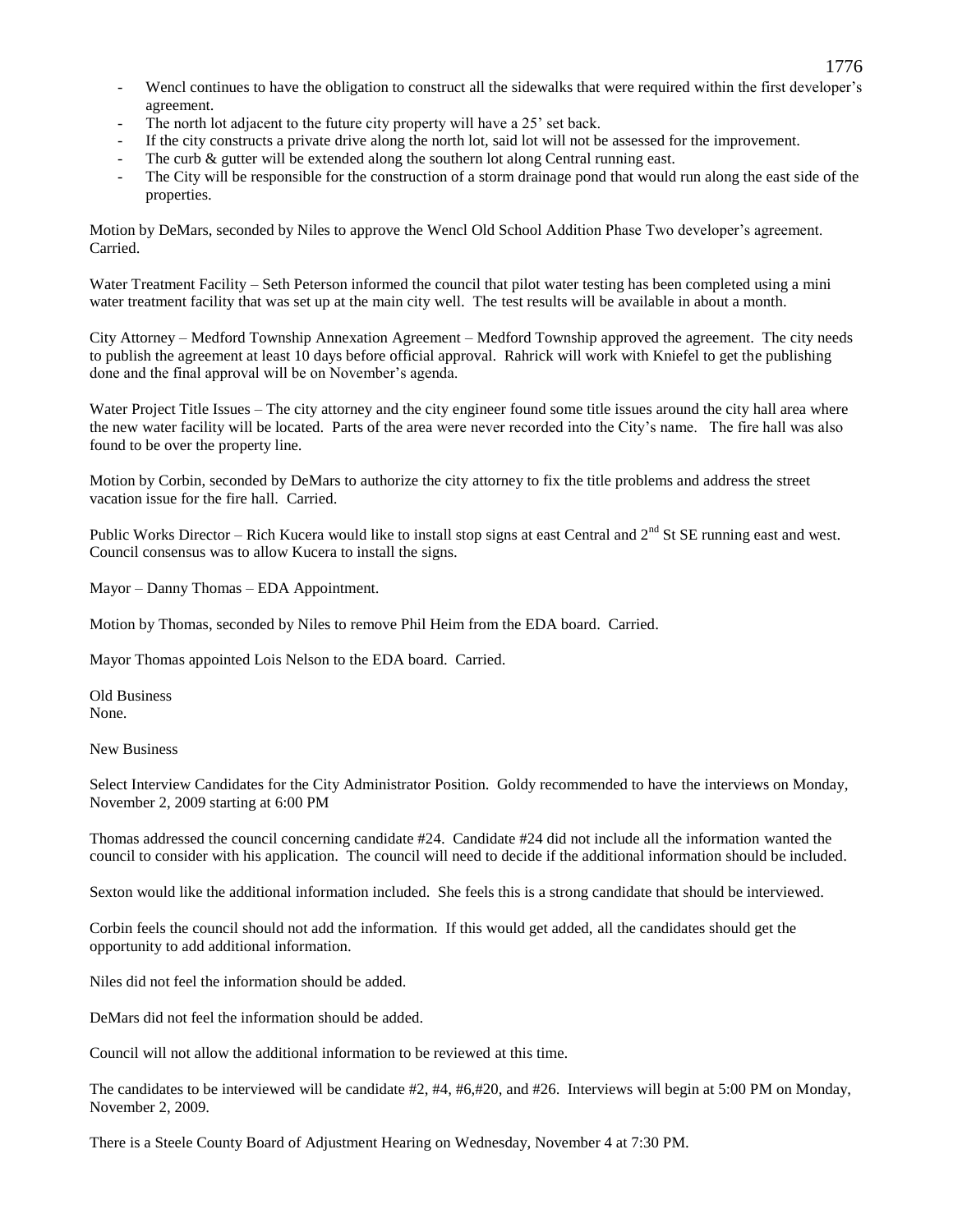- Wencl continues to have the obligation to construct all the sidewalks that were required within the first developer's agreement.
- The north lot adjacent to the future city property will have a 25' set back.
- If the city constructs a private drive along the north lot, said lot will not be assessed for the improvement.
- The curb & gutter will be extended along the southern lot along Central running east.
- The City will be responsible for the construction of a storm drainage pond that would run along the east side of the properties.

Motion by DeMars, seconded by Niles to approve the Wencl Old School Addition Phase Two developer's agreement. Carried.

Water Treatment Facility – Seth Peterson informed the council that pilot water testing has been completed using a mini water treatment facility that was set up at the main city well. The test results will be available in about a month.

City Attorney – Medford Township Annexation Agreement – Medford Township approved the agreement. The city needs to publish the agreement at least 10 days before official approval. Rahrick will work with Kniefel to get the publishing done and the final approval will be on November's agenda.

Water Project Title Issues – The city attorney and the city engineer found some title issues around the city hall area where the new water facility will be located. Parts of the area were never recorded into the City's name. The fire hall was also found to be over the property line.

Motion by Corbin, seconded by DeMars to authorize the city attorney to fix the title problems and address the street vacation issue for the fire hall. Carried.

Public Works Director – Rich Kucera would like to install stop signs at east Central and 2nd St SE running east and west. Council consensus was to allow Kucera to install the signs.

Mayor – Danny Thomas – EDA Appointment.

Motion by Thomas, seconded by Niles to remove Phil Heim from the EDA board. Carried.

Mayor Thomas appointed Lois Nelson to the EDA board. Carried.

Old Business
None.

New Business

Select Interview Candidates for the City Administrator Position. Goldy recommended to have the interviews on Monday, November 2, 2009 starting at 6:00 PM

Thomas addressed the council concerning candidate #24. Candidate #24 did not include all the information wanted the council to consider with his application. The council will need to decide if the additional information should be included.

Sexton would like the additional information included. She feels this is a strong candidate that should be interviewed.

Corbin feels the council should not add the information. If this would get added, all the candidates should get the opportunity to add additional information.

Niles did not feel the information should be added.

DeMars did not feel the information should be added.

Council will not allow the additional information to be reviewed at this time.

The candidates to be interviewed will be candidate #2, #4, #6,#20, and #26. Interviews will begin at 5:00 PM on Monday, November 2, 2009.

There is a Steele County Board of Adjustment Hearing on Wednesday, November 4 at 7:30 PM.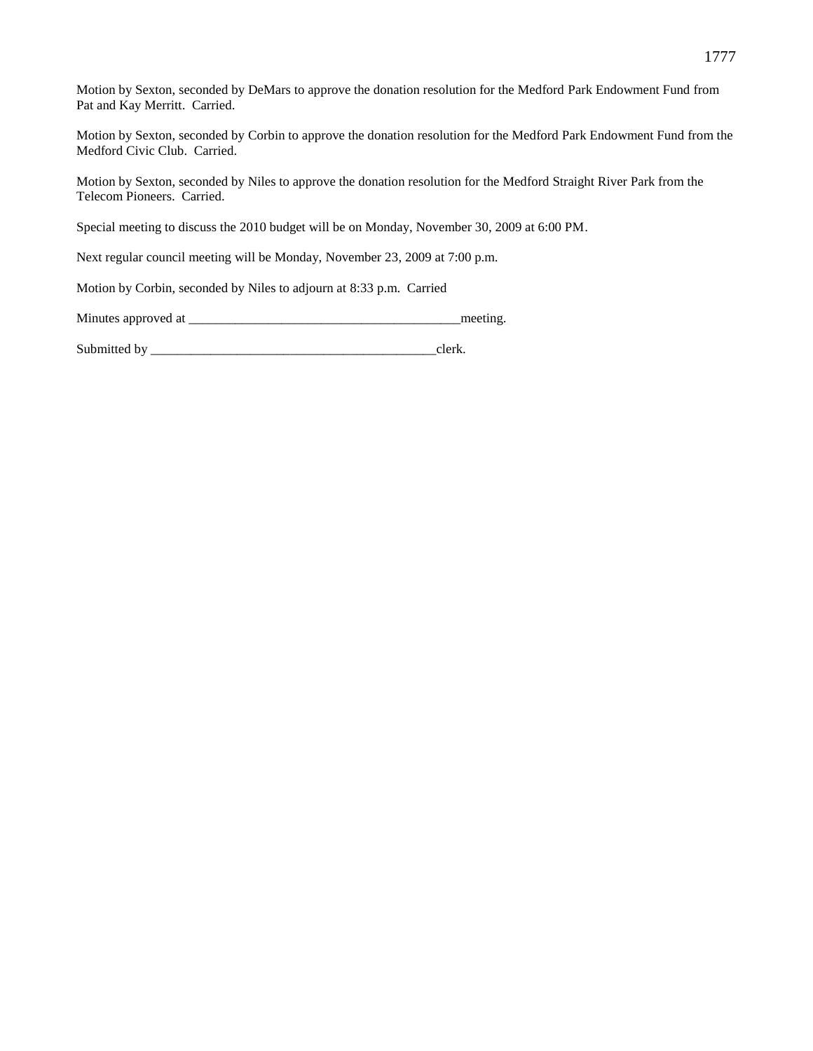Motion by Sexton, seconded by DeMars to approve the donation resolution for the Medford Park Endowment Fund from Pat and Kay Merritt. Carried.

Motion by Sexton, seconded by Corbin to approve the donation resolution for the Medford Park Endowment Fund from the Medford Civic Club. Carried.

Motion by Sexton, seconded by Niles to approve the donation resolution for the Medford Straight River Park from the Telecom Pioneers. Carried.

Special meeting to discuss the 2010 budget will be on Monday, November 30, 2009 at 6:00 PM.

Next regular council meeting will be Monday, November 23, 2009 at 7:00 p.m.

Motion by Corbin, seconded by Niles to adjourn at 8:33 p.m. Carried

Minutes approved at ________________________________________meeting.

Submitted by ___________________________________________clerk.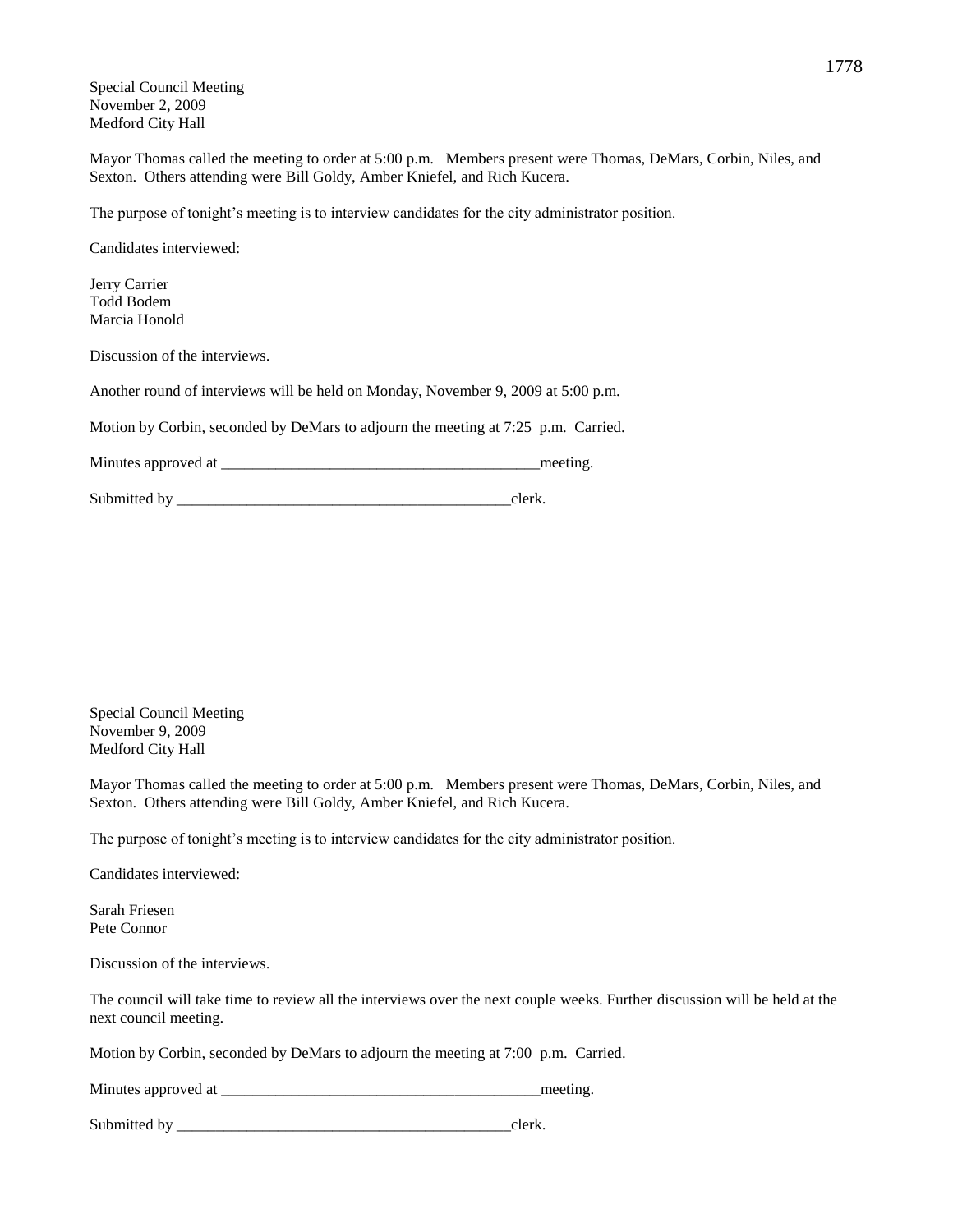Special Council Meeting
November 2, 2009
Medford City Hall

Mayor Thomas called the meeting to order at 5:00 p.m. Members present were Thomas, DeMars, Corbin, Niles, and Sexton. Others attending were Bill Goldy, Amber Kniefel, and Rich Kucera.

The purpose of tonight's meeting is to interview candidates for the city administrator position.

Candidates interviewed:

Jerry Carrier
Todd Bodem
Marcia Honold

Discussion of the interviews.

Another round of interviews will be held on Monday, November 9, 2009 at 5:00 p.m.

Motion by Corbin, seconded by DeMars to adjourn the meeting at 7:25 p.m. Carried.

Minutes approved at _________________________________________meeting.

Submitted by ____________________________________________clerk.

Special Council Meeting
November 9, 2009
Medford City Hall

Mayor Thomas called the meeting to order at 5:00 p.m. Members present were Thomas, DeMars, Corbin, Niles, and Sexton. Others attending were Bill Goldy, Amber Kniefel, and Rich Kucera.

The purpose of tonight's meeting is to interview candidates for the city administrator position.

Candidates interviewed:

Sarah Friesen
Pete Connor

Discussion of the interviews.

The council will take time to review all the interviews over the next couple weeks. Further discussion will be held at the next council meeting.

Motion by Corbin, seconded by DeMars to adjourn the meeting at 7:00 p.m. Carried.

Minutes approved at __________________________________________meeting.

Submitted by ____________________________________________clerk.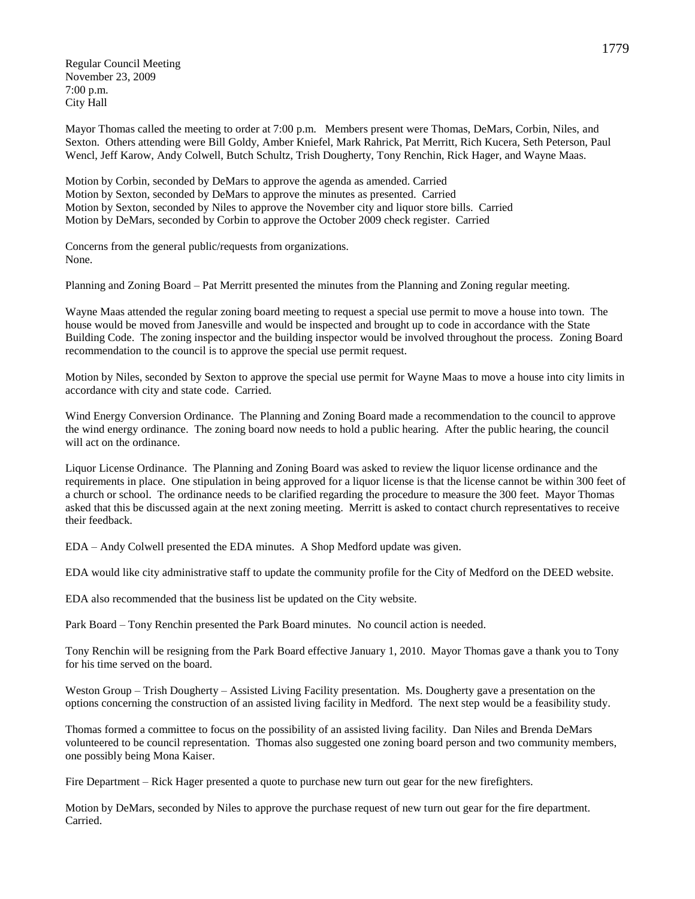Regular Council Meeting
November 23, 2009
7:00 p.m.
City Hall

Mayor Thomas called the meeting to order at 7:00 p.m. Members present were Thomas, DeMars, Corbin, Niles, and Sexton. Others attending were Bill Goldy, Amber Kniefel, Mark Rahrick, Pat Merritt, Rich Kucera, Seth Peterson, Paul Wencl, Jeff Karow, Andy Colwell, Butch Schultz, Trish Dougherty, Tony Renchin, Rick Hager, and Wayne Maas.

Motion by Corbin, seconded by DeMars to approve the agenda as amended. Carried
Motion by Sexton, seconded by DeMars to approve the minutes as presented. Carried
Motion by Sexton, seconded by Niles to approve the November city and liquor store bills. Carried
Motion by DeMars, seconded by Corbin to approve the October 2009 check register. Carried

Concerns from the general public/requests from organizations.
None.

Planning and Zoning Board – Pat Merritt presented the minutes from the Planning and Zoning regular meeting.

Wayne Maas attended the regular zoning board meeting to request a special use permit to move a house into town. The house would be moved from Janesville and would be inspected and brought up to code in accordance with the State Building Code. The zoning inspector and the building inspector would be involved throughout the process. Zoning Board recommendation to the council is to approve the special use permit request.

Motion by Niles, seconded by Sexton to approve the special use permit for Wayne Maas to move a house into city limits in accordance with city and state code. Carried.

Wind Energy Conversion Ordinance. The Planning and Zoning Board made a recommendation to the council to approve the wind energy ordinance. The zoning board now needs to hold a public hearing. After the public hearing, the council will act on the ordinance.

Liquor License Ordinance. The Planning and Zoning Board was asked to review the liquor license ordinance and the requirements in place. One stipulation in being approved for a liquor license is that the license cannot be within 300 feet of a church or school. The ordinance needs to be clarified regarding the procedure to measure the 300 feet. Mayor Thomas asked that this be discussed again at the next zoning meeting. Merritt is asked to contact church representatives to receive their feedback.

EDA – Andy Colwell presented the EDA minutes. A Shop Medford update was given.

EDA would like city administrative staff to update the community profile for the City of Medford on the DEED website.

EDA also recommended that the business list be updated on the City website.

Park Board – Tony Renchin presented the Park Board minutes. No council action is needed.

Tony Renchin will be resigning from the Park Board effective January 1, 2010. Mayor Thomas gave a thank you to Tony for his time served on the board.

Weston Group – Trish Dougherty – Assisted Living Facility presentation. Ms. Dougherty gave a presentation on the options concerning the construction of an assisted living facility in Medford. The next step would be a feasibility study.

Thomas formed a committee to focus on the possibility of an assisted living facility. Dan Niles and Brenda DeMars volunteered to be council representation. Thomas also suggested one zoning board person and two community members, one possibly being Mona Kaiser.

Fire Department – Rick Hager presented a quote to purchase new turn out gear for the new firefighters.

Motion by DeMars, seconded by Niles to approve the purchase request of new turn out gear for the fire department. Carried.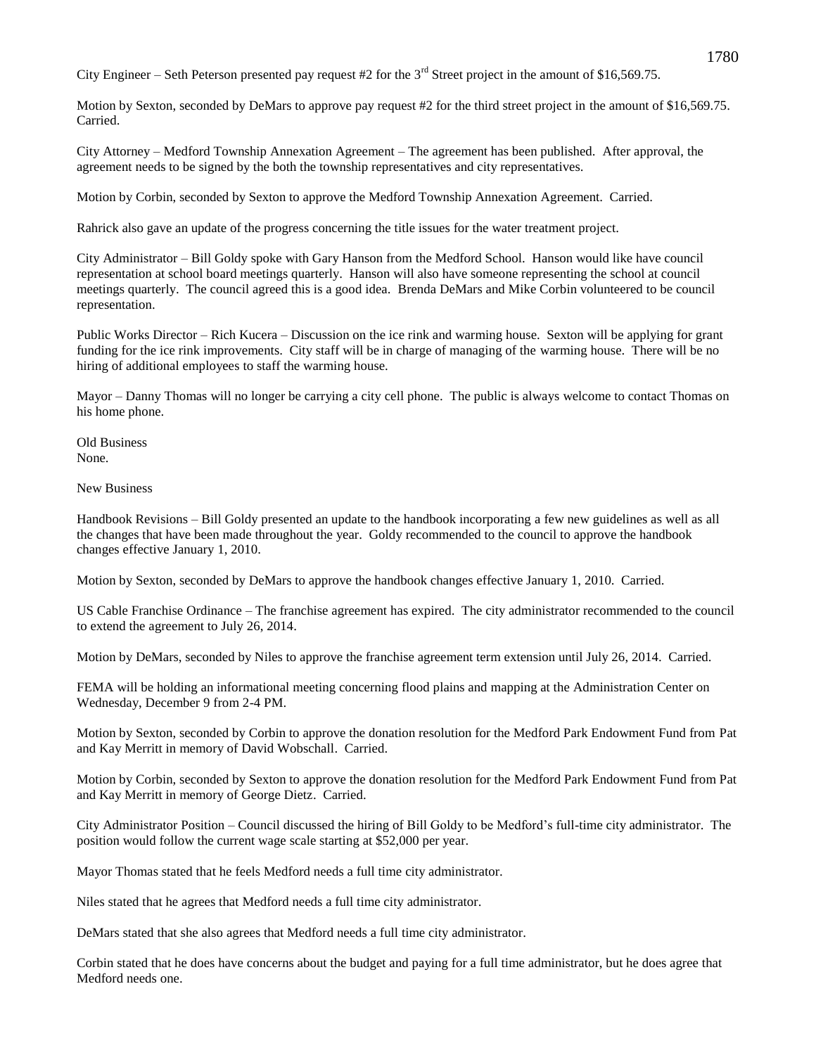City Engineer – Seth Peterson presented pay request #2 for the 3rd Street project in the amount of $16,569.75.

Motion by Sexton, seconded by DeMars to approve pay request #2 for the third street project in the amount of $16,569.75. Carried.

City Attorney – Medford Township Annexation Agreement – The agreement has been published. After approval, the agreement needs to be signed by the both the township representatives and city representatives.

Motion by Corbin, seconded by Sexton to approve the Medford Township Annexation Agreement. Carried.

Rahrick also gave an update of the progress concerning the title issues for the water treatment project.

City Administrator – Bill Goldy spoke with Gary Hanson from the Medford School. Hanson would like have council representation at school board meetings quarterly. Hanson will also have someone representing the school at council meetings quarterly. The council agreed this is a good idea. Brenda DeMars and Mike Corbin volunteered to be council representation.

Public Works Director – Rich Kucera – Discussion on the ice rink and warming house. Sexton will be applying for grant funding for the ice rink improvements. City staff will be in charge of managing of the warming house. There will be no hiring of additional employees to staff the warming house.

Mayor – Danny Thomas will no longer be carrying a city cell phone. The public is always welcome to contact Thomas on his home phone.

Old Business
None.

New Business

Handbook Revisions – Bill Goldy presented an update to the handbook incorporating a few new guidelines as well as all the changes that have been made throughout the year. Goldy recommended to the council to approve the handbook changes effective January 1, 2010.

Motion by Sexton, seconded by DeMars to approve the handbook changes effective January 1, 2010. Carried.

US Cable Franchise Ordinance – The franchise agreement has expired. The city administrator recommended to the council to extend the agreement to July 26, 2014.

Motion by DeMars, seconded by Niles to approve the franchise agreement term extension until July 26, 2014. Carried.

FEMA will be holding an informational meeting concerning flood plains and mapping at the Administration Center on Wednesday, December 9 from 2-4 PM.

Motion by Sexton, seconded by Corbin to approve the donation resolution for the Medford Park Endowment Fund from Pat and Kay Merritt in memory of David Wobschall. Carried.

Motion by Corbin, seconded by Sexton to approve the donation resolution for the Medford Park Endowment Fund from Pat and Kay Merritt in memory of George Dietz. Carried.

City Administrator Position – Council discussed the hiring of Bill Goldy to be Medford's full-time city administrator. The position would follow the current wage scale starting at $52,000 per year.

Mayor Thomas stated that he feels Medford needs a full time city administrator.

Niles stated that he agrees that Medford needs a full time city administrator.

DeMars stated that she also agrees that Medford needs a full time city administrator.

Corbin stated that he does have concerns about the budget and paying for a full time administrator, but he does agree that Medford needs one.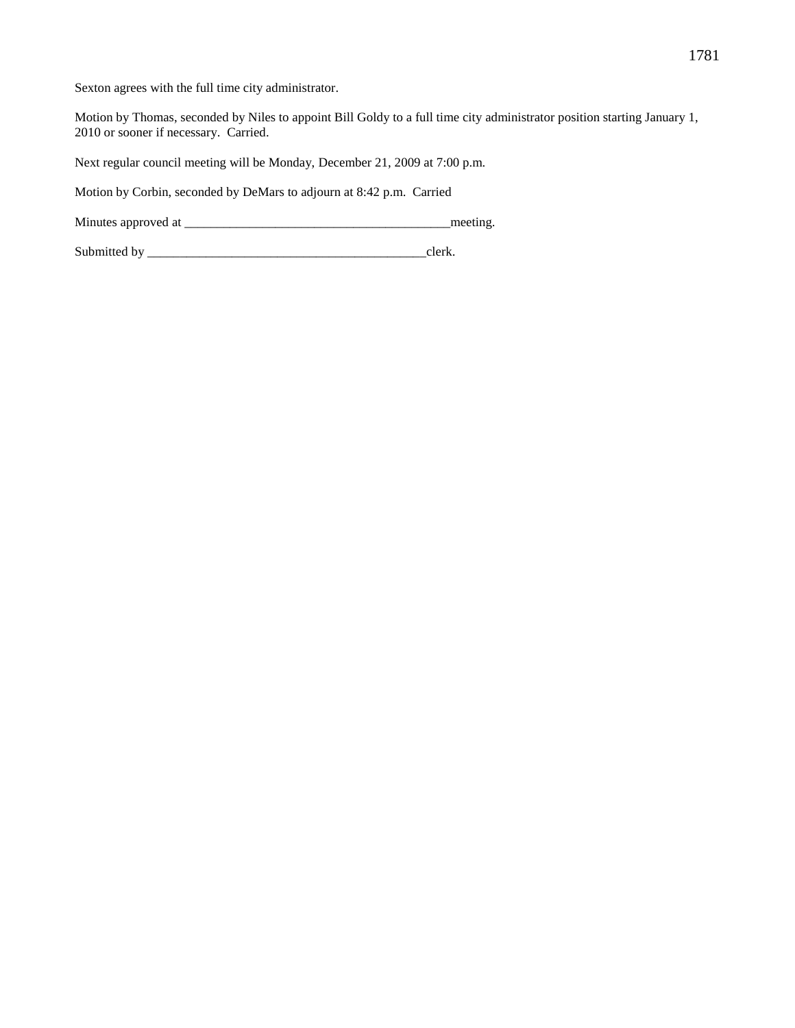Sexton agrees with the full time city administrator.

Motion by Thomas, seconded by Niles to appoint Bill Goldy to a full time city administrator position starting January 1, 2010 or sooner if necessary. Carried.

Next regular council meeting will be Monday, December 21, 2009 at 7:00 p.m.

Motion by Corbin, seconded by DeMars to adjourn at 8:42 p.m. Carried

Minutes approved at _________________________________________meeting.

Submitted by ____________________________________________clerk.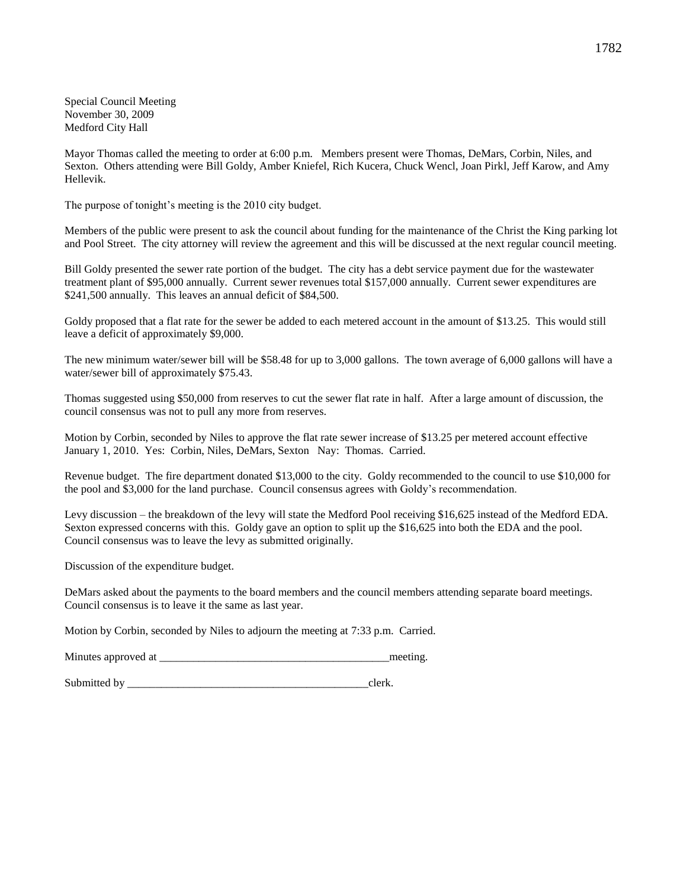Special Council Meeting
November 30, 2009
Medford City Hall

Mayor Thomas called the meeting to order at 6:00 p.m. Members present were Thomas, DeMars, Corbin, Niles, and Sexton. Others attending were Bill Goldy, Amber Kniefel, Rich Kucera, Chuck Wencl, Joan Pirkl, Jeff Karow, and Amy Hellevik.

The purpose of tonight's meeting is the 2010 city budget.

Members of the public were present to ask the council about funding for the maintenance of the Christ the King parking lot and Pool Street. The city attorney will review the agreement and this will be discussed at the next regular council meeting.

Bill Goldy presented the sewer rate portion of the budget. The city has a debt service payment due for the wastewater treatment plant of $95,000 annually. Current sewer revenues total $157,000 annually. Current sewer expenditures are $241,500 annually. This leaves an annual deficit of $84,500.

Goldy proposed that a flat rate for the sewer be added to each metered account in the amount of $13.25. This would still leave a deficit of approximately $9,000.

The new minimum water/sewer bill will be $58.48 for up to 3,000 gallons. The town average of 6,000 gallons will have a water/sewer bill of approximately $75.43.

Thomas suggested using $50,000 from reserves to cut the sewer flat rate in half. After a large amount of discussion, the council consensus was not to pull any more from reserves.

Motion by Corbin, seconded by Niles to approve the flat rate sewer increase of $13.25 per metered account effective January 1, 2010. Yes: Corbin, Niles, DeMars, Sexton Nay: Thomas. Carried.

Revenue budget. The fire department donated $13,000 to the city. Goldy recommended to the council to use $10,000 for the pool and $3,000 for the land purchase. Council consensus agrees with Goldy's recommendation.

Levy discussion – the breakdown of the levy will state the Medford Pool receiving $16,625 instead of the Medford EDA. Sexton expressed concerns with this. Goldy gave an option to split up the $16,625 into both the EDA and the pool. Council consensus was to leave the levy as submitted originally.

Discussion of the expenditure budget.

DeMars asked about the payments to the board members and the council members attending separate board meetings. Council consensus is to leave it the same as last year.

Motion by Corbin, seconded by Niles to adjourn the meeting at 7:33 p.m. Carried.

Minutes approved at _________________________________________meeting.

Submitted by ____________________________________________clerk.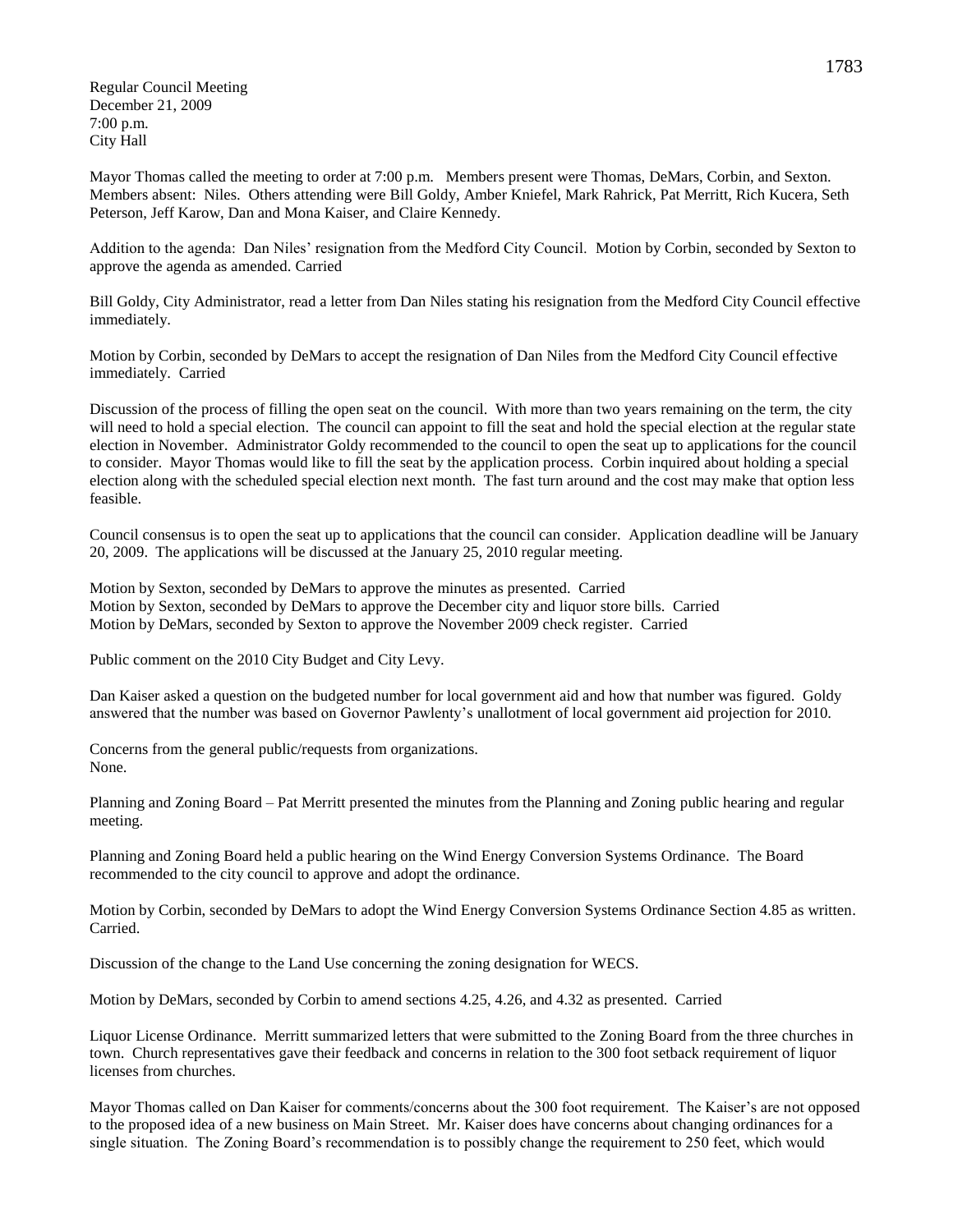Regular Council Meeting
December 21, 2009
7:00 p.m.
City Hall

Mayor Thomas called the meeting to order at 7:00 p.m. Members present were Thomas, DeMars, Corbin, and Sexton. Members absent: Niles. Others attending were Bill Goldy, Amber Kniefel, Mark Rahrick, Pat Merritt, Rich Kucera, Seth Peterson, Jeff Karow, Dan and Mona Kaiser, and Claire Kennedy.

Addition to the agenda: Dan Niles' resignation from the Medford City Council. Motion by Corbin, seconded by Sexton to approve the agenda as amended. Carried

Bill Goldy, City Administrator, read a letter from Dan Niles stating his resignation from the Medford City Council effective immediately.

Motion by Corbin, seconded by DeMars to accept the resignation of Dan Niles from the Medford City Council effective immediately. Carried

Discussion of the process of filling the open seat on the council. With more than two years remaining on the term, the city will need to hold a special election. The council can appoint to fill the seat and hold the special election at the regular state election in November. Administrator Goldy recommended to the council to open the seat up to applications for the council to consider. Mayor Thomas would like to fill the seat by the application process. Corbin inquired about holding a special election along with the scheduled special election next month. The fast turn around and the cost may make that option less feasible.

Council consensus is to open the seat up to applications that the council can consider. Application deadline will be January 20, 2009. The applications will be discussed at the January 25, 2010 regular meeting.

Motion by Sexton, seconded by DeMars to approve the minutes as presented. Carried
Motion by Sexton, seconded by DeMars to approve the December city and liquor store bills. Carried
Motion by DeMars, seconded by Sexton to approve the November 2009 check register. Carried

Public comment on the 2010 City Budget and City Levy.

Dan Kaiser asked a question on the budgeted number for local government aid and how that number was figured. Goldy answered that the number was based on Governor Pawlenty's unallotment of local government aid projection for 2010.

Concerns from the general public/requests from organizations.
None.

Planning and Zoning Board – Pat Merritt presented the minutes from the Planning and Zoning public hearing and regular meeting.

Planning and Zoning Board held a public hearing on the Wind Energy Conversion Systems Ordinance. The Board recommended to the city council to approve and adopt the ordinance.

Motion by Corbin, seconded by DeMars to adopt the Wind Energy Conversion Systems Ordinance Section 4.85 as written. Carried.

Discussion of the change to the Land Use concerning the zoning designation for WECS.

Motion by DeMars, seconded by Corbin to amend sections 4.25, 4.26, and 4.32 as presented. Carried

Liquor License Ordinance. Merritt summarized letters that were submitted to the Zoning Board from the three churches in town. Church representatives gave their feedback and concerns in relation to the 300 foot setback requirement of liquor licenses from churches.

Mayor Thomas called on Dan Kaiser for comments/concerns about the 300 foot requirement. The Kaiser's are not opposed to the proposed idea of a new business on Main Street. Mr. Kaiser does have concerns about changing ordinances for a single situation. The Zoning Board's recommendation is to possibly change the requirement to 250 feet, which would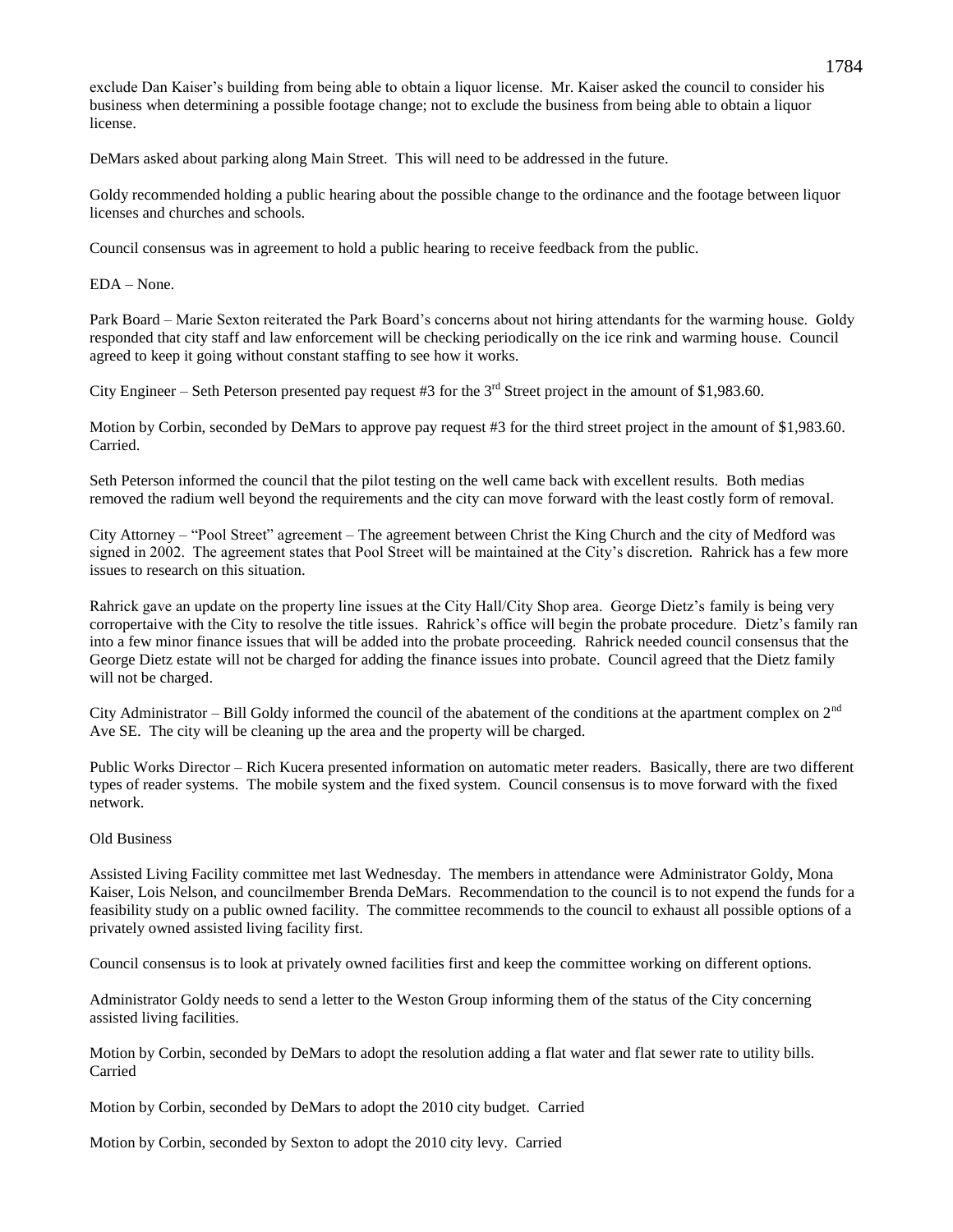exclude Dan Kaiser's building from being able to obtain a liquor license. Mr. Kaiser asked the council to consider his business when determining a possible footage change; not to exclude the business from being able to obtain a liquor license.

DeMars asked about parking along Main Street. This will need to be addressed in the future.

Goldy recommended holding a public hearing about the possible change to the ordinance and the footage between liquor licenses and churches and schools.

Council consensus was in agreement to hold a public hearing to receive feedback from the public.

EDA – None.

Park Board – Marie Sexton reiterated the Park Board's concerns about not hiring attendants for the warming house. Goldy responded that city staff and law enforcement will be checking periodically on the ice rink and warming house. Council agreed to keep it going without constant staffing to see how it works.

City Engineer – Seth Peterson presented pay request #3 for the 3rd Street project in the amount of $1,983.60.

Motion by Corbin, seconded by DeMars to approve pay request #3 for the third street project in the amount of $1,983.60. Carried.

Seth Peterson informed the council that the pilot testing on the well came back with excellent results. Both medias removed the radium well beyond the requirements and the city can move forward with the least costly form of removal.

City Attorney – "Pool Street" agreement – The agreement between Christ the King Church and the city of Medford was signed in 2002. The agreement states that Pool Street will be maintained at the City's discretion. Rahrick has a few more issues to research on this situation.

Rahrick gave an update on the property line issues at the City Hall/City Shop area. George Dietz's family is being very corropertaive with the City to resolve the title issues. Rahrick's office will begin the probate procedure. Dietz's family ran into a few minor finance issues that will be added into the probate proceeding. Rahrick needed council consensus that the George Dietz estate will not be charged for adding the finance issues into probate. Council agreed that the Dietz family will not be charged.

City Administrator – Bill Goldy informed the council of the abatement of the conditions at the apartment complex on 2nd Ave SE. The city will be cleaning up the area and the property will be charged.

Public Works Director – Rich Kucera presented information on automatic meter readers. Basically, there are two different types of reader systems. The mobile system and the fixed system. Council consensus is to move forward with the fixed network.

Old Business

Assisted Living Facility committee met last Wednesday. The members in attendance were Administrator Goldy, Mona Kaiser, Lois Nelson, and councilmember Brenda DeMars. Recommendation to the council is to not expend the funds for a feasibility study on a public owned facility. The committee recommends to the council to exhaust all possible options of a privately owned assisted living facility first.

Council consensus is to look at privately owned facilities first and keep the committee working on different options.

Administrator Goldy needs to send a letter to the Weston Group informing them of the status of the City concerning assisted living facilities.

Motion by Corbin, seconded by DeMars to adopt the resolution adding a flat water and flat sewer rate to utility bills. Carried

Motion by Corbin, seconded by DeMars to adopt the 2010 city budget. Carried

Motion by Corbin, seconded by Sexton to adopt the 2010 city levy. Carried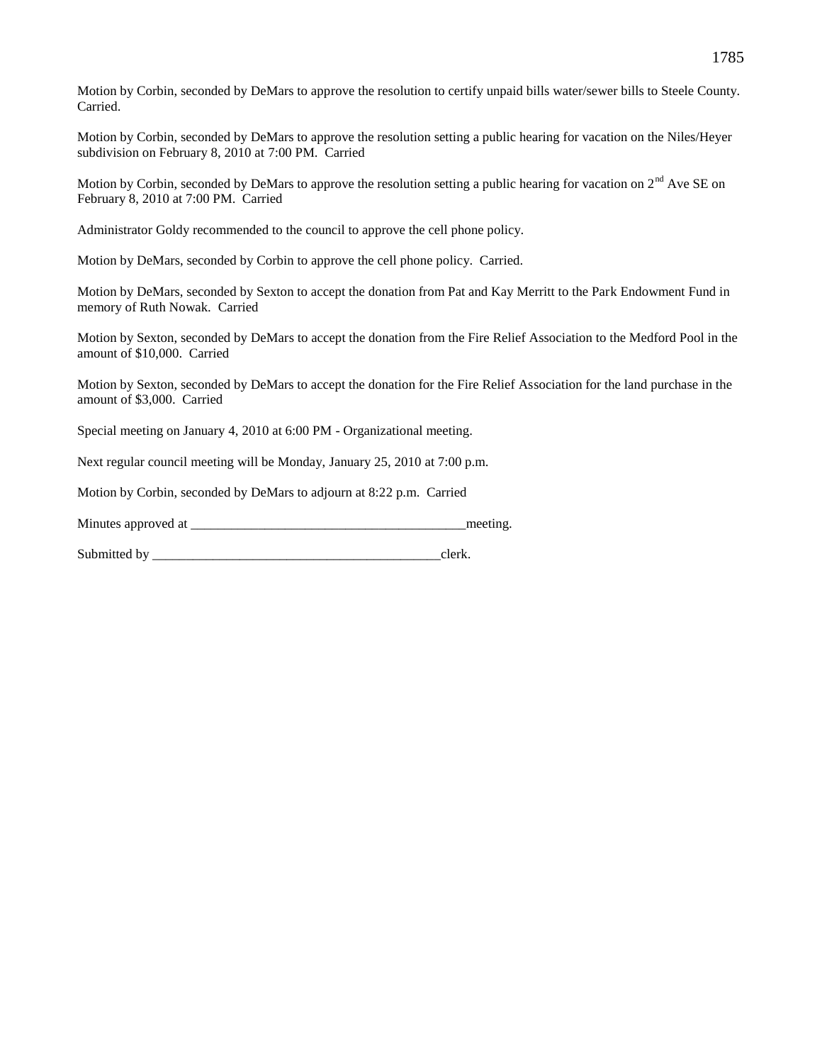Motion by Corbin, seconded by DeMars to approve the resolution to certify unpaid bills water/sewer bills to Steele County. Carried.

Motion by Corbin, seconded by DeMars to approve the resolution setting a public hearing for vacation on the Niles/Heyer subdivision on February 8, 2010 at 7:00 PM. Carried

Motion by Corbin, seconded by DeMars to approve the resolution setting a public hearing for vacation on 2nd Ave SE on February 8, 2010 at 7:00 PM. Carried

Administrator Goldy recommended to the council to approve the cell phone policy.

Motion by DeMars, seconded by Corbin to approve the cell phone policy. Carried.

Motion by DeMars, seconded by Sexton to accept the donation from Pat and Kay Merritt to the Park Endowment Fund in memory of Ruth Nowak. Carried

Motion by Sexton, seconded by DeMars to accept the donation from the Fire Relief Association to the Medford Pool in the amount of $10,000. Carried

Motion by Sexton, seconded by DeMars to accept the donation for the Fire Relief Association for the land purchase in the amount of $3,000. Carried

Special meeting on January 4, 2010 at 6:00 PM - Organizational meeting.

Next regular council meeting will be Monday, January 25, 2010 at 7:00 p.m.

Motion by Corbin, seconded by DeMars to adjourn at 8:22 p.m. Carried

Minutes approved at __________________________________________meeting.

Submitted by ____________________________________________clerk.